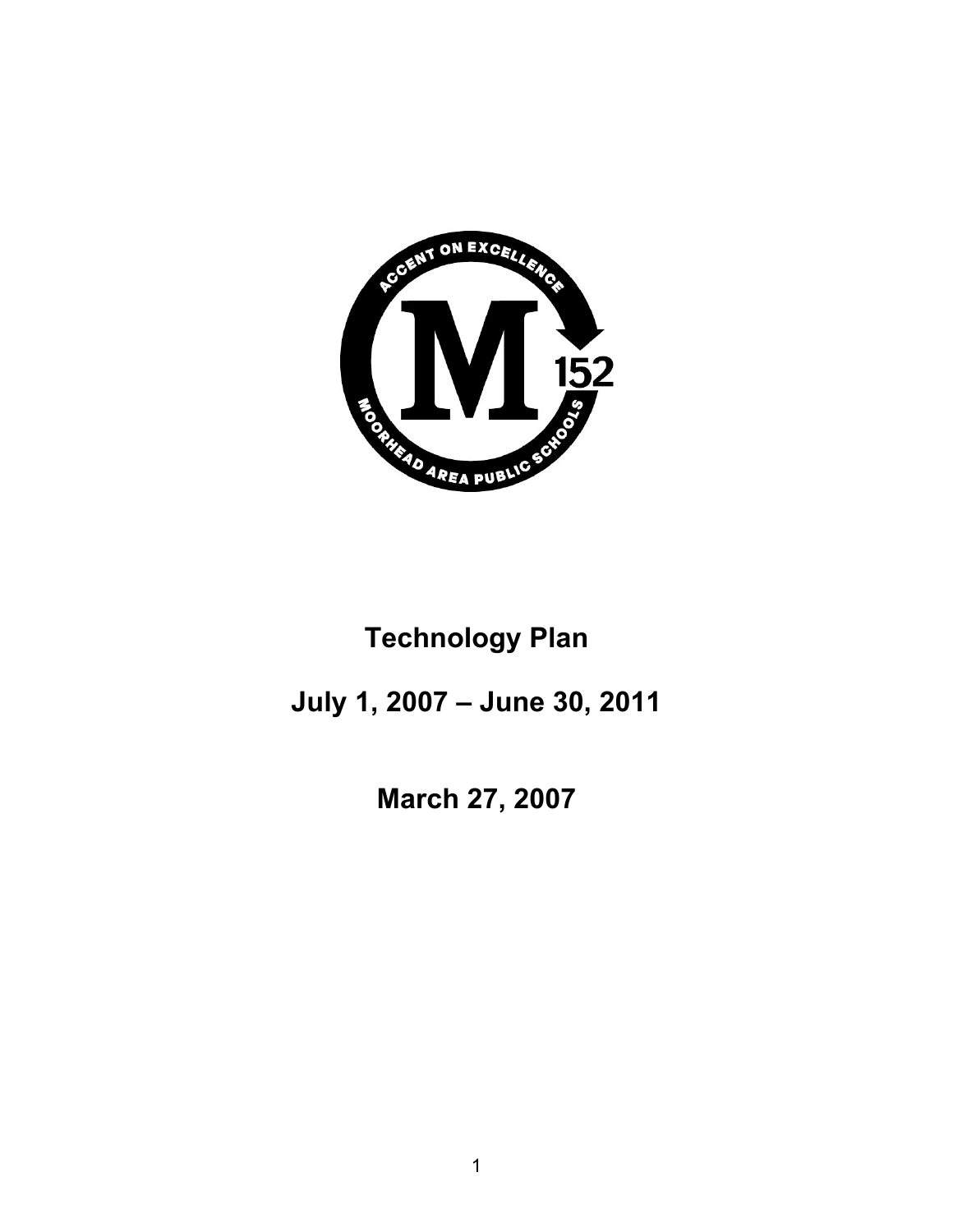ACCENT ON EXCELLENCE

M 152

MOORHEAD AREA PUBLIC SCHOOLS

# Technology Plan

## July 1, 2007 – June 30, 2011

## March 27, 2007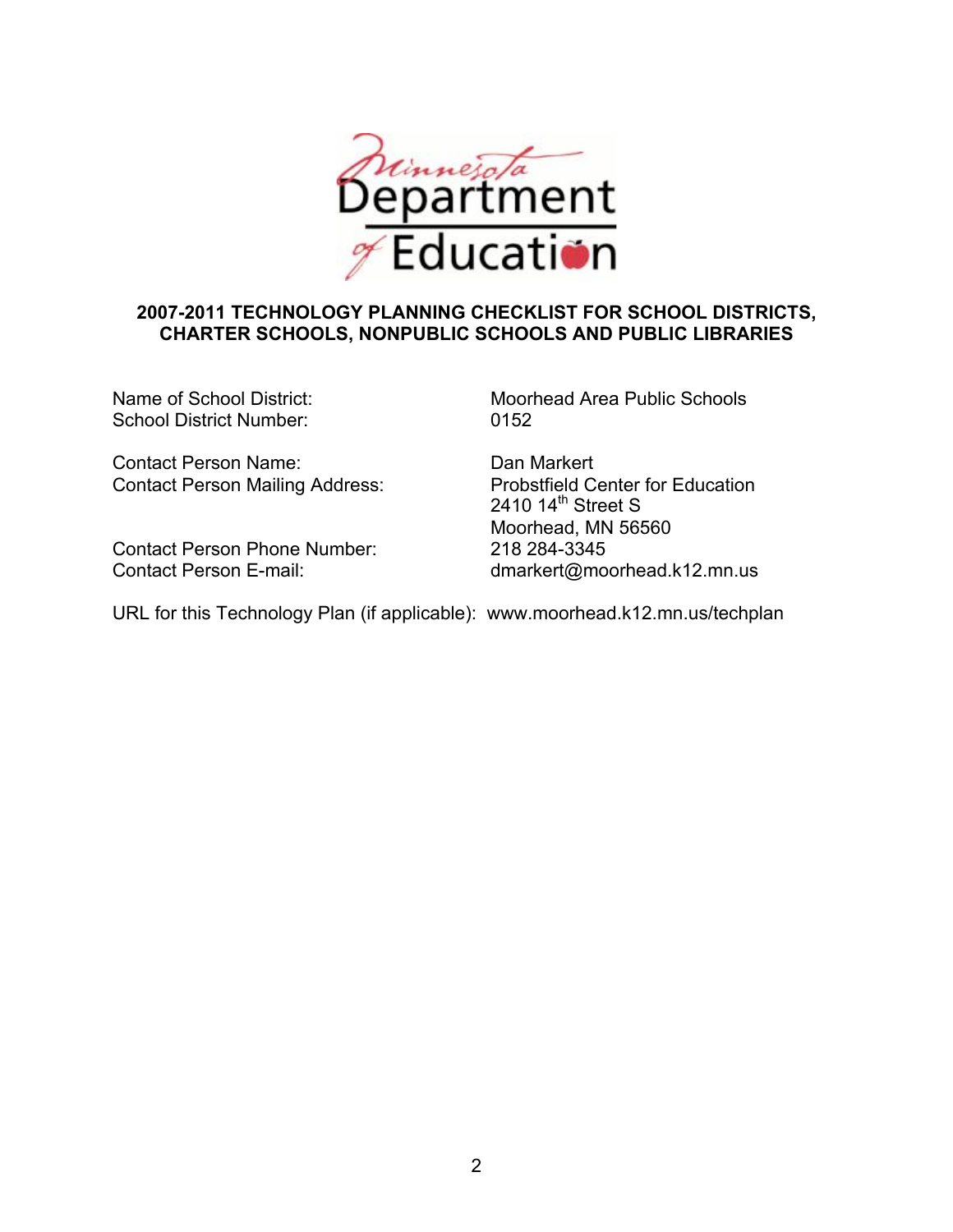# 2007-2011 TECHNOLOGY PLANNING CHECKLIST FOR SCHOOL DISTRICTS, CHARTER SCHOOLS, NONPUBLIC SCHOOLS AND PUBLIC LIBRARIES

| | |
|---|---|
| Name of School District: | Moorhead Area Public Schools |
| School District Number: | 0152 |
| Contact Person Name: | Dan Markert |
| Contact Person Mailing Address: | Probstfield Center for Education<br>2410 14th Street S<br>Moorhead, MN 56560 |
| Contact Person Phone Number: | 218 284-3345 |
| Contact Person E-mail: | dmarkert@moorhead.k12.mn.us |

URL for this Technology Plan (if applicable): www.moorhead.k12.mn.us/techplan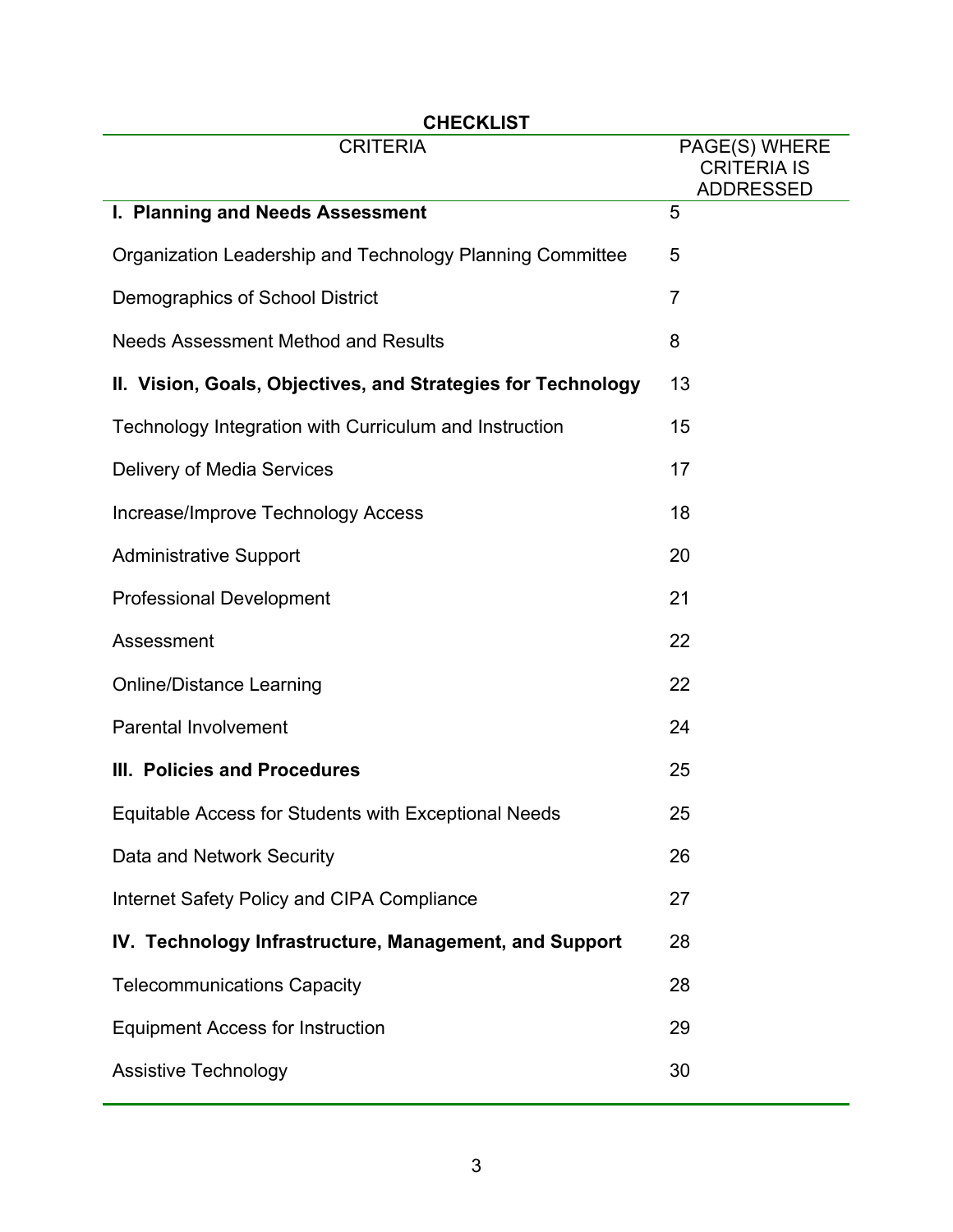**CHECKLIST**

| CRITERIA | PAGE(S) WHERE CRITERIA IS ADDRESSED |
|---|---|
| **I. Planning and Needs Assessment** | 5 |
| Organization Leadership and Technology Planning Committee | 5 |
| Demographics of School District | 7 |
| Needs Assessment Method and Results | 8 |
| **II. Vision, Goals, Objectives, and Strategies for Technology** | 13 |
| Technology Integration with Curriculum and Instruction | 15 |
| Delivery of Media Services | 17 |
| Increase/Improve Technology Access | 18 |
| Administrative Support | 20 |
| Professional Development | 21 |
| Assessment | 22 |
| Online/Distance Learning | 22 |
| Parental Involvement | 24 |
| **III. Policies and Procedures** | 25 |
| Equitable Access for Students with Exceptional Needs | 25 |
| Data and Network Security | 26 |
| Internet Safety Policy and CIPA Compliance | 27 |
| **IV. Technology Infrastructure, Management, and Support** | 28 |
| Telecommunications Capacity | 28 |
| Equipment Access for Instruction | 29 |
| Assistive Technology | 30 |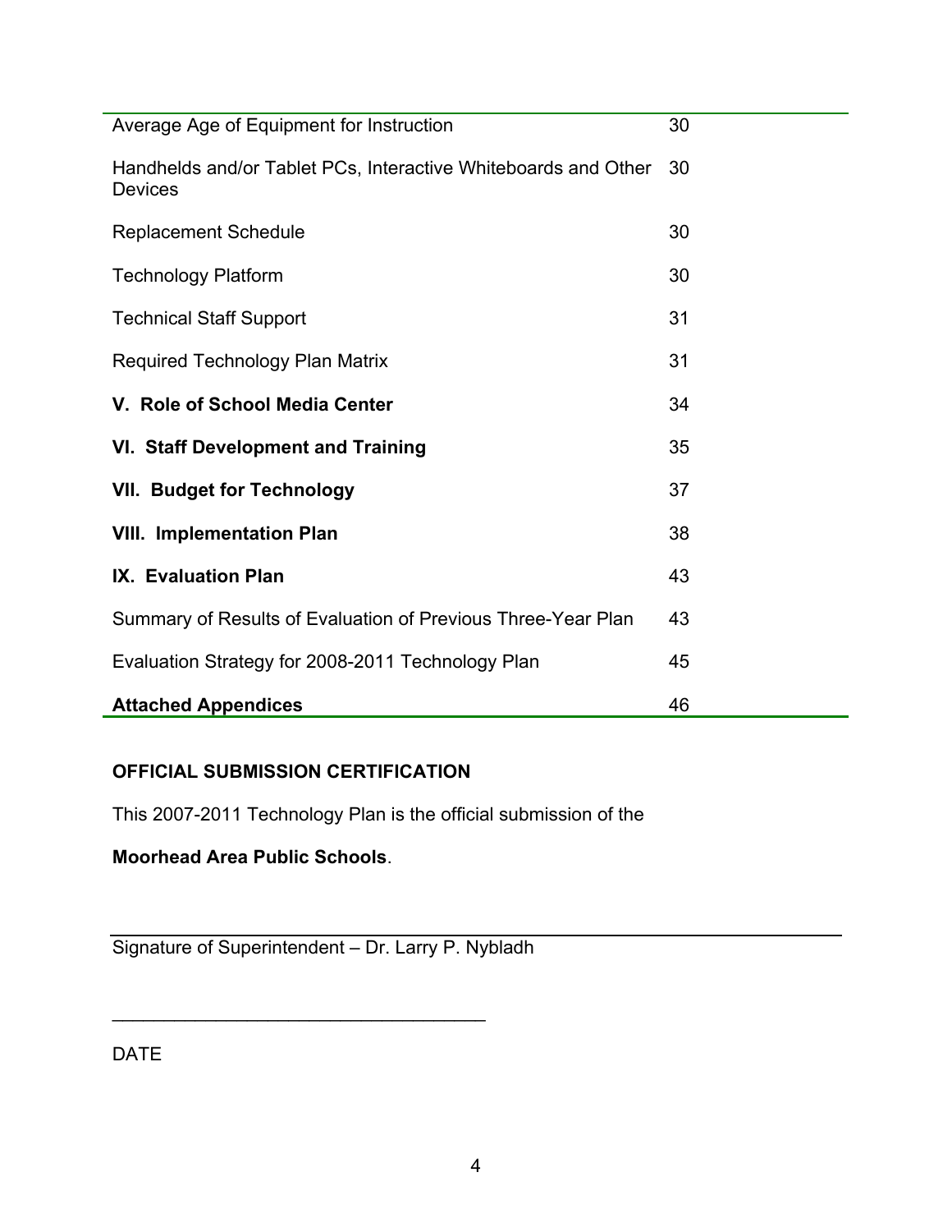| | |
|---|---|
| Average Age of Equipment for Instruction | 30 |
| Handhelds and/or Tablet PCs, Interactive Whiteboards and Other Devices | 30 |
| Replacement Schedule | 30 |
| Technology Platform | 30 |
| Technical Staff Support | 31 |
| Required Technology Plan Matrix | 31 |
| **V. Role of School Media Center** | 34 |
| **VI. Staff Development and Training** | 35 |
| **VII. Budget for Technology** | 37 |
| **VIII. Implementation Plan** | 38 |
| **IX. Evaluation Plan** | 43 |
| Summary of Results of Evaluation of Previous Three-Year Plan | 43 |
| Evaluation Strategy for 2008-2011 Technology Plan | 45 |
| **Attached Appendices** | 46 |

**OFFICIAL SUBMISSION CERTIFICATION**

This 2007-2011 Technology Plan is the official submission of the

**Moorhead Area Public Schools**.

___________________________________________

Signature of Superintendent – Dr. Larry P. Nybladh

___________________________________

DATE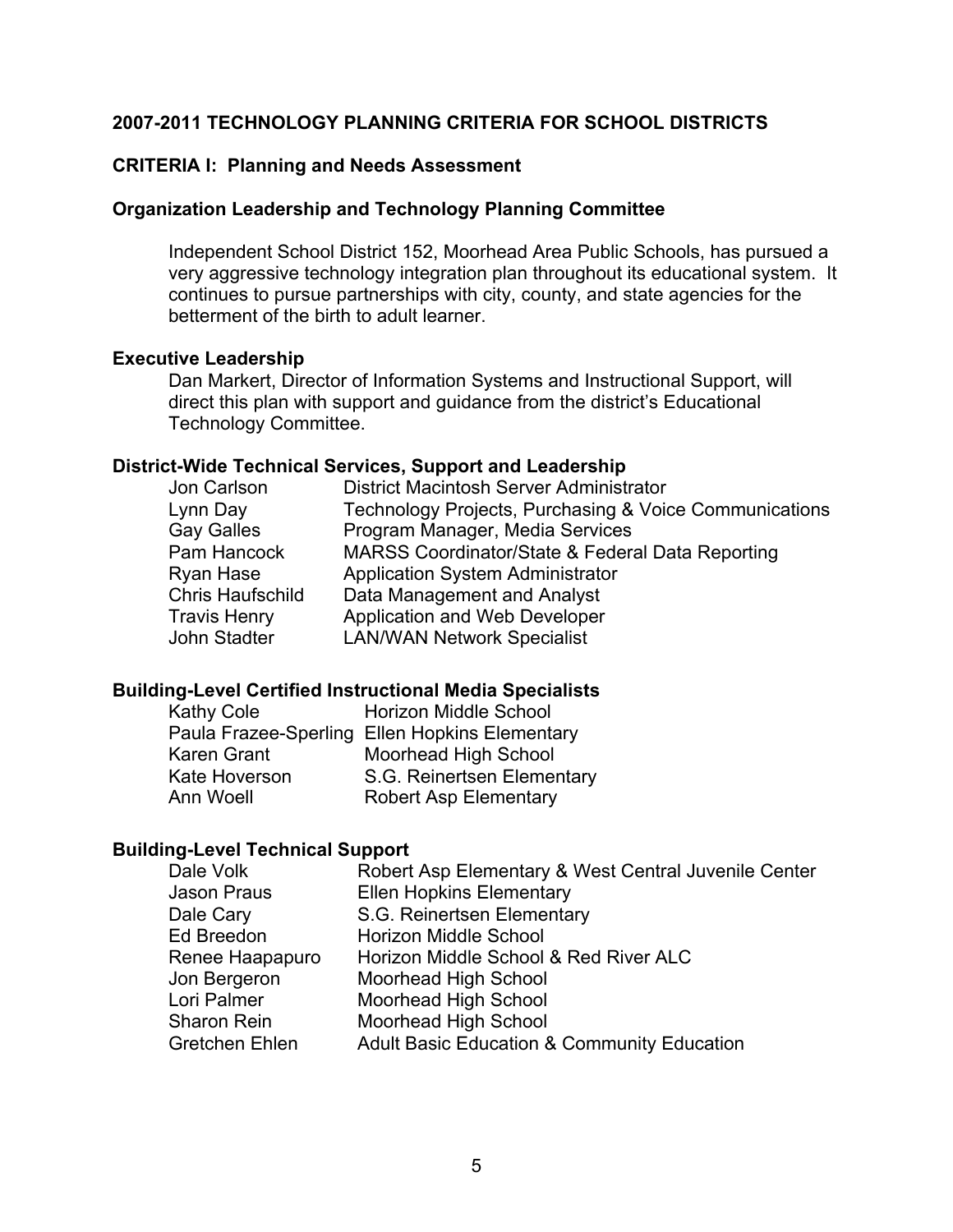## 2007-2011 TECHNOLOGY PLANNING CRITERIA FOR SCHOOL DISTRICTS

### CRITERIA I: Planning and Needs Assessment

### Organization Leadership and Technology Planning Committee

Independent School District 152, Moorhead Area Public Schools, has pursued a very aggressive technology integration plan throughout its educational system. It continues to pursue partnerships with city, county, and state agencies for the betterment of the birth to adult learner.

### Executive Leadership

Dan Markert, Director of Information Systems and Instructional Support, will direct this plan with support and guidance from the district's Educational Technology Committee.

### District-Wide Technical Services, Support and Leadership

| | |
|---|---|
| Jon Carlson | District Macintosh Server Administrator |
| Lynn Day | Technology Projects, Purchasing & Voice Communications |
| Gay Galles | Program Manager, Media Services |
| Pam Hancock | MARSS Coordinator/State & Federal Data Reporting |
| Ryan Hase | Application System Administrator |
| Chris Haufschild | Data Management and Analyst |
| Travis Henry | Application and Web Developer |
| John Stadter | LAN/WAN Network Specialist |

### Building-Level Certified Instructional Media Specialists

| | |
|---|---|
| Kathy Cole | Horizon Middle School |
| Paula Frazee-Sperling | Ellen Hopkins Elementary |
| Karen Grant | Moorhead High School |
| Kate Hoverson | S.G. Reinertsen Elementary |
| Ann Woell | Robert Asp Elementary |

### Building-Level Technical Support

| | |
|---|---|
| Dale Volk | Robert Asp Elementary & West Central Juvenile Center |
| Jason Praus | Ellen Hopkins Elementary |
| Dale Cary | S.G. Reinertsen Elementary |
| Ed Breedon | Horizon Middle School |
| Renee Haapapuro | Horizon Middle School & Red River ALC |
| Jon Bergeron | Moorhead High School |
| Lori Palmer | Moorhead High School |
| Sharon Rein | Moorhead High School |
| Gretchen Ehlen | Adult Basic Education & Community Education |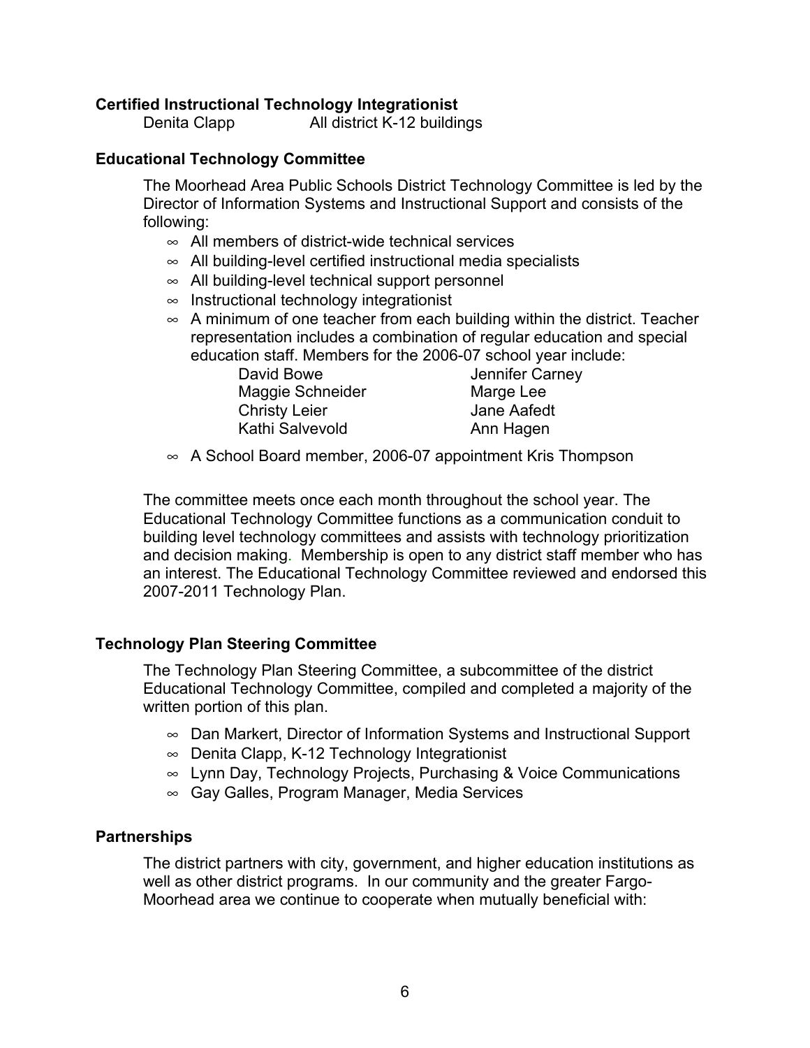**Certified Instructional Technology Integrationist**

Denita Clapp All district K-12 buildings

**Educational Technology Committee**

The Moorhead Area Public Schools District Technology Committee is led by the Director of Information Systems and Instructional Support and consists of the following:

- All members of district-wide technical services
- All building-level certified instructional media specialists
- All building-level technical support personnel
- Instructional technology integrationist
- A minimum of one teacher from each building within the district. Teacher representation includes a combination of regular education and special education staff. Members for the 2006-07 school year include:

| | |
|---|---|
| David Bowe | Jennifer Carney |
| Maggie Schneider | Marge Lee |
| Christy Leier | Jane Aafedt |
| Kathi Salvevold | Ann Hagen |

- A School Board member, 2006-07 appointment Kris Thompson

The committee meets once each month throughout the school year. The Educational Technology Committee functions as a communication conduit to building level technology committees and assists with technology prioritization and decision making. Membership is open to any district staff member who has an interest. The Educational Technology Committee reviewed and endorsed this 2007-2011 Technology Plan.

**Technology Plan Steering Committee**

The Technology Plan Steering Committee, a subcommittee of the district Educational Technology Committee, compiled and completed a majority of the written portion of this plan.

- Dan Markert, Director of Information Systems and Instructional Support
- Denita Clapp, K-12 Technology Integrationist
- Lynn Day, Technology Projects, Purchasing & Voice Communications
- Gay Galles, Program Manager, Media Services

**Partnerships**

The district partners with city, government, and higher education institutions as well as other district programs. In our community and the greater Fargo-Moorhead area we continue to cooperate when mutually beneficial with: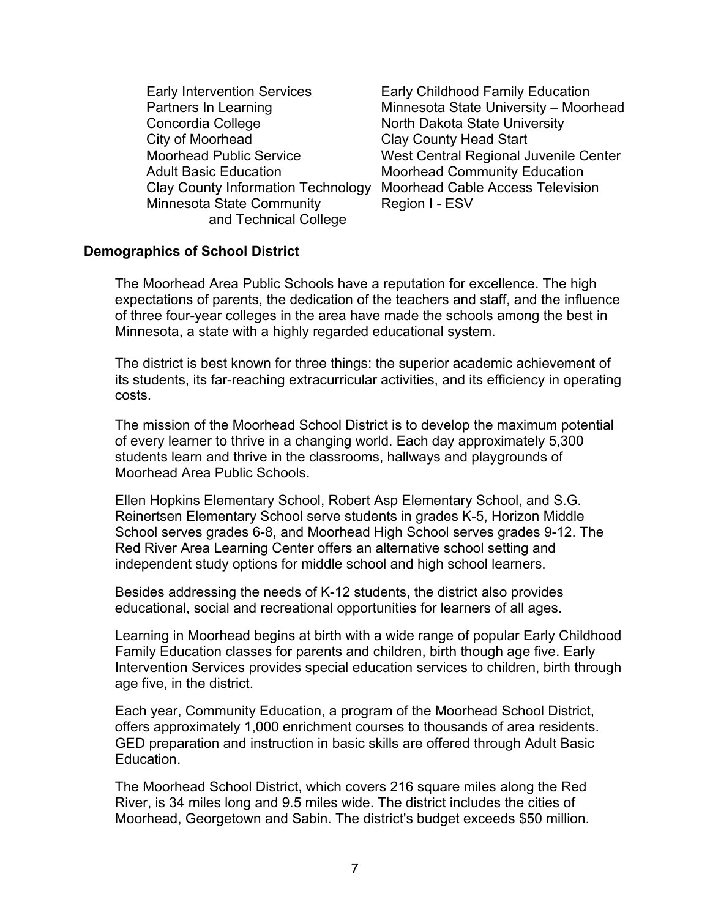Early Intervention Services
Partners In Learning
Concordia College
City of Moorhead
Moorhead Public Service
Adult Basic Education
Clay County Information Technology
Minnesota State Community and Technical College
Early Childhood Family Education
Minnesota State University – Moorhead
North Dakota State University
Clay County Head Start
West Central Regional Juvenile Center
Moorhead Community Education
Moorhead Cable Access Television
Region I - ESV

**Demographics of School District**

The Moorhead Area Public Schools have a reputation for excellence. The high expectations of parents, the dedication of the teachers and staff, and the influence of three four-year colleges in the area have made the schools among the best in Minnesota, a state with a highly regarded educational system.

The district is best known for three things: the superior academic achievement of its students, its far-reaching extracurricular activities, and its efficiency in operating costs.

The mission of the Moorhead School District is to develop the maximum potential of every learner to thrive in a changing world. Each day approximately 5,300 students learn and thrive in the classrooms, hallways and playgrounds of Moorhead Area Public Schools.

Ellen Hopkins Elementary School, Robert Asp Elementary School, and S.G. Reinertsen Elementary School serve students in grades K-5, Horizon Middle School serves grades 6-8, and Moorhead High School serves grades 9-12. The Red River Area Learning Center offers an alternative school setting and independent study options for middle school and high school learners.

Besides addressing the needs of K-12 students, the district also provides educational, social and recreational opportunities for learners of all ages.

Learning in Moorhead begins at birth with a wide range of popular Early Childhood Family Education classes for parents and children, birth though age five. Early Intervention Services provides special education services to children, birth through age five, in the district.

Each year, Community Education, a program of the Moorhead School District, offers approximately 1,000 enrichment courses to thousands of area residents. GED preparation and instruction in basic skills are offered through Adult Basic Education.

The Moorhead School District, which covers 216 square miles along the Red River, is 34 miles long and 9.5 miles wide. The district includes the cities of Moorhead, Georgetown and Sabin. The district's budget exceeds $50 million.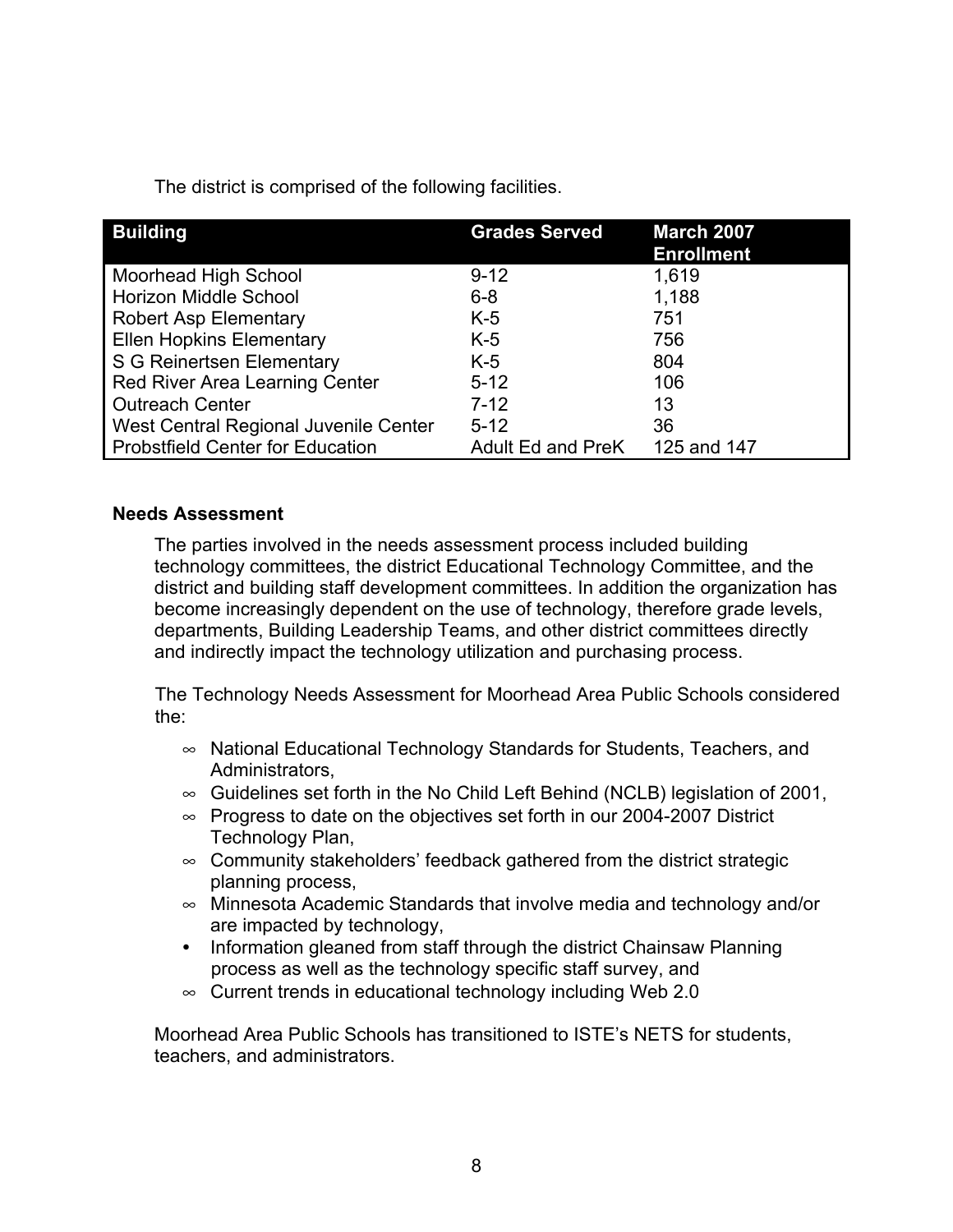The district is comprised of the following facilities.

| Building | Grades Served | March 2007 Enrollment |
|---|---|---|
| Moorhead High School | 9-12 | 1,619 |
| Horizon Middle School | 6-8 | 1,188 |
| Robert Asp Elementary | K-5 | 751 |
| Ellen Hopkins Elementary | K-5 | 756 |
| S G Reinertsen Elementary | K-5 | 804 |
| Red River Area Learning Center | 5-12 | 106 |
| Outreach Center | 7-12 | 13 |
| West Central Regional Juvenile Center | 5-12 | 36 |
| Probstfield Center for Education | Adult Ed and PreK | 125 and 147 |

**Needs Assessment**

The parties involved in the needs assessment process included building technology committees, the district Educational Technology Committee, and the district and building staff development committees. In addition the organization has become increasingly dependent on the use of technology, therefore grade levels, departments, Building Leadership Teams, and other district committees directly and indirectly impact the technology utilization and purchasing process.

The Technology Needs Assessment for Moorhead Area Public Schools considered the:

- National Educational Technology Standards for Students, Teachers, and Administrators,
- Guidelines set forth in the No Child Left Behind (NCLB) legislation of 2001,
- Progress to date on the objectives set forth in our 2004-2007 District Technology Plan,
- Community stakeholders' feedback gathered from the district strategic planning process,
- Minnesota Academic Standards that involve media and technology and/or are impacted by technology,
- Information gleaned from staff through the district Chainsaw Planning process as well as the technology specific staff survey, and
- Current trends in educational technology including Web 2.0

Moorhead Area Public Schools has transitioned to ISTE's NETS for students, teachers, and administrators.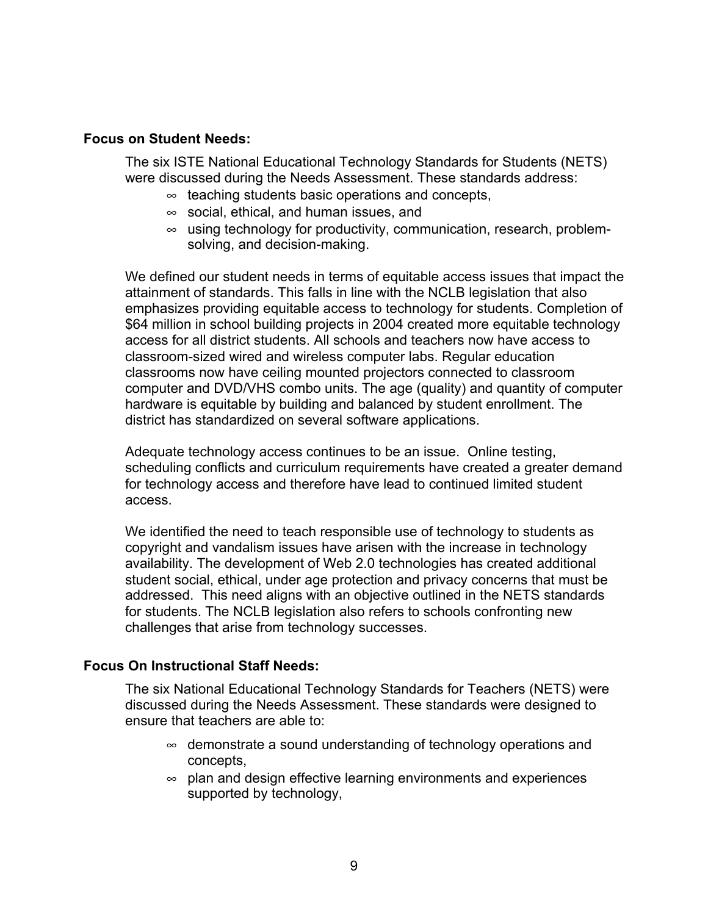**Focus on Student Needs:**

The six ISTE National Educational Technology Standards for Students (NETS) were discussed during the Needs Assessment. These standards address:

- teaching students basic operations and concepts,
- social, ethical, and human issues, and
- using technology for productivity, communication, research, problem-solving, and decision-making.

We defined our student needs in terms of equitable access issues that impact the attainment of standards. This falls in line with the NCLB legislation that also emphasizes providing equitable access to technology for students. Completion of $64 million in school building projects in 2004 created more equitable technology access for all district students. All schools and teachers now have access to classroom-sized wired and wireless computer labs. Regular education classrooms now have ceiling mounted projectors connected to classroom computer and DVD/VHS combo units. The age (quality) and quantity of computer hardware is equitable by building and balanced by student enrollment. The district has standardized on several software applications.

Adequate technology access continues to be an issue. Online testing, scheduling conflicts and curriculum requirements have created a greater demand for technology access and therefore have lead to continued limited student access.

We identified the need to teach responsible use of technology to students as copyright and vandalism issues have arisen with the increase in technology availability. The development of Web 2.0 technologies has created additional student social, ethical, under age protection and privacy concerns that must be addressed. This need aligns with an objective outlined in the NETS standards for students. The NCLB legislation also refers to schools confronting new challenges that arise from technology successes.

**Focus On Instructional Staff Needs:**

The six National Educational Technology Standards for Teachers (NETS) were discussed during the Needs Assessment. These standards were designed to ensure that teachers are able to:

- demonstrate a sound understanding of technology operations and concepts,
- plan and design effective learning environments and experiences supported by technology,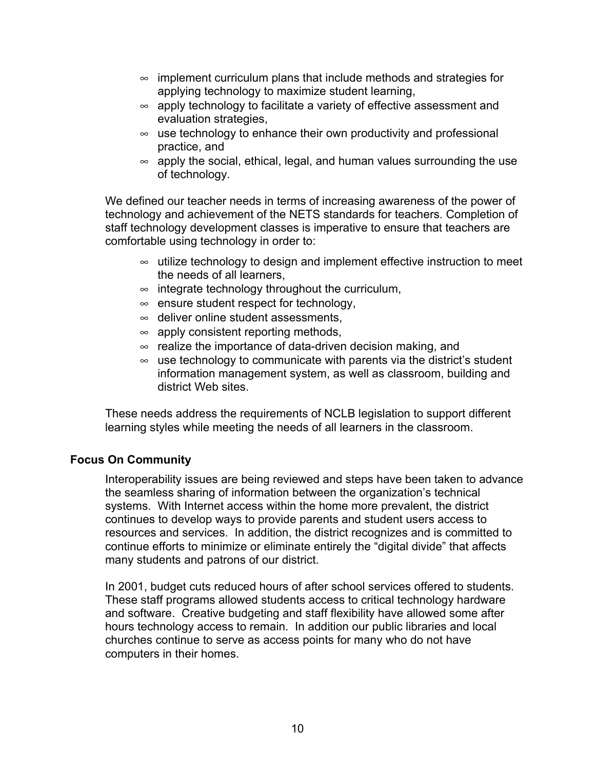- implement curriculum plans that include methods and strategies for applying technology to maximize student learning,
- apply technology to facilitate a variety of effective assessment and evaluation strategies,
- use technology to enhance their own productivity and professional practice, and
- apply the social, ethical, legal, and human values surrounding the use of technology.

We defined our teacher needs in terms of increasing awareness of the power of technology and achievement of the NETS standards for teachers. Completion of staff technology development classes is imperative to ensure that teachers are comfortable using technology in order to:

- utilize technology to design and implement effective instruction to meet the needs of all learners,
- integrate technology throughout the curriculum,
- ensure student respect for technology,
- deliver online student assessments,
- apply consistent reporting methods,
- realize the importance of data-driven decision making, and
- use technology to communicate with parents via the district's student information management system, as well as classroom, building and district Web sites.

These needs address the requirements of NCLB legislation to support different learning styles while meeting the needs of all learners in the classroom.

### Focus On Community

Interoperability issues are being reviewed and steps have been taken to advance the seamless sharing of information between the organization's technical systems. With Internet access within the home more prevalent, the district continues to develop ways to provide parents and student users access to resources and services. In addition, the district recognizes and is committed to continue efforts to minimize or eliminate entirely the "digital divide" that affects many students and patrons of our district.

In 2001, budget cuts reduced hours of after school services offered to students. These staff programs allowed students access to critical technology hardware and software. Creative budgeting and staff flexibility have allowed some after hours technology access to remain. In addition our public libraries and local churches continue to serve as access points for many who do not have computers in their homes.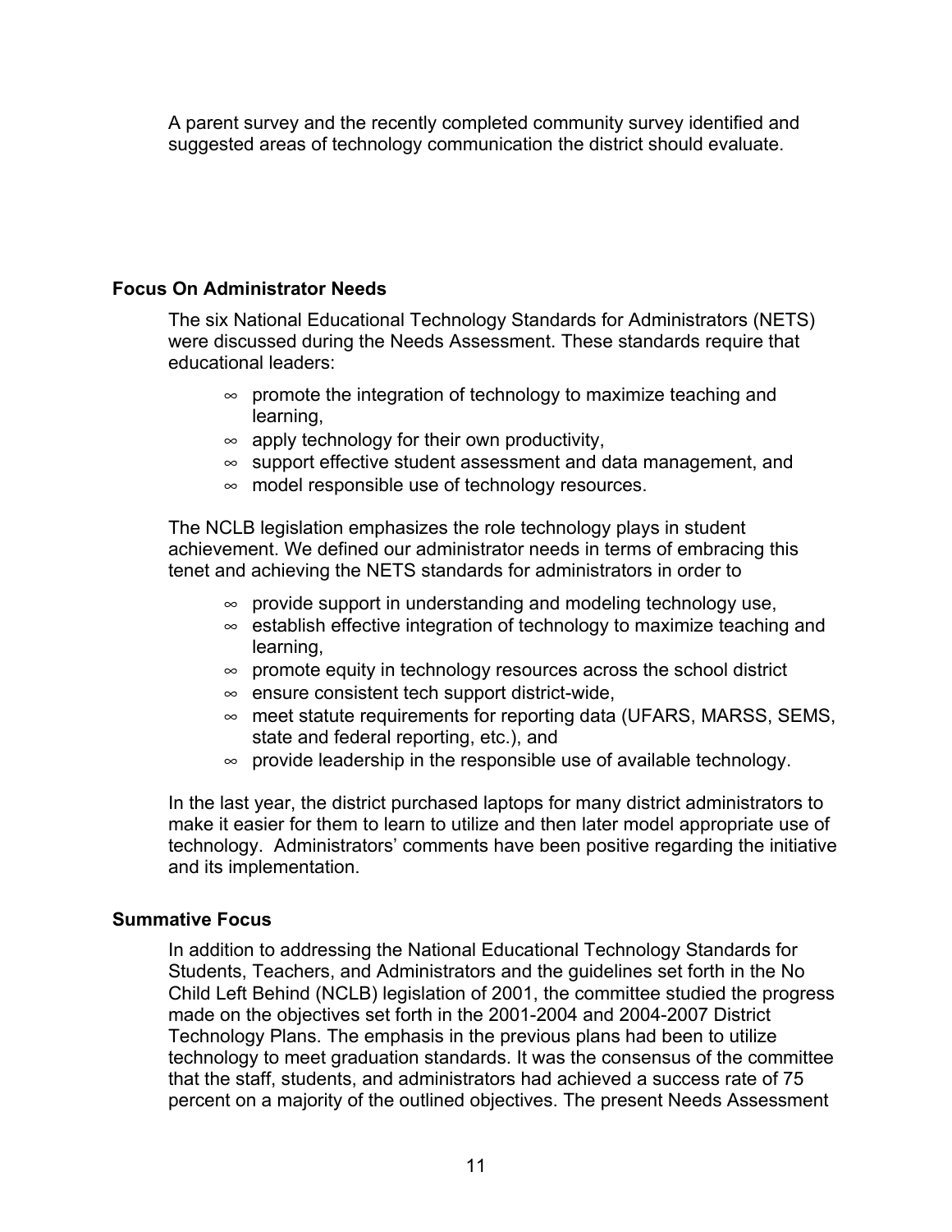A parent survey and the recently completed community survey identified and suggested areas of technology communication the district should evaluate.

### Focus On Administrator Needs

The six National Educational Technology Standards for Administrators (NETS) were discussed during the Needs Assessment. These standards require that educational leaders:

- promote the integration of technology to maximize teaching and learning,
- apply technology for their own productivity,
- support effective student assessment and data management, and
- model responsible use of technology resources.

The NCLB legislation emphasizes the role technology plays in student achievement. We defined our administrator needs in terms of embracing this tenet and achieving the NETS standards for administrators in order to

- provide support in understanding and modeling technology use,
- establish effective integration of technology to maximize teaching and learning,
- promote equity in technology resources across the school district
- ensure consistent tech support district-wide,
- meet statute requirements for reporting data (UFARS, MARSS, SEMS, state and federal reporting, etc.), and
- provide leadership in the responsible use of available technology.

In the last year, the district purchased laptops for many district administrators to make it easier for them to learn to utilize and then later model appropriate use of technology. Administrators' comments have been positive regarding the initiative and its implementation.

### Summative Focus

In addition to addressing the National Educational Technology Standards for Students, Teachers, and Administrators and the guidelines set forth in the No Child Left Behind (NCLB) legislation of 2001, the committee studied the progress made on the objectives set forth in the 2001-2004 and 2004-2007 District Technology Plans. The emphasis in the previous plans had been to utilize technology to meet graduation standards. It was the consensus of the committee that the staff, students, and administrators had achieved a success rate of 75 percent on a majority of the outlined objectives. The present Needs Assessment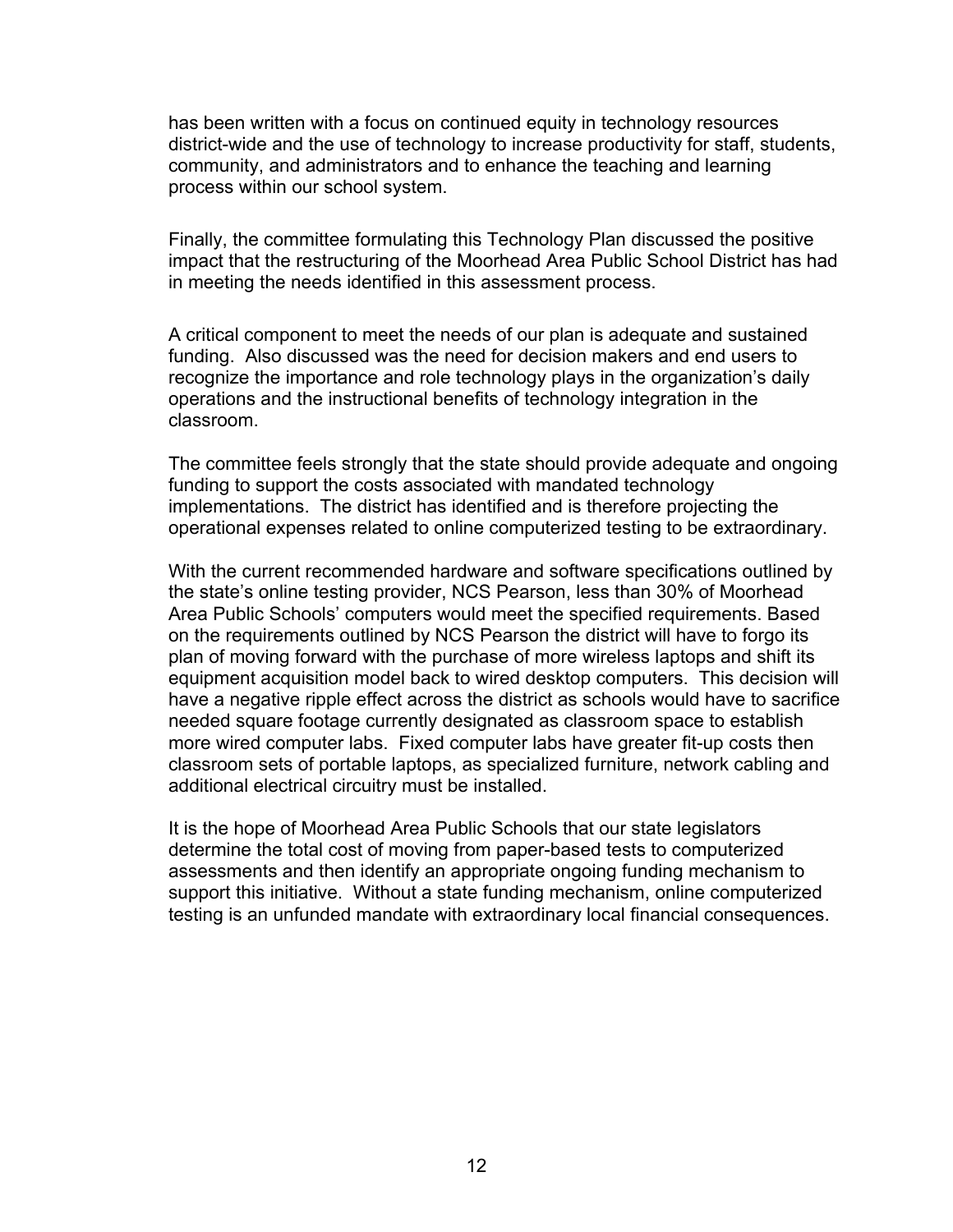has been written with a focus on continued equity in technology resources district-wide and the use of technology to increase productivity for staff, students, community, and administrators and to enhance the teaching and learning process within our school system.

Finally, the committee formulating this Technology Plan discussed the positive impact that the restructuring of the Moorhead Area Public School District has had in meeting the needs identified in this assessment process.

A critical component to meet the needs of our plan is adequate and sustained funding. Also discussed was the need for decision makers and end users to recognize the importance and role technology plays in the organization's daily operations and the instructional benefits of technology integration in the classroom.

The committee feels strongly that the state should provide adequate and ongoing funding to support the costs associated with mandated technology implementations. The district has identified and is therefore projecting the operational expenses related to online computerized testing to be extraordinary.

With the current recommended hardware and software specifications outlined by the state's online testing provider, NCS Pearson, less than 30% of Moorhead Area Public Schools' computers would meet the specified requirements. Based on the requirements outlined by NCS Pearson the district will have to forgo its plan of moving forward with the purchase of more wireless laptops and shift its equipment acquisition model back to wired desktop computers. This decision will have a negative ripple effect across the district as schools would have to sacrifice needed square footage currently designated as classroom space to establish more wired computer labs. Fixed computer labs have greater fit-up costs then classroom sets of portable laptops, as specialized furniture, network cabling and additional electrical circuitry must be installed.

It is the hope of Moorhead Area Public Schools that our state legislators determine the total cost of moving from paper-based tests to computerized assessments and then identify an appropriate ongoing funding mechanism to support this initiative. Without a state funding mechanism, online computerized testing is an unfunded mandate with extraordinary local financial consequences.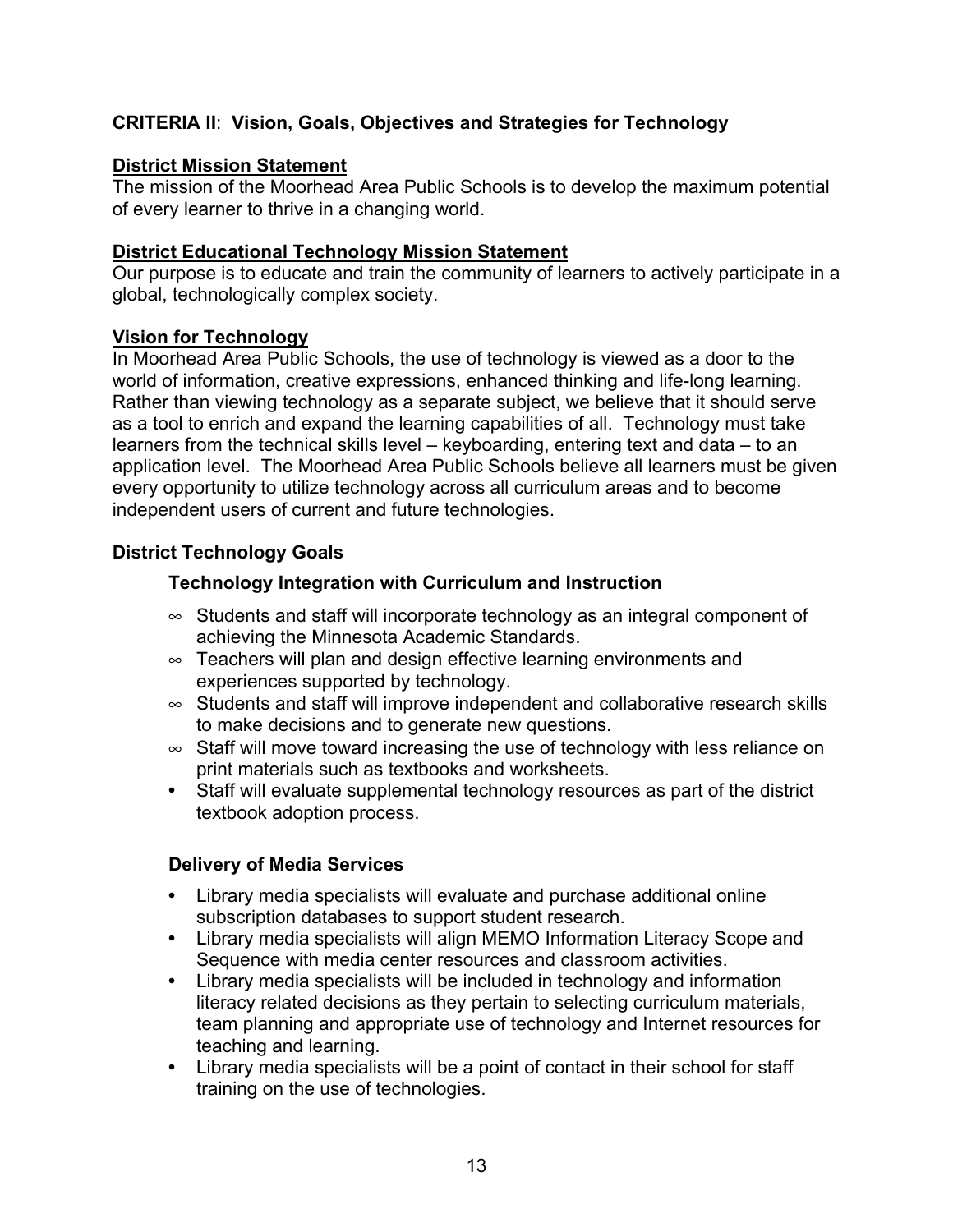## CRITERIA II: Vision, Goals, Objectives and Strategies for Technology

### District Mission Statement

The mission of the Moorhead Area Public Schools is to develop the maximum potential of every learner to thrive in a changing world.

### District Educational Technology Mission Statement

Our purpose is to educate and train the community of learners to actively participate in a global, technologically complex society.

### Vision for Technology

In Moorhead Area Public Schools, the use of technology is viewed as a door to the world of information, creative expressions, enhanced thinking and life-long learning. Rather than viewing technology as a separate subject, we believe that it should serve as a tool to enrich and expand the learning capabilities of all. Technology must take learners from the technical skills level – keyboarding, entering text and data – to an application level. The Moorhead Area Public Schools believe all learners must be given every opportunity to utilize technology across all curriculum areas and to become independent users of current and future technologies.

### District Technology Goals

#### Technology Integration with Curriculum and Instruction

- Students and staff will incorporate technology as an integral component of achieving the Minnesota Academic Standards.
- Teachers will plan and design effective learning environments and experiences supported by technology.
- Students and staff will improve independent and collaborative research skills to make decisions and to generate new questions.
- Staff will move toward increasing the use of technology with less reliance on print materials such as textbooks and worksheets.
- Staff will evaluate supplemental technology resources as part of the district textbook adoption process.

#### Delivery of Media Services

- Library media specialists will evaluate and purchase additional online subscription databases to support student research.
- Library media specialists will align MEMO Information Literacy Scope and Sequence with media center resources and classroom activities.
- Library media specialists will be included in technology and information literacy related decisions as they pertain to selecting curriculum materials, team planning and appropriate use of technology and Internet resources for teaching and learning.
- Library media specialists will be a point of contact in their school for staff training on the use of technologies.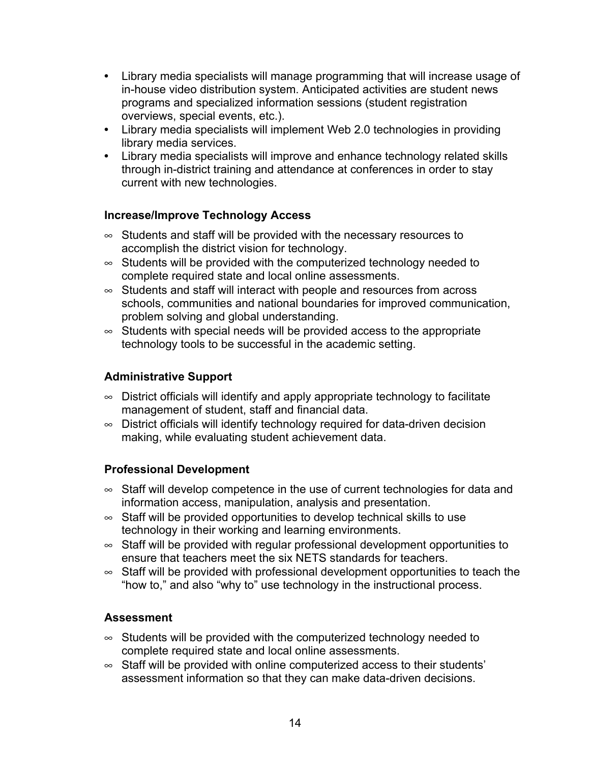- Library media specialists will manage programming that will increase usage of in-house video distribution system. Anticipated activities are student news programs and specialized information sessions (student registration overviews, special events, etc.).
- Library media specialists will implement Web 2.0 technologies in providing library media services.
- Library media specialists will improve and enhance technology related skills through in-district training and attendance at conferences in order to stay current with new technologies.

**Increase/Improve Technology Access**

- Students and staff will be provided with the necessary resources to accomplish the district vision for technology.
- Students will be provided with the computerized technology needed to complete required state and local online assessments.
- Students and staff will interact with people and resources from across schools, communities and national boundaries for improved communication, problem solving and global understanding.
- Students with special needs will be provided access to the appropriate technology tools to be successful in the academic setting.

**Administrative Support**

- District officials will identify and apply appropriate technology to facilitate management of student, staff and financial data.
- District officials will identify technology required for data-driven decision making, while evaluating student achievement data.

**Professional Development**

- Staff will develop competence in the use of current technologies for data and information access, manipulation, analysis and presentation.
- Staff will be provided opportunities to develop technical skills to use technology in their working and learning environments.
- Staff will be provided with regular professional development opportunities to ensure that teachers meet the six NETS standards for teachers.
- Staff will be provided with professional development opportunities to teach the "how to," and also "why to" use technology in the instructional process.

**Assessment**

- Students will be provided with the computerized technology needed to complete required state and local online assessments.
- Staff will be provided with online computerized access to their students' assessment information so that they can make data-driven decisions.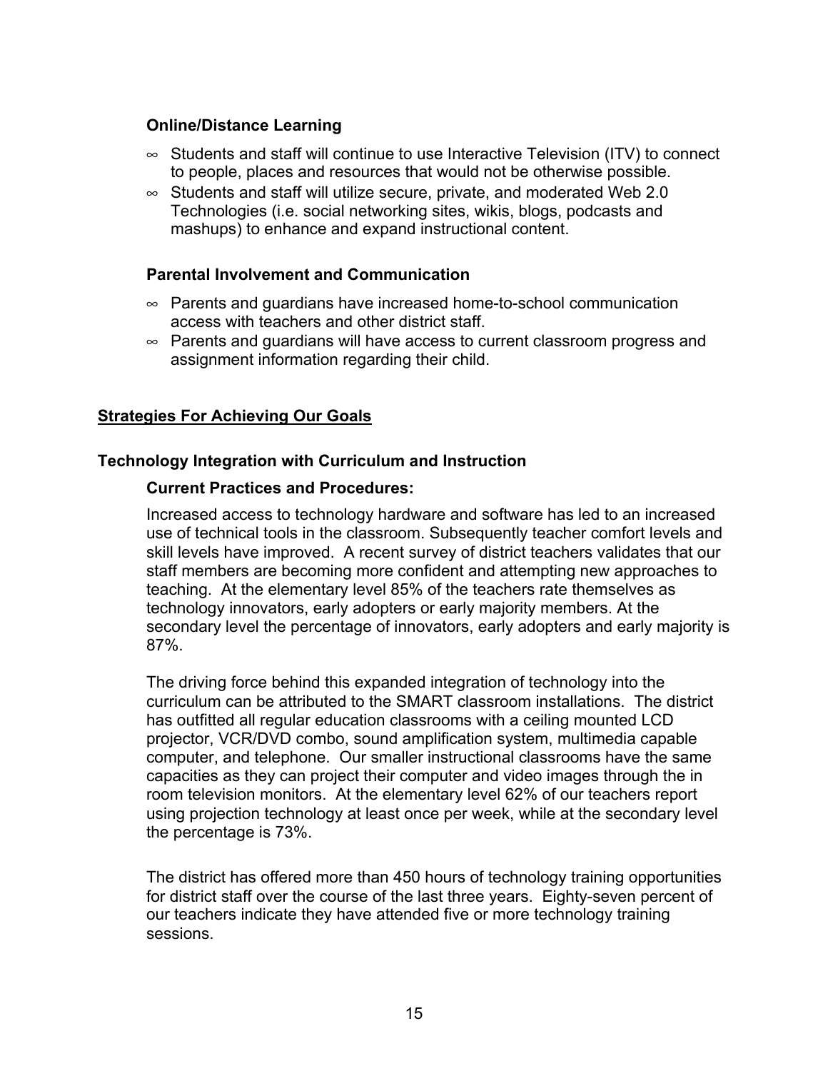### Online/Distance Learning

- Students and staff will continue to use Interactive Television (ITV) to connect to people, places and resources that would not be otherwise possible.
- Students and staff will utilize secure, private, and moderated Web 2.0 Technologies (i.e. social networking sites, wikis, blogs, podcasts and mashups) to enhance and expand instructional content.

### Parental Involvement and Communication

- Parents and guardians have increased home-to-school communication access with teachers and other district staff.
- Parents and guardians will have access to current classroom progress and assignment information regarding their child.

## <u>Strategies For Achieving Our Goals</u>

### Technology Integration with Curriculum and Instruction

#### Current Practices and Procedures:

Increased access to technology hardware and software has led to an increased use of technical tools in the classroom. Subsequently teacher comfort levels and skill levels have improved. A recent survey of district teachers validates that our staff members are becoming more confident and attempting new approaches to teaching. At the elementary level 85% of the teachers rate themselves as technology innovators, early adopters or early majority members. At the secondary level the percentage of innovators, early adopters and early majority is 87%.

The driving force behind this expanded integration of technology into the curriculum can be attributed to the SMART classroom installations. The district has outfitted all regular education classrooms with a ceiling mounted LCD projector, VCR/DVD combo, sound amplification system, multimedia capable computer, and telephone. Our smaller instructional classrooms have the same capacities as they can project their computer and video images through the in room television monitors. At the elementary level 62% of our teachers report using projection technology at least once per week, while at the secondary level the percentage is 73%.

The district has offered more than 450 hours of technology training opportunities for district staff over the course of the last three years. Eighty-seven percent of our teachers indicate they have attended five or more technology training sessions.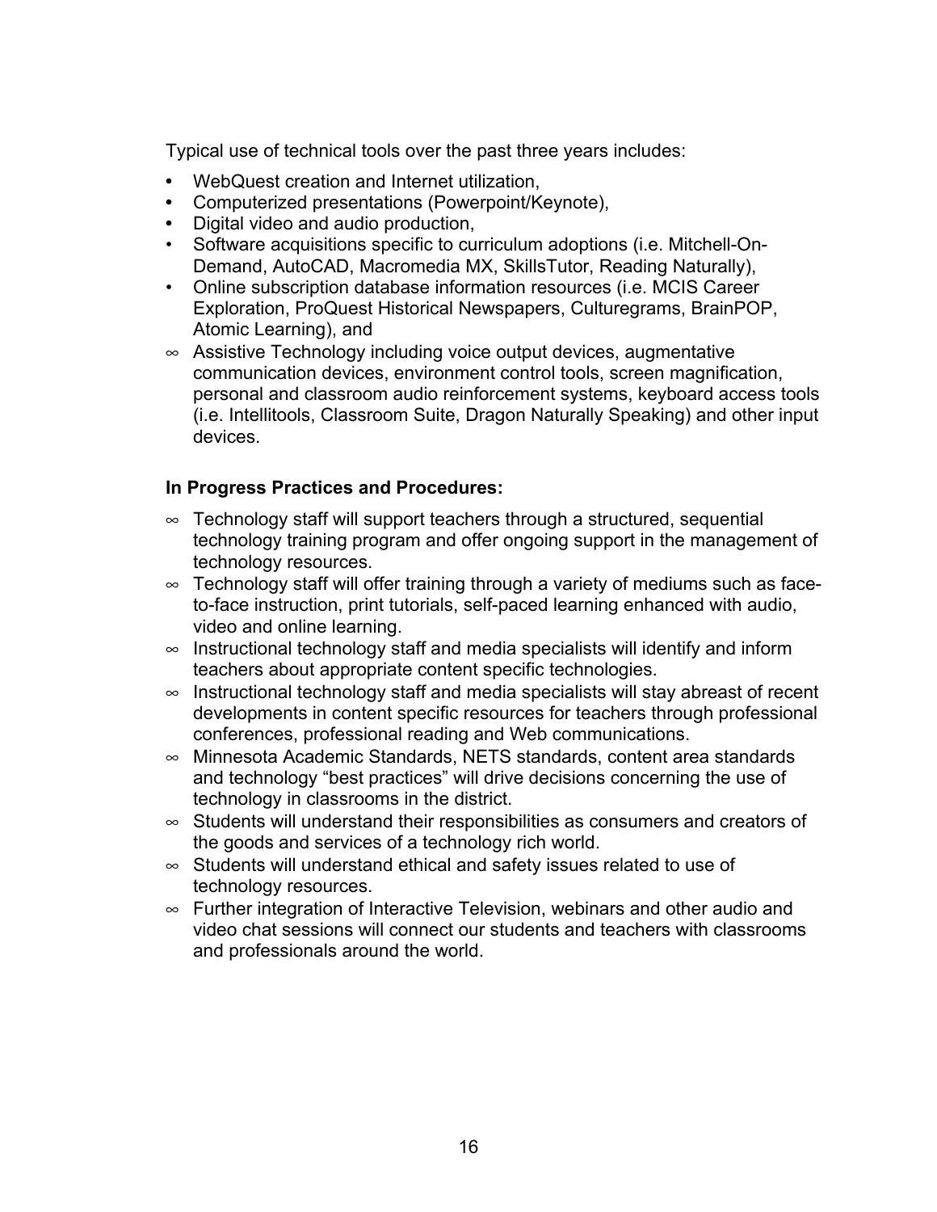Typical use of technical tools over the past three years includes:

- WebQuest creation and Internet utilization,
- Computerized presentations (Powerpoint/Keynote),
- Digital video and audio production,
- Software acquisitions specific to curriculum adoptions (i.e. Mitchell-On-Demand, AutoCAD, Macromedia MX, SkillsTutor, Reading Naturally),
- Online subscription database information resources (i.e. MCIS Career Exploration, ProQuest Historical Newspapers, Culturegrams, BrainPOP, Atomic Learning), and
- Assistive Technology including voice output devices, augmentative communication devices, environment control tools, screen magnification, personal and classroom audio reinforcement systems, keyboard access tools (i.e. Intellitools, Classroom Suite, Dragon Naturally Speaking) and other input devices.

**In Progress Practices and Procedures:**

- Technology staff will support teachers through a structured, sequential technology training program and offer ongoing support in the management of technology resources.
- Technology staff will offer training through a variety of mediums such as face-to-face instruction, print tutorials, self-paced learning enhanced with audio, video and online learning.
- Instructional technology staff and media specialists will identify and inform teachers about appropriate content specific technologies.
- Instructional technology staff and media specialists will stay abreast of recent developments in content specific resources for teachers through professional conferences, professional reading and Web communications.
- Minnesota Academic Standards, NETS standards, content area standards and technology "best practices" will drive decisions concerning the use of technology in classrooms in the district.
- Students will understand their responsibilities as consumers and creators of the goods and services of a technology rich world.
- Students will understand ethical and safety issues related to use of technology resources.
- Further integration of Interactive Television, webinars and other audio and video chat sessions will connect our students and teachers with classrooms and professionals around the world.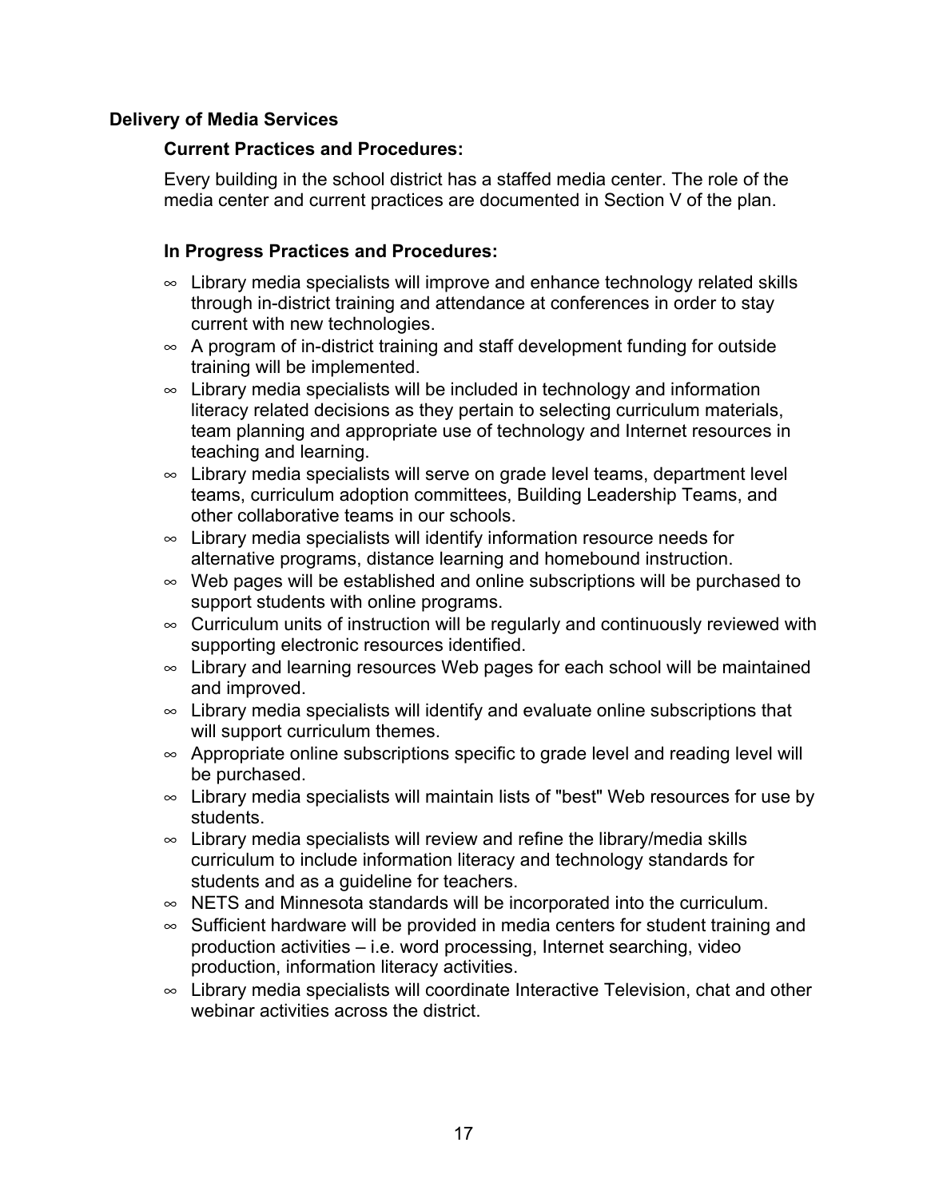### Delivery of Media Services

#### Current Practices and Procedures:

Every building in the school district has a staffed media center. The role of the media center and current practices are documented in Section V of the plan.

#### In Progress Practices and Procedures:

- Library media specialists will improve and enhance technology related skills through in-district training and attendance at conferences in order to stay current with new technologies.
- A program of in-district training and staff development funding for outside training will be implemented.
- Library media specialists will be included in technology and information literacy related decisions as they pertain to selecting curriculum materials, team planning and appropriate use of technology and Internet resources in teaching and learning.
- Library media specialists will serve on grade level teams, department level teams, curriculum adoption committees, Building Leadership Teams, and other collaborative teams in our schools.
- Library media specialists will identify information resource needs for alternative programs, distance learning and homebound instruction.
- Web pages will be established and online subscriptions will be purchased to support students with online programs.
- Curriculum units of instruction will be regularly and continuously reviewed with supporting electronic resources identified.
- Library and learning resources Web pages for each school will be maintained and improved.
- Library media specialists will identify and evaluate online subscriptions that will support curriculum themes.
- Appropriate online subscriptions specific to grade level and reading level will be purchased.
- Library media specialists will maintain lists of "best" Web resources for use by students.
- Library media specialists will review and refine the library/media skills curriculum to include information literacy and technology standards for students and as a guideline for teachers.
- NETS and Minnesota standards will be incorporated into the curriculum.
- Sufficient hardware will be provided in media centers for student training and production activities – i.e. word processing, Internet searching, video production, information literacy activities.
- Library media specialists will coordinate Interactive Television, chat and other webinar activities across the district.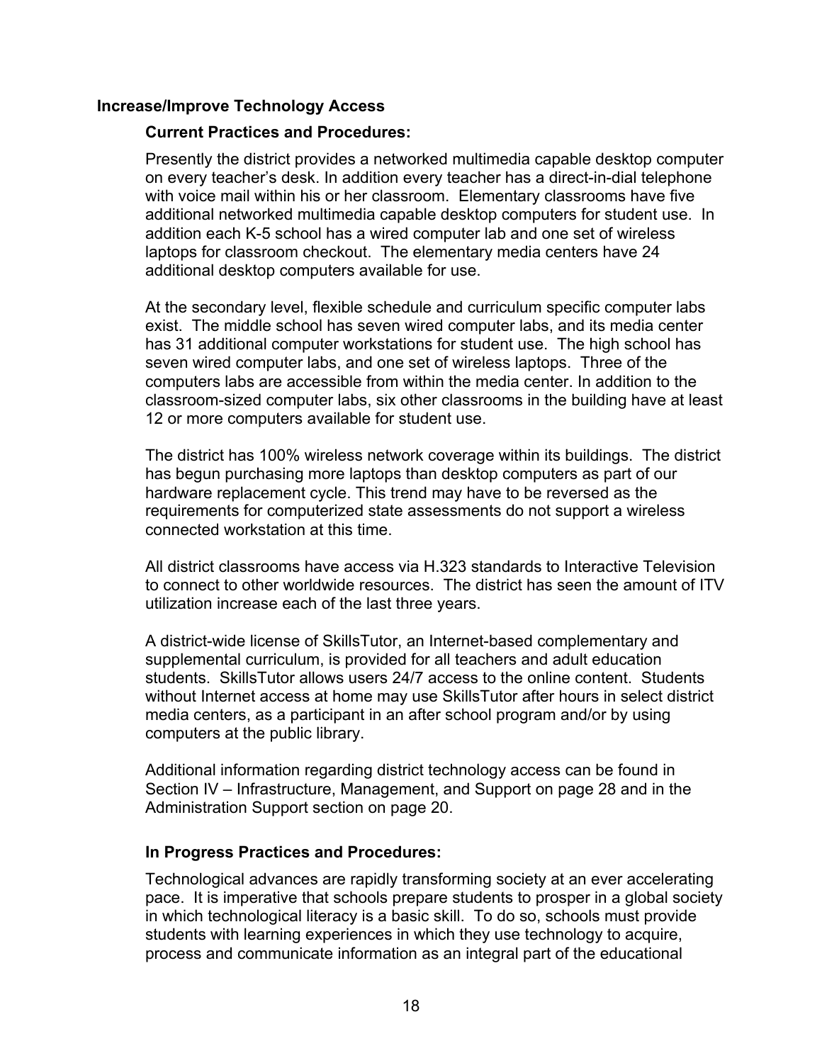## Increase/Improve Technology Access

### Current Practices and Procedures:

Presently the district provides a networked multimedia capable desktop computer on every teacher's desk. In addition every teacher has a direct-in-dial telephone with voice mail within his or her classroom. Elementary classrooms have five additional networked multimedia capable desktop computers for student use. In addition each K-5 school has a wired computer lab and one set of wireless laptops for classroom checkout. The elementary media centers have 24 additional desktop computers available for use.

At the secondary level, flexible schedule and curriculum specific computer labs exist. The middle school has seven wired computer labs, and its media center has 31 additional computer workstations for student use. The high school has seven wired computer labs, and one set of wireless laptops. Three of the computers labs are accessible from within the media center. In addition to the classroom-sized computer labs, six other classrooms in the building have at least 12 or more computers available for student use.

The district has 100% wireless network coverage within its buildings. The district has begun purchasing more laptops than desktop computers as part of our hardware replacement cycle. This trend may have to be reversed as the requirements for computerized state assessments do not support a wireless connected workstation at this time.

All district classrooms have access via H.323 standards to Interactive Television to connect to other worldwide resources. The district has seen the amount of ITV utilization increase each of the last three years.

A district-wide license of SkillsTutor, an Internet-based complementary and supplemental curriculum, is provided for all teachers and adult education students. SkillsTutor allows users 24/7 access to the online content. Students without Internet access at home may use SkillsTutor after hours in select district media centers, as a participant in an after school program and/or by using computers at the public library.

Additional information regarding district technology access can be found in Section IV – Infrastructure, Management, and Support on page 28 and in the Administration Support section on page 20.

### In Progress Practices and Procedures:

Technological advances are rapidly transforming society at an ever accelerating pace. It is imperative that schools prepare students to prosper in a global society in which technological literacy is a basic skill. To do so, schools must provide students with learning experiences in which they use technology to acquire, process and communicate information as an integral part of the educational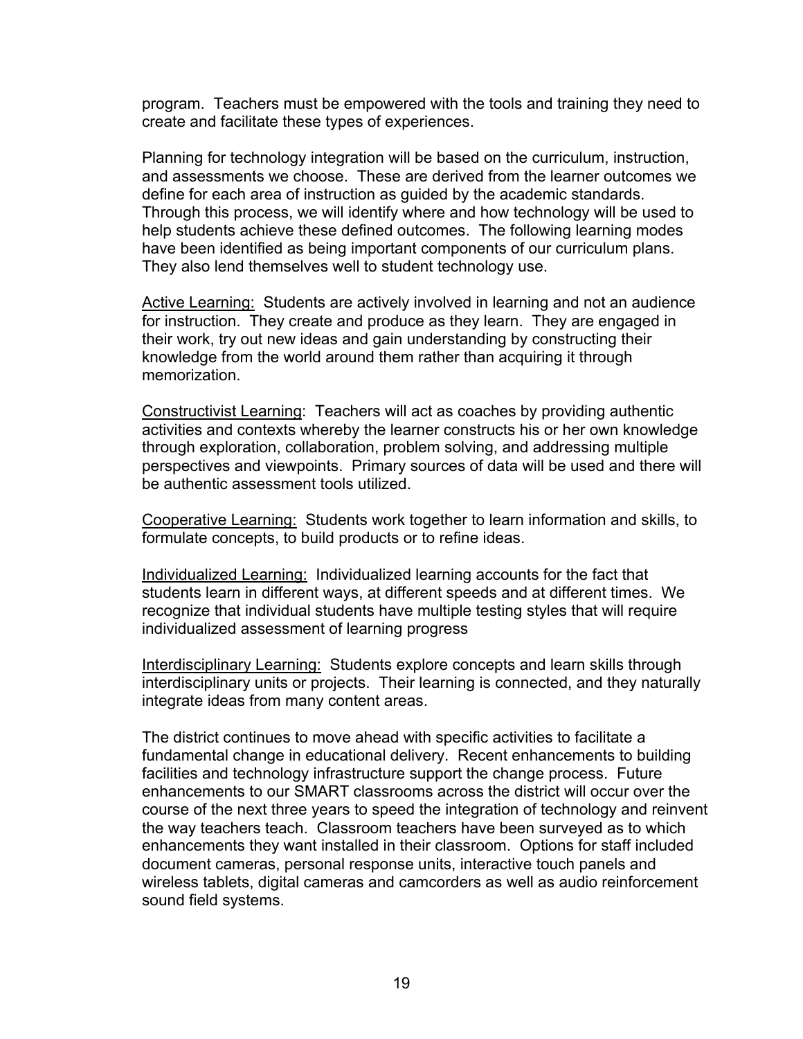program. Teachers must be empowered with the tools and training they need to create and facilitate these types of experiences.

Planning for technology integration will be based on the curriculum, instruction, and assessments we choose. These are derived from the learner outcomes we define for each area of instruction as guided by the academic standards. Through this process, we will identify where and how technology will be used to help students achieve these defined outcomes. The following learning modes have been identified as being important components of our curriculum plans. They also lend themselves well to student technology use.

<u>Active Learning:</u> Students are actively involved in learning and not an audience for instruction. They create and produce as they learn. They are engaged in their work, try out new ideas and gain understanding by constructing their knowledge from the world around them rather than acquiring it through memorization.

<u>Constructivist Learning</u>: Teachers will act as coaches by providing authentic activities and contexts whereby the learner constructs his or her own knowledge through exploration, collaboration, problem solving, and addressing multiple perspectives and viewpoints. Primary sources of data will be used and there will be authentic assessment tools utilized.

<u>Cooperative Learning:</u> Students work together to learn information and skills, to formulate concepts, to build products or to refine ideas.

<u>Individualized Learning:</u> Individualized learning accounts for the fact that students learn in different ways, at different speeds and at different times. We recognize that individual students have multiple testing styles that will require individualized assessment of learning progress

<u>Interdisciplinary Learning:</u> Students explore concepts and learn skills through interdisciplinary units or projects. Their learning is connected, and they naturally integrate ideas from many content areas.

The district continues to move ahead with specific activities to facilitate a fundamental change in educational delivery. Recent enhancements to building facilities and technology infrastructure support the change process. Future enhancements to our SMART classrooms across the district will occur over the course of the next three years to speed the integration of technology and reinvent the way teachers teach. Classroom teachers have been surveyed as to which enhancements they want installed in their classroom. Options for staff included document cameras, personal response units, interactive touch panels and wireless tablets, digital cameras and camcorders as well as audio reinforcement sound field systems.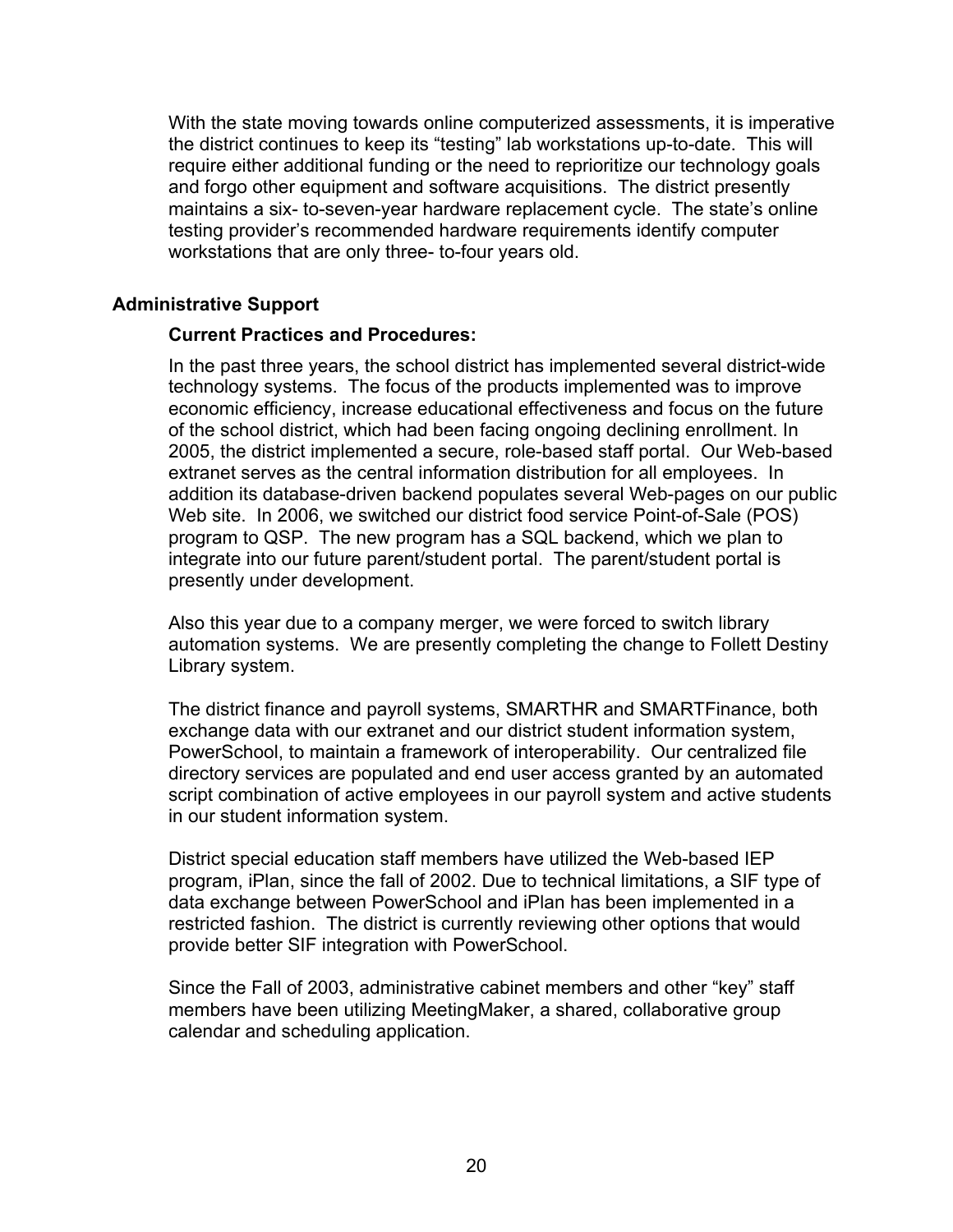With the state moving towards online computerized assessments, it is imperative the district continues to keep its "testing" lab workstations up-to-date. This will require either additional funding or the need to reprioritize our technology goals and forgo other equipment and software acquisitions. The district presently maintains a six- to-seven-year hardware replacement cycle. The state's online testing provider's recommended hardware requirements identify computer workstations that are only three- to-four years old.

## Administrative Support

### Current Practices and Procedures:

In the past three years, the school district has implemented several district-wide technology systems. The focus of the products implemented was to improve economic efficiency, increase educational effectiveness and focus on the future of the school district, which had been facing ongoing declining enrollment. In 2005, the district implemented a secure, role-based staff portal. Our Web-based extranet serves as the central information distribution for all employees. In addition its database-driven backend populates several Web-pages on our public Web site. In 2006, we switched our district food service Point-of-Sale (POS) program to QSP. The new program has a SQL backend, which we plan to integrate into our future parent/student portal. The parent/student portal is presently under development.

Also this year due to a company merger, we were forced to switch library automation systems. We are presently completing the change to Follett Destiny Library system.

The district finance and payroll systems, SMARTHR and SMARTFinance, both exchange data with our extranet and our district student information system, PowerSchool, to maintain a framework of interoperability. Our centralized file directory services are populated and end user access granted by an automated script combination of active employees in our payroll system and active students in our student information system.

District special education staff members have utilized the Web-based IEP program, iPlan, since the fall of 2002. Due to technical limitations, a SIF type of data exchange between PowerSchool and iPlan has been implemented in a restricted fashion. The district is currently reviewing other options that would provide better SIF integration with PowerSchool.

Since the Fall of 2003, administrative cabinet members and other "key" staff members have been utilizing MeetingMaker, a shared, collaborative group calendar and scheduling application.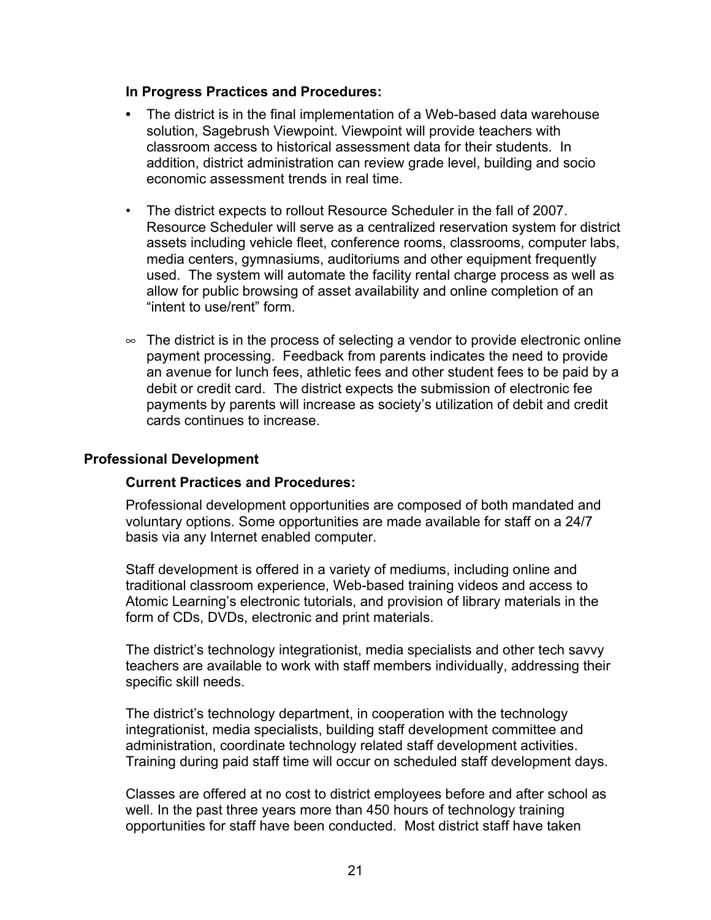**In Progress Practices and Procedures:**

- The district is in the final implementation of a Web-based data warehouse solution, Sagebrush Viewpoint. Viewpoint will provide teachers with classroom access to historical assessment data for their students. In addition, district administration can review grade level, building and socio economic assessment trends in real time.

- The district expects to rollout Resource Scheduler in the fall of 2007. Resource Scheduler will serve as a centralized reservation system for district assets including vehicle fleet, conference rooms, classrooms, computer labs, media centers, gymnasiums, auditoriums and other equipment frequently used. The system will automate the facility rental charge process as well as allow for public browsing of asset availability and online completion of an "intent to use/rent" form.

- The district is in the process of selecting a vendor to provide electronic online payment processing. Feedback from parents indicates the need to provide an avenue for lunch fees, athletic fees and other student fees to be paid by a debit or credit card. The district expects the submission of electronic fee payments by parents will increase as society's utilization of debit and credit cards continues to increase.

**Professional Development**

**Current Practices and Procedures:**

Professional development opportunities are composed of both mandated and voluntary options. Some opportunities are made available for staff on a 24/7 basis via any Internet enabled computer.

Staff development is offered in a variety of mediums, including online and traditional classroom experience, Web-based training videos and access to Atomic Learning's electronic tutorials, and provision of library materials in the form of CDs, DVDs, electronic and print materials.

The district's technology integrationist, media specialists and other tech savvy teachers are available to work with staff members individually, addressing their specific skill needs.

The district's technology department, in cooperation with the technology integrationist, media specialists, building staff development committee and administration, coordinate technology related staff development activities. Training during paid staff time will occur on scheduled staff development days.

Classes are offered at no cost to district employees before and after school as well. In the past three years more than 450 hours of technology training opportunities for staff have been conducted. Most district staff have taken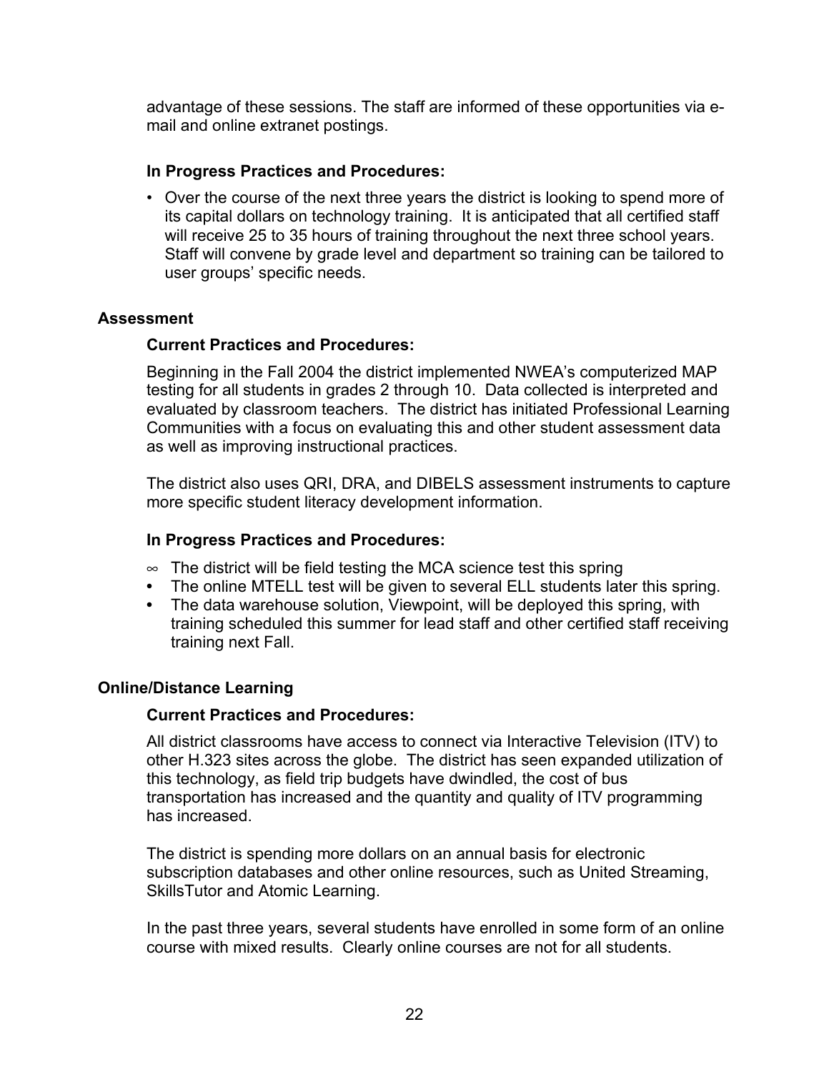advantage of these sessions. The staff are informed of these opportunities via e-mail and online extranet postings.

**In Progress Practices and Procedures:**

- Over the course of the next three years the district is looking to spend more of its capital dollars on technology training. It is anticipated that all certified staff will receive 25 to 35 hours of training throughout the next three school years. Staff will convene by grade level and department so training can be tailored to user groups' specific needs.

### Assessment

**Current Practices and Procedures:**

Beginning in the Fall 2004 the district implemented NWEA's computerized MAP testing for all students in grades 2 through 10. Data collected is interpreted and evaluated by classroom teachers. The district has initiated Professional Learning Communities with a focus on evaluating this and other student assessment data as well as improving instructional practices.

The district also uses QRI, DRA, and DIBELS assessment instruments to capture more specific student literacy development information.

**In Progress Practices and Procedures:**

- The district will be field testing the MCA science test this spring
- The online MTELL test will be given to several ELL students later this spring.
- The data warehouse solution, Viewpoint, will be deployed this spring, with training scheduled this summer for lead staff and other certified staff receiving training next Fall.

### Online/Distance Learning

**Current Practices and Procedures:**

All district classrooms have access to connect via Interactive Television (ITV) to other H.323 sites across the globe. The district has seen expanded utilization of this technology, as field trip budgets have dwindled, the cost of bus transportation has increased and the quantity and quality of ITV programming has increased.

The district is spending more dollars on an annual basis for electronic subscription databases and other online resources, such as United Streaming, SkillsTutor and Atomic Learning.

In the past three years, several students have enrolled in some form of an online course with mixed results. Clearly online courses are not for all students.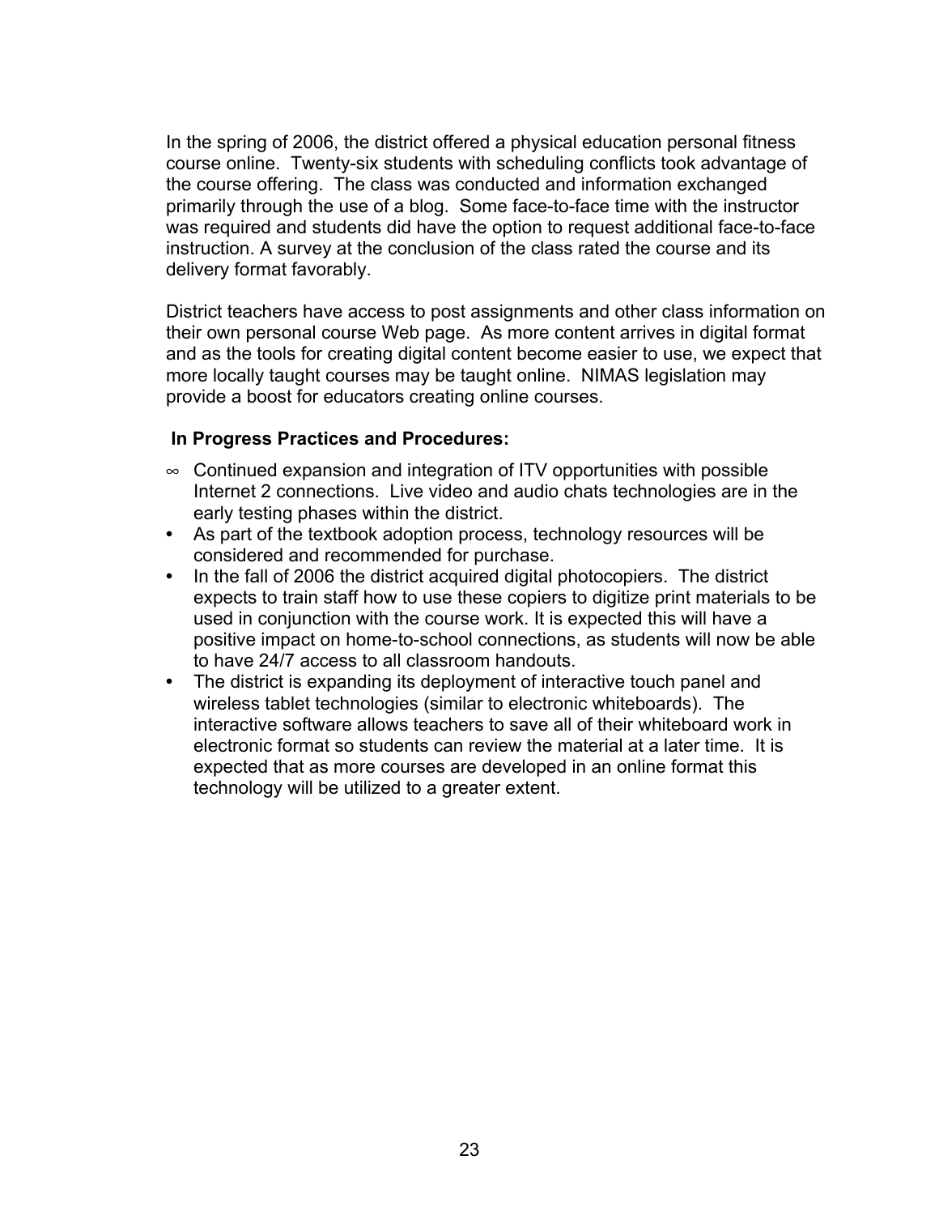In the spring of 2006, the district offered a physical education personal fitness course online. Twenty-six students with scheduling conflicts took advantage of the course offering. The class was conducted and information exchanged primarily through the use of a blog. Some face-to-face time with the instructor was required and students did have the option to request additional face-to-face instruction. A survey at the conclusion of the class rated the course and its delivery format favorably.

District teachers have access to post assignments and other class information on their own personal course Web page. As more content arrives in digital format and as the tools for creating digital content become easier to use, we expect that more locally taught courses may be taught online. NIMAS legislation may provide a boost for educators creating online courses.

**In Progress Practices and Procedures:**

- Continued expansion and integration of ITV opportunities with possible Internet 2 connections. Live video and audio chats technologies are in the early testing phases within the district.
- As part of the textbook adoption process, technology resources will be considered and recommended for purchase.
- In the fall of 2006 the district acquired digital photocopiers. The district expects to train staff how to use these copiers to digitize print materials to be used in conjunction with the course work. It is expected this will have a positive impact on home-to-school connections, as students will now be able to have 24/7 access to all classroom handouts.
- The district is expanding its deployment of interactive touch panel and wireless tablet technologies (similar to electronic whiteboards). The interactive software allows teachers to save all of their whiteboard work in electronic format so students can review the material at a later time. It is expected that as more courses are developed in an online format this technology will be utilized to a greater extent.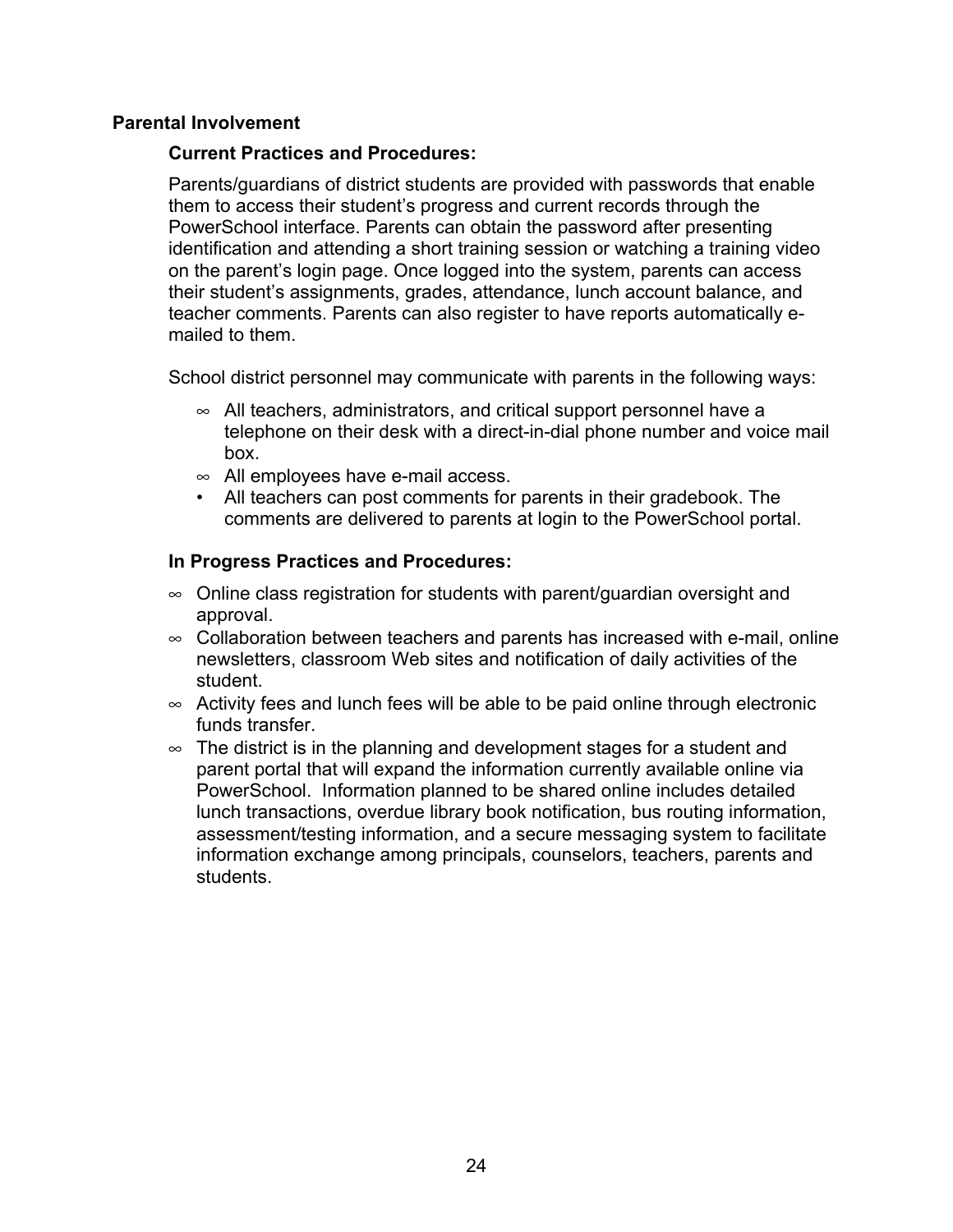**Parental Involvement**

**Current Practices and Procedures:**

Parents/guardians of district students are provided with passwords that enable them to access their student's progress and current records through the PowerSchool interface. Parents can obtain the password after presenting identification and attending a short training session or watching a training video on the parent's login page. Once logged into the system, parents can access their student's assignments, grades, attendance, lunch account balance, and teacher comments. Parents can also register to have reports automatically e-mailed to them.

School district personnel may communicate with parents in the following ways:

- All teachers, administrators, and critical support personnel have a telephone on their desk with a direct-in-dial phone number and voice mail box.
- All employees have e-mail access.
- All teachers can post comments for parents in their gradebook. The comments are delivered to parents at login to the PowerSchool portal.

**In Progress Practices and Procedures:**

- Online class registration for students with parent/guardian oversight and approval.
- Collaboration between teachers and parents has increased with e-mail, online newsletters, classroom Web sites and notification of daily activities of the student.
- Activity fees and lunch fees will be able to be paid online through electronic funds transfer.
- The district is in the planning and development stages for a student and parent portal that will expand the information currently available online via PowerSchool. Information planned to be shared online includes detailed lunch transactions, overdue library book notification, bus routing information, assessment/testing information, and a secure messaging system to facilitate information exchange among principals, counselors, teachers, parents and students.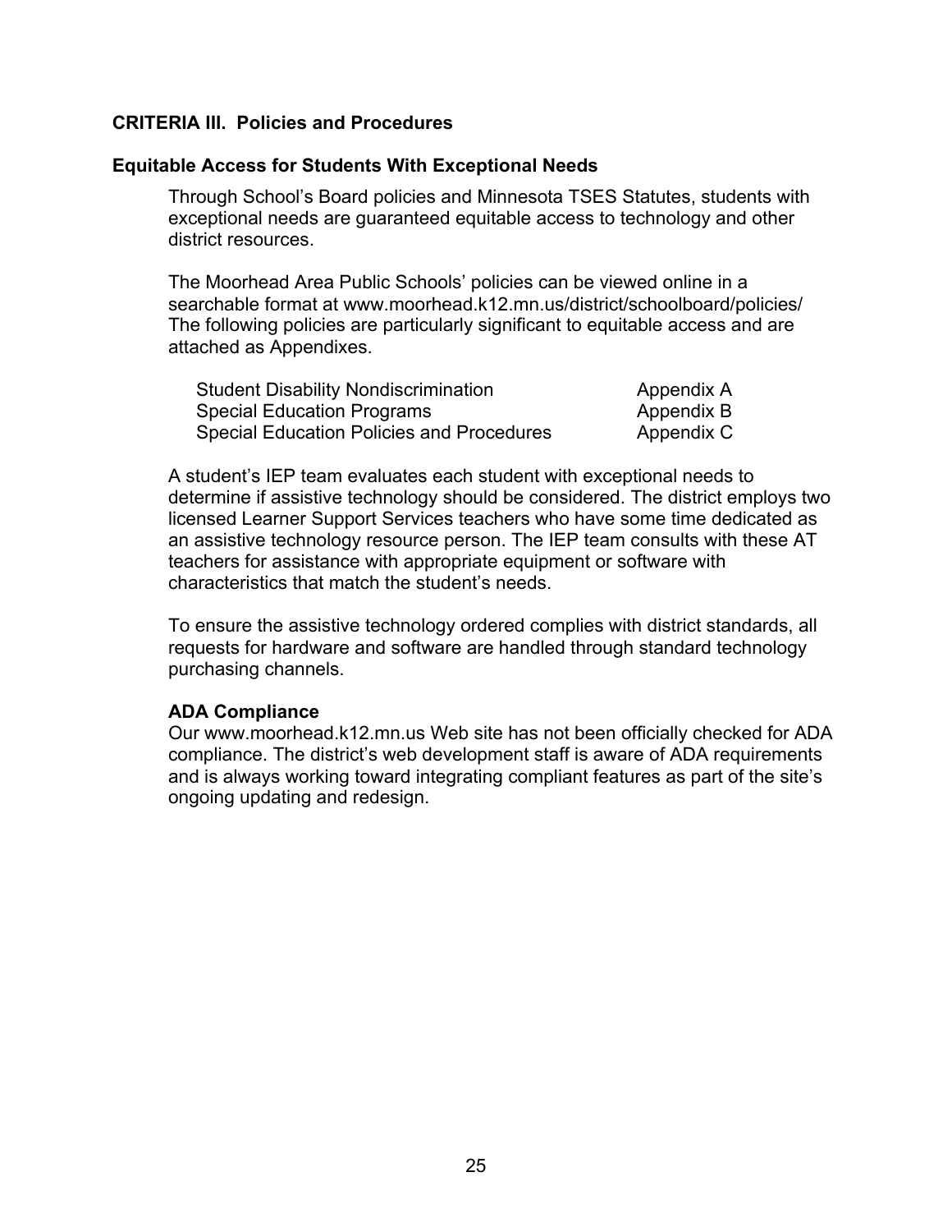## CRITERIA III. Policies and Procedures

### Equitable Access for Students With Exceptional Needs

Through School's Board policies and Minnesota TSES Statutes, students with exceptional needs are guaranteed equitable access to technology and other district resources.

The Moorhead Area Public Schools' policies can be viewed online in a searchable format at www.moorhead.k12.mn.us/district/schoolboard/policies/ The following policies are particularly significant to equitable access and are attached as Appendixes.

| Policy | Appendix |
|---|---|
| Student Disability Nondiscrimination | Appendix A |
| Special Education Programs | Appendix B |
| Special Education Policies and Procedures | Appendix C |

A student's IEP team evaluates each student with exceptional needs to determine if assistive technology should be considered. The district employs two licensed Learner Support Services teachers who have some time dedicated as an assistive technology resource person. The IEP team consults with these AT teachers for assistance with appropriate equipment or software with characteristics that match the student's needs.

To ensure the assistive technology ordered complies with district standards, all requests for hardware and software are handled through standard technology purchasing channels.

**ADA Compliance**

Our www.moorhead.k12.mn.us Web site has not been officially checked for ADA compliance. The district's web development staff is aware of ADA requirements and is always working toward integrating compliant features as part of the site's ongoing updating and redesign.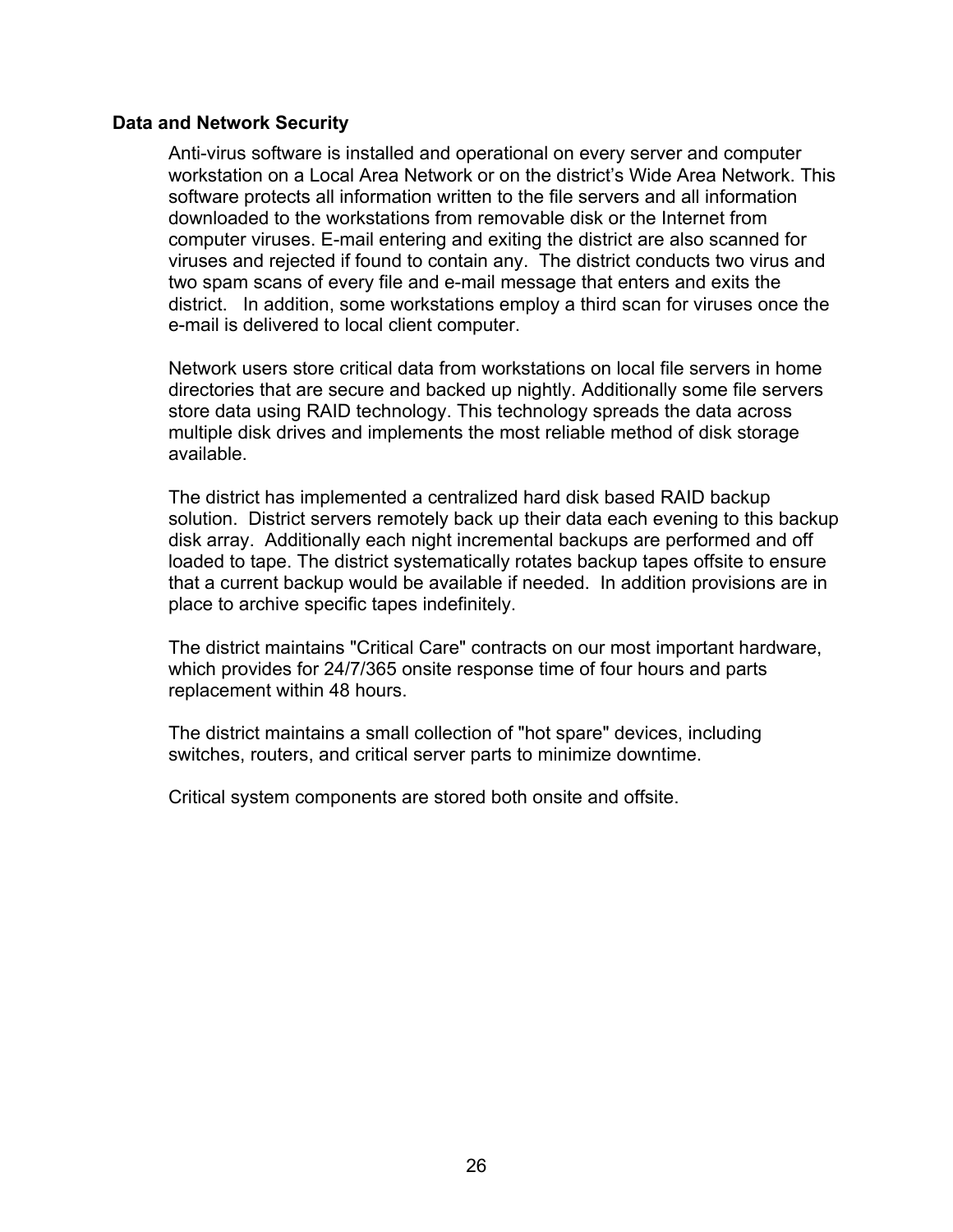## Data and Network Security

Anti-virus software is installed and operational on every server and computer workstation on a Local Area Network or on the district's Wide Area Network. This software protects all information written to the file servers and all information downloaded to the workstations from removable disk or the Internet from computer viruses. E-mail entering and exiting the district are also scanned for viruses and rejected if found to contain any. The district conducts two virus and two spam scans of every file and e-mail message that enters and exits the district. In addition, some workstations employ a third scan for viruses once the e-mail is delivered to local client computer.

Network users store critical data from workstations on local file servers in home directories that are secure and backed up nightly. Additionally some file servers store data using RAID technology. This technology spreads the data across multiple disk drives and implements the most reliable method of disk storage available.

The district has implemented a centralized hard disk based RAID backup solution. District servers remotely back up their data each evening to this backup disk array. Additionally each night incremental backups are performed and off loaded to tape. The district systematically rotates backup tapes offsite to ensure that a current backup would be available if needed. In addition provisions are in place to archive specific tapes indefinitely.

The district maintains "Critical Care" contracts on our most important hardware, which provides for 24/7/365 onsite response time of four hours and parts replacement within 48 hours.

The district maintains a small collection of "hot spare" devices, including switches, routers, and critical server parts to minimize downtime.

Critical system components are stored both onsite and offsite.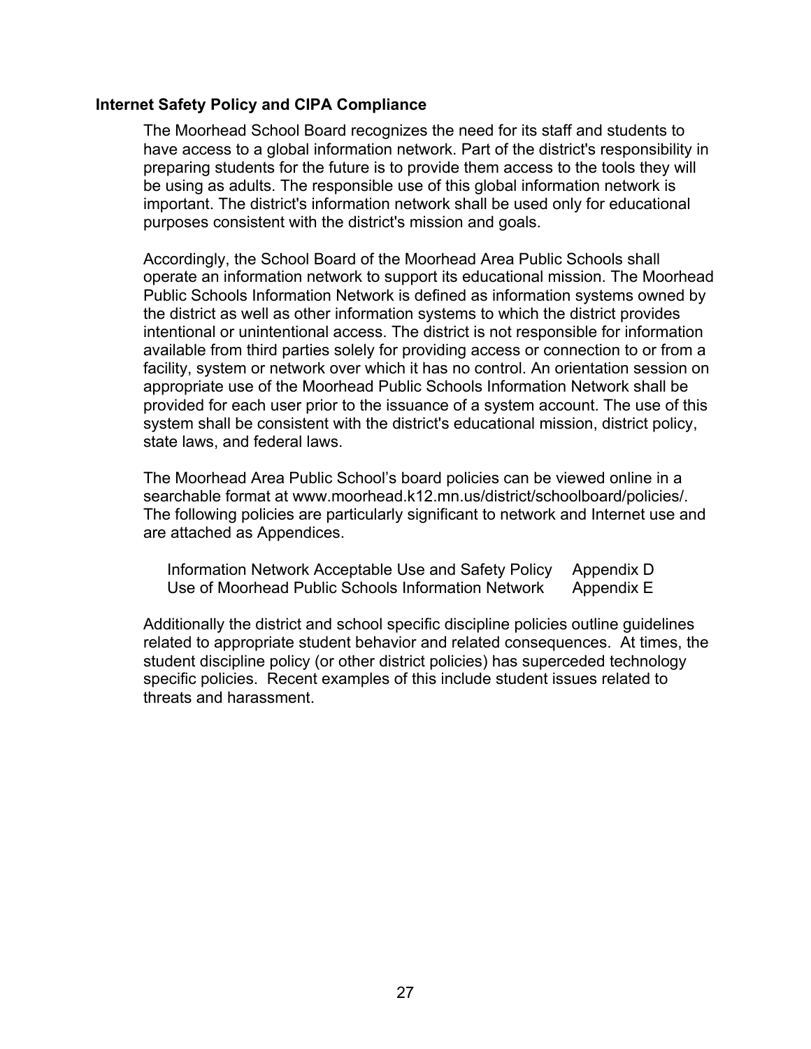## Internet Safety Policy and CIPA Compliance

The Moorhead School Board recognizes the need for its staff and students to have access to a global information network. Part of the district's responsibility in preparing students for the future is to provide them access to the tools they will be using as adults. The responsible use of this global information network is important. The district's information network shall be used only for educational purposes consistent with the district's mission and goals.

Accordingly, the School Board of the Moorhead Area Public Schools shall operate an information network to support its educational mission. The Moorhead Public Schools Information Network is defined as information systems owned by the district as well as other information systems to which the district provides intentional or unintentional access. The district is not responsible for information available from third parties solely for providing access or connection to or from a facility, system or network over which it has no control. An orientation session on appropriate use of the Moorhead Public Schools Information Network shall be provided for each user prior to the issuance of a system account. The use of this system shall be consistent with the district's educational mission, district policy, state laws, and federal laws.

The Moorhead Area Public School's board policies can be viewed online in a searchable format at www.moorhead.k12.mn.us/district/schoolboard/policies/. The following policies are particularly significant to network and Internet use and are attached as Appendices.

| Policy | Appendix |
|---|---|
| Information Network Acceptable Use and Safety Policy | Appendix D |
| Use of Moorhead Public Schools Information Network | Appendix E |

Additionally the district and school specific discipline policies outline guidelines related to appropriate student behavior and related consequences. At times, the student discipline policy (or other district policies) has superceded technology specific policies. Recent examples of this include student issues related to threats and harassment.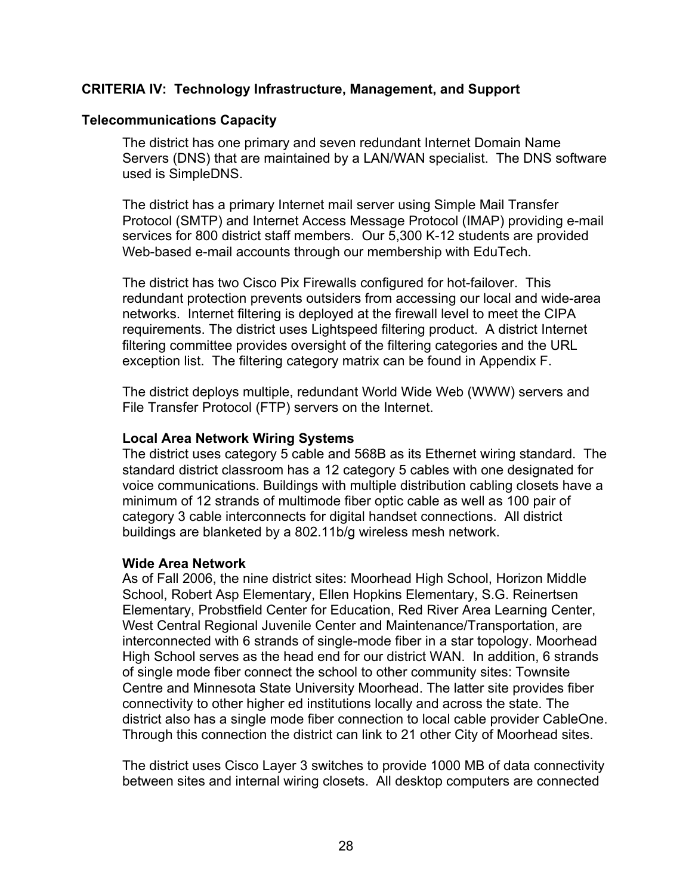## CRITERIA IV: Technology Infrastructure, Management, and Support

### Telecommunications Capacity

The district has one primary and seven redundant Internet Domain Name Servers (DNS) that are maintained by a LAN/WAN specialist. The DNS software used is SimpleDNS.

The district has a primary Internet mail server using Simple Mail Transfer Protocol (SMTP) and Internet Access Message Protocol (IMAP) providing e-mail services for 800 district staff members. Our 5,300 K-12 students are provided Web-based e-mail accounts through our membership with EduTech.

The district has two Cisco Pix Firewalls configured for hot-failover. This redundant protection prevents outsiders from accessing our local and wide-area networks. Internet filtering is deployed at the firewall level to meet the CIPA requirements. The district uses Lightspeed filtering product. A district Internet filtering committee provides oversight of the filtering categories and the URL exception list. The filtering category matrix can be found in Appendix F.

The district deploys multiple, redundant World Wide Web (WWW) servers and File Transfer Protocol (FTP) servers on the Internet.

#### Local Area Network Wiring Systems

The district uses category 5 cable and 568B as its Ethernet wiring standard. The standard district classroom has a 12 category 5 cables with one designated for voice communications. Buildings with multiple distribution cabling closets have a minimum of 12 strands of multimode fiber optic cable as well as 100 pair of category 3 cable interconnects for digital handset connections. All district buildings are blanketed by a 802.11b/g wireless mesh network.

#### Wide Area Network

As of Fall 2006, the nine district sites: Moorhead High School, Horizon Middle School, Robert Asp Elementary, Ellen Hopkins Elementary, S.G. Reinertsen Elementary, Probstfield Center for Education, Red River Area Learning Center, West Central Regional Juvenile Center and Maintenance/Transportation, are interconnected with 6 strands of single-mode fiber in a star topology. Moorhead High School serves as the head end for our district WAN. In addition, 6 strands of single mode fiber connect the school to other community sites: Townsite Centre and Minnesota State University Moorhead. The latter site provides fiber connectivity to other higher ed institutions locally and across the state. The district also has a single mode fiber connection to local cable provider CableOne. Through this connection the district can link to 21 other City of Moorhead sites.

The district uses Cisco Layer 3 switches to provide 1000 MB of data connectivity between sites and internal wiring closets. All desktop computers are connected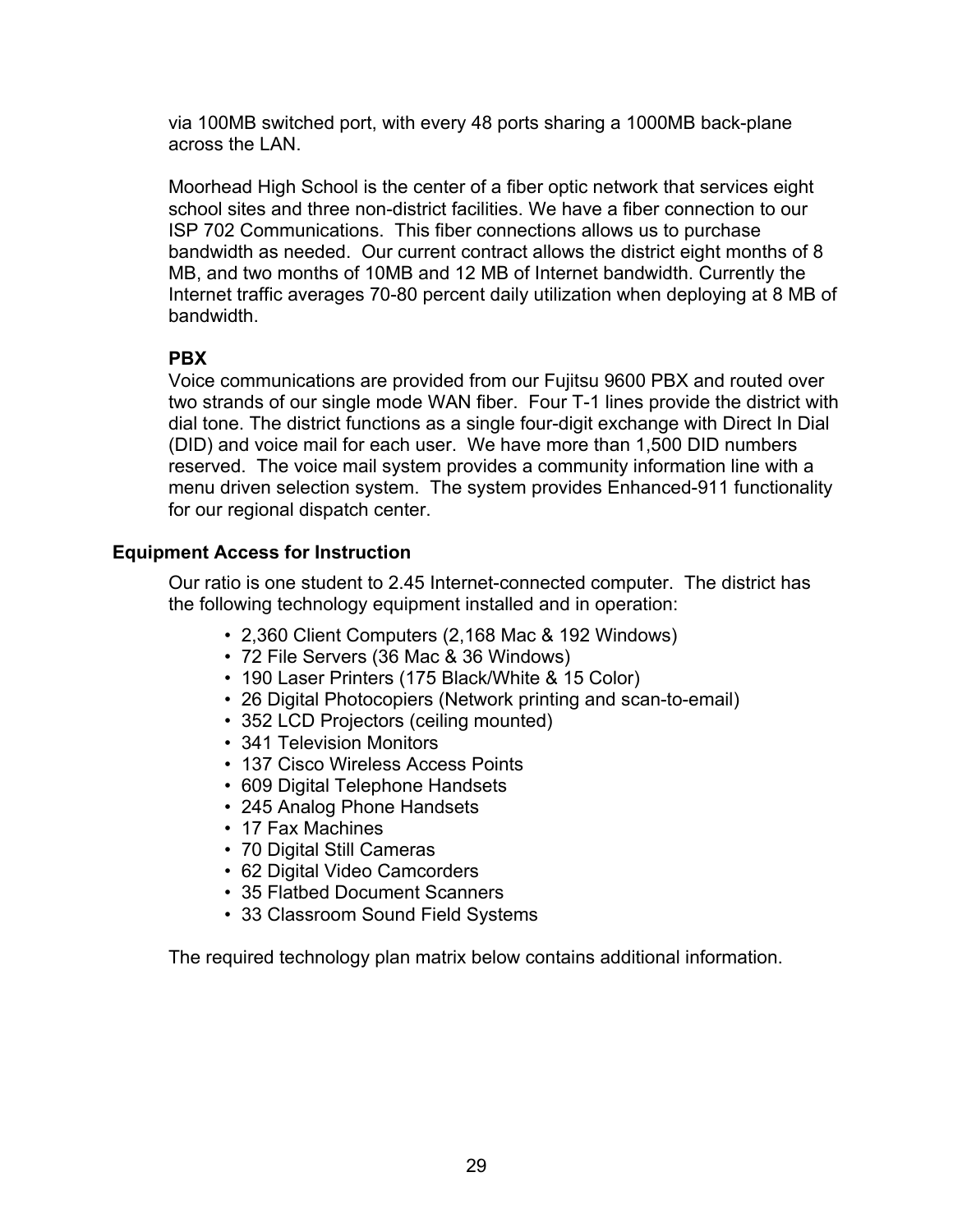via 100MB switched port, with every 48 ports sharing a 1000MB back-plane across the LAN.

Moorhead High School is the center of a fiber optic network that services eight school sites and three non-district facilities. We have a fiber connection to our ISP 702 Communications. This fiber connections allows us to purchase bandwidth as needed. Our current contract allows the district eight months of 8 MB, and two months of 10MB and 12 MB of Internet bandwidth. Currently the Internet traffic averages 70-80 percent daily utilization when deploying at 8 MB of bandwidth.

**PBX**

Voice communications are provided from our Fujitsu 9600 PBX and routed over two strands of our single mode WAN fiber. Four T-1 lines provide the district with dial tone. The district functions as a single four-digit exchange with Direct In Dial (DID) and voice mail for each user. We have more than 1,500 DID numbers reserved. The voice mail system provides a community information line with a menu driven selection system. The system provides Enhanced-911 functionality for our regional dispatch center.

**Equipment Access for Instruction**

Our ratio is one student to 2.45 Internet-connected computer. The district has the following technology equipment installed and in operation:

- 2,360 Client Computers (2,168 Mac & 192 Windows)
- 72 File Servers (36 Mac & 36 Windows)
- 190 Laser Printers (175 Black/White & 15 Color)
- 26 Digital Photocopiers (Network printing and scan-to-email)
- 352 LCD Projectors (ceiling mounted)
- 341 Television Monitors
- 137 Cisco Wireless Access Points
- 609 Digital Telephone Handsets
- 245 Analog Phone Handsets
- 17 Fax Machines
- 70 Digital Still Cameras
- 62 Digital Video Camcorders
- 35 Flatbed Document Scanners
- 33 Classroom Sound Field Systems

The required technology plan matrix below contains additional information.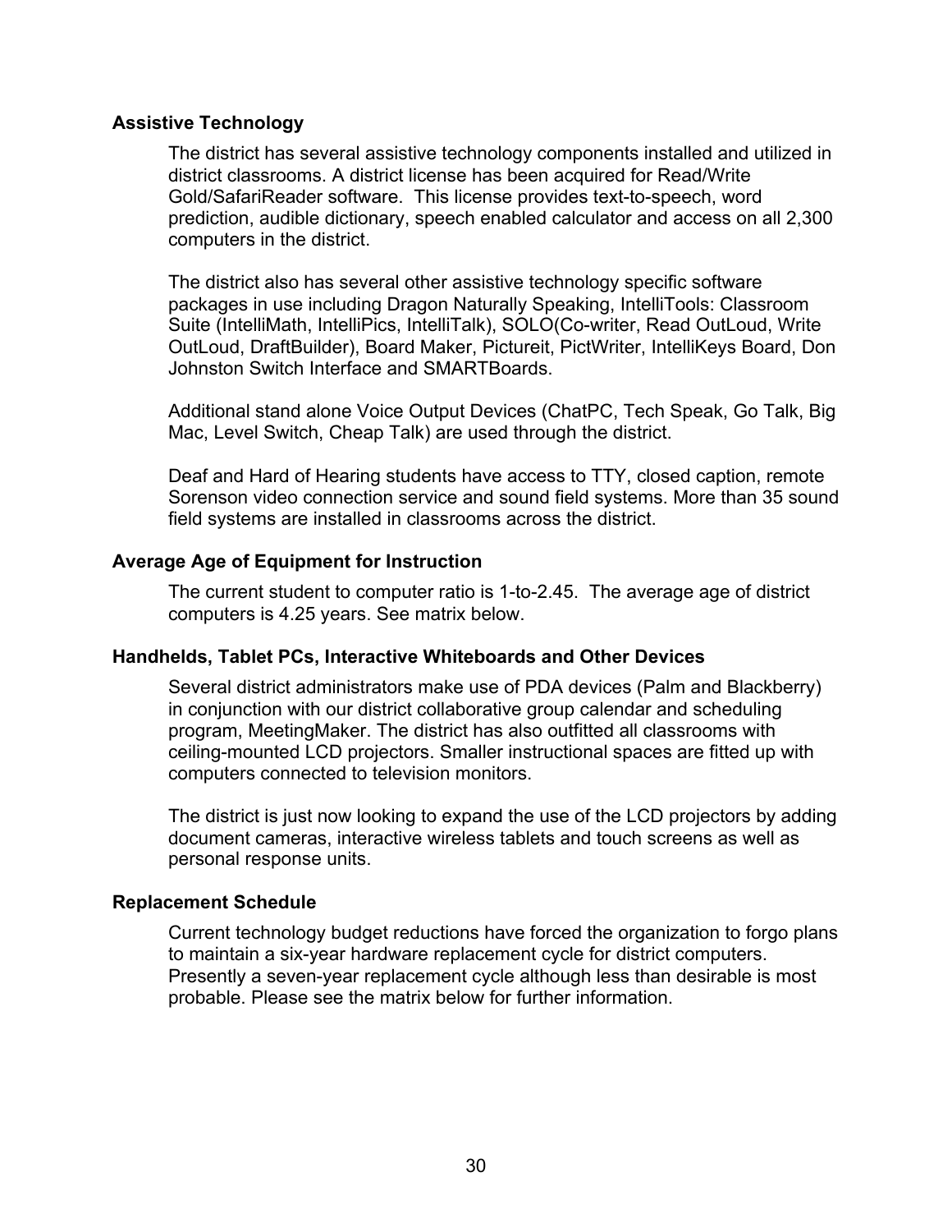### Assistive Technology

The district has several assistive technology components installed and utilized in district classrooms. A district license has been acquired for Read/Write Gold/SafariReader software. This license provides text-to-speech, word prediction, audible dictionary, speech enabled calculator and access on all 2,300 computers in the district.

The district also has several other assistive technology specific software packages in use including Dragon Naturally Speaking, IntelliTools: Classroom Suite (IntelliMath, IntelliPics, IntelliTalk), SOLO(Co-writer, Read OutLoud, Write OutLoud, DraftBuilder), Board Maker, Pictureit, PictWriter, IntelliKeys Board, Don Johnston Switch Interface and SMARTBoards.

Additional stand alone Voice Output Devices (ChatPC, Tech Speak, Go Talk, Big Mac, Level Switch, Cheap Talk) are used through the district.

Deaf and Hard of Hearing students have access to TTY, closed caption, remote Sorenson video connection service and sound field systems. More than 35 sound field systems are installed in classrooms across the district.

### Average Age of Equipment for Instruction

The current student to computer ratio is 1-to-2.45. The average age of district computers is 4.25 years. See matrix below.

### Handhelds, Tablet PCs, Interactive Whiteboards and Other Devices

Several district administrators make use of PDA devices (Palm and Blackberry) in conjunction with our district collaborative group calendar and scheduling program, MeetingMaker. The district has also outfitted all classrooms with ceiling-mounted LCD projectors. Smaller instructional spaces are fitted up with computers connected to television monitors.

The district is just now looking to expand the use of the LCD projectors by adding document cameras, interactive wireless tablets and touch screens as well as personal response units.

### Replacement Schedule

Current technology budget reductions have forced the organization to forgo plans to maintain a six-year hardware replacement cycle for district computers. Presently a seven-year replacement cycle although less than desirable is most probable. Please see the matrix below for further information.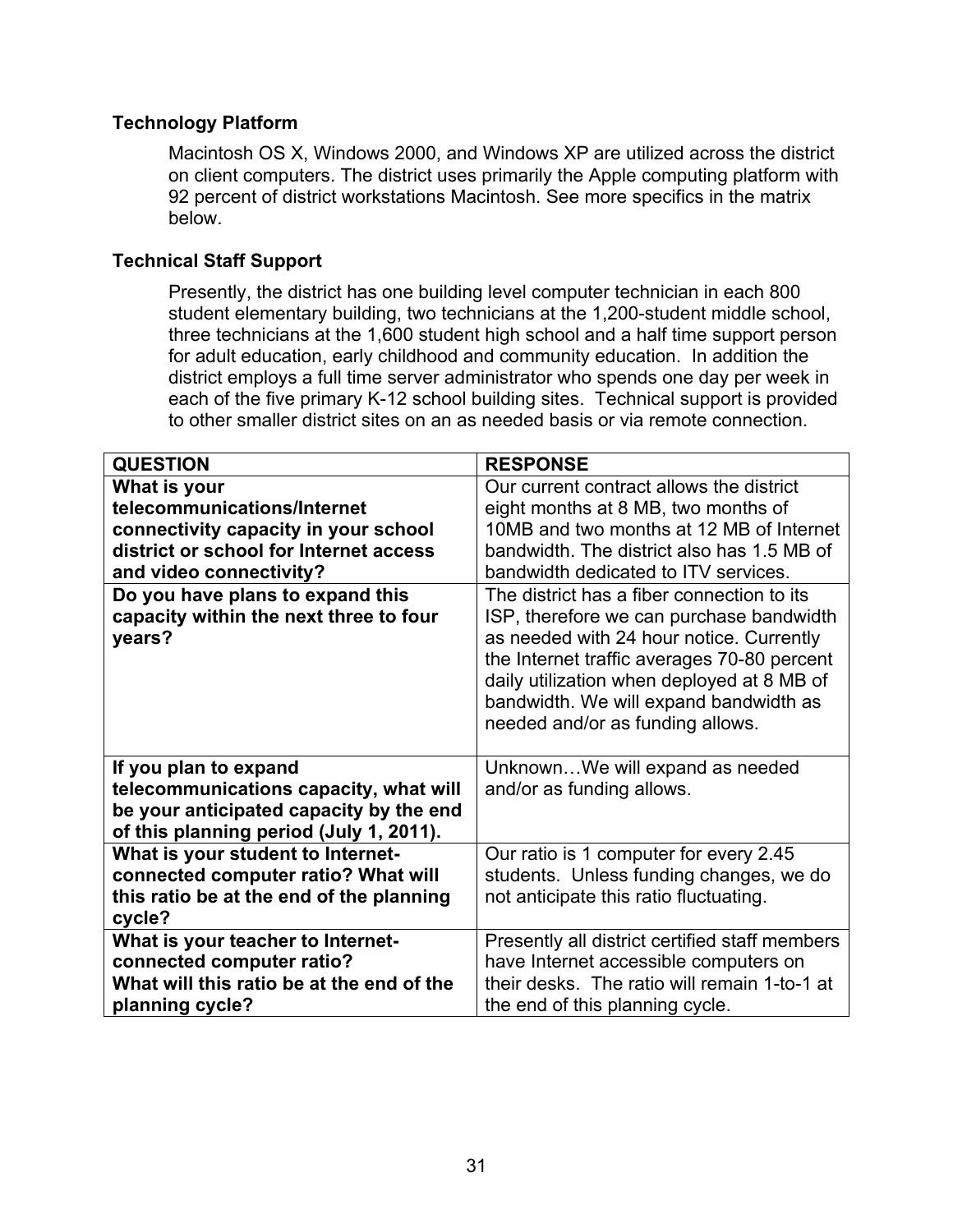### Technology Platform

Macintosh OS X, Windows 2000, and Windows XP are utilized across the district on client computers. The district uses primarily the Apple computing platform with 92 percent of district workstations Macintosh. See more specifics in the matrix below.

### Technical Staff Support

Presently, the district has one building level computer technician in each 800 student elementary building, two technicians at the 1,200-student middle school, three technicians at the 1,600 student high school and a half time support person for adult education, early childhood and community education. In addition the district employs a full time server administrator who spends one day per week in each of the five primary K-12 school building sites. Technical support is provided to other smaller district sites on an as needed basis or via remote connection.

| QUESTION | RESPONSE |
|---|---|
| **What is your telecommunications/Internet connectivity capacity in your school district or school for Internet access and video connectivity?** | Our current contract allows the district eight months at 8 MB, two months of 10MB and two months at 12 MB of Internet bandwidth. The district also has 1.5 MB of bandwidth dedicated to ITV services. |
| **Do you have plans to expand this capacity within the next three to four years?** | The district has a fiber connection to its ISP, therefore we can purchase bandwidth as needed with 24 hour notice. Currently the Internet traffic averages 70-80 percent daily utilization when deployed at 8 MB of bandwidth. We will expand bandwidth as needed and/or as funding allows. |
| **If you plan to expand telecommunications capacity, what will be your anticipated capacity by the end of this planning period (July 1, 2011).** | Unknown…We will expand as needed and/or as funding allows. |
| **What is your student to Internet-connected computer ratio? What will this ratio be at the end of the planning cycle?** | Our ratio is 1 computer for every 2.45 students. Unless funding changes, we do not anticipate this ratio fluctuating. |
| **What is your teacher to Internet-connected computer ratio? What will this ratio be at the end of the planning cycle?** | Presently all district certified staff members have Internet accessible computers on their desks. The ratio will remain 1-to-1 at the end of this planning cycle. |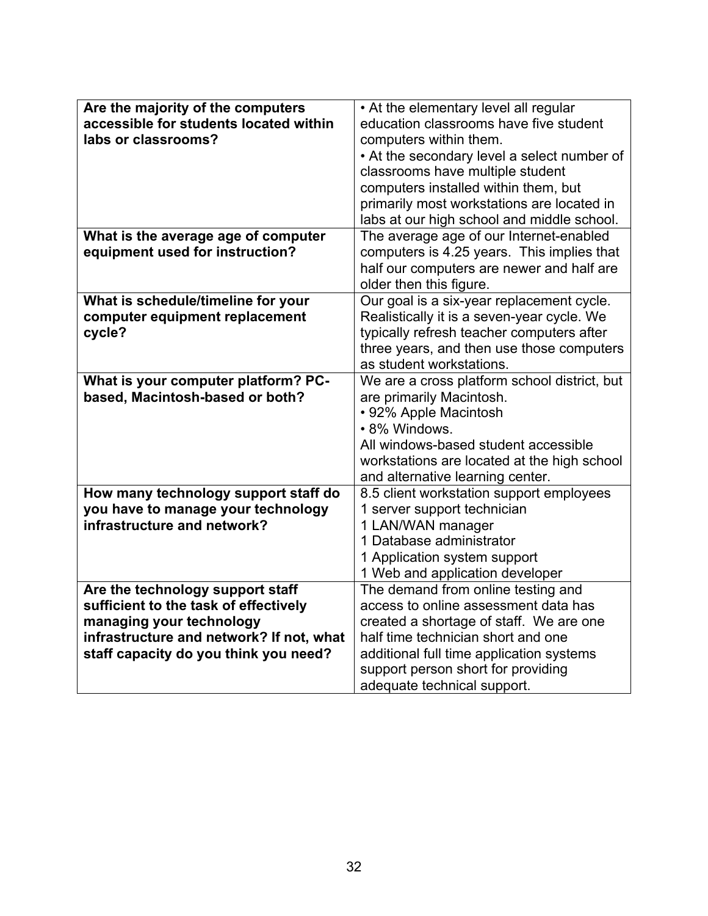| | |
|---|---|
| **Are the majority of the computers accessible for students located within labs or classrooms?** | • At the elementary level all regular education classrooms have five student computers within them.<br>• At the secondary level a select number of classrooms have multiple student computers installed within them, but primarily most workstations are located in labs at our high school and middle school. |
| **What is the average age of computer equipment used for instruction?** | The average age of our Internet-enabled computers is 4.25 years. This implies that half our computers are newer and half are older then this figure. |
| **What is schedule/timeline for your computer equipment replacement cycle?** | Our goal is a six-year replacement cycle. Realistically it is a seven-year cycle. We typically refresh teacher computers after three years, and then use those computers as student workstations. |
| **What is your computer platform? PC-based, Macintosh-based or both?** | We are a cross platform school district, but are primarily Macintosh.<br>• 92% Apple Macintosh<br>• 8% Windows.<br>All windows-based student accessible workstations are located at the high school and alternative learning center. |
| **How many technology support staff do you have to manage your technology infrastructure and network?** | 8.5 client workstation support employees<br>1 server support technician<br>1 LAN/WAN manager<br>1 Database administrator<br>1 Application system support<br>1 Web and application developer |
| **Are the technology support staff sufficient to the task of effectively managing your technology infrastructure and network? If not, what staff capacity do you think you need?** | The demand from online testing and access to online assessment data has created a shortage of staff. We are one half time technician short and one additional full time application systems support person short for providing adequate technical support. |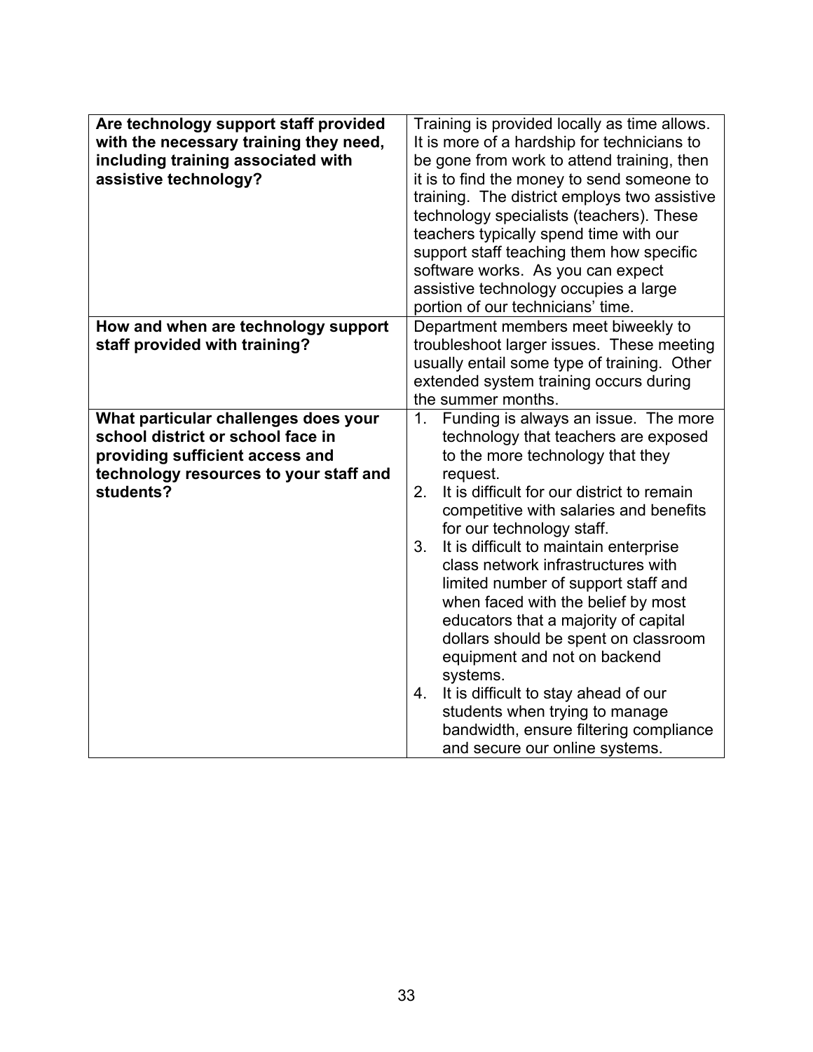| | |
|---|---|
| **Are technology support staff provided with the necessary training they need, including training associated with assistive technology?** | Training is provided locally as time allows. It is more of a hardship for technicians to be gone from work to attend training, then it is to find the money to send someone to training. The district employs two assistive technology specialists (teachers). These teachers typically spend time with our support staff teaching them how specific software works. As you can expect assistive technology occupies a large portion of our technicians' time. |
| **How and when are technology support staff provided with training?** | Department members meet biweekly to troubleshoot larger issues. These meeting usually entail some type of training. Other extended system training occurs during the summer months. |
| **What particular challenges does your school district or school face in providing sufficient access and technology resources to your staff and students?** | 1. Funding is always an issue. The more technology that teachers are exposed to the more technology that they request.<br>2. It is difficult for our district to remain competitive with salaries and benefits for our technology staff.<br>3. It is difficult to maintain enterprise class network infrastructures with limited number of support staff and when faced with the belief by most educators that a majority of capital dollars should be spent on classroom equipment and not on backend systems.<br>4. It is difficult to stay ahead of our students when trying to manage bandwidth, ensure filtering compliance and secure our online systems. |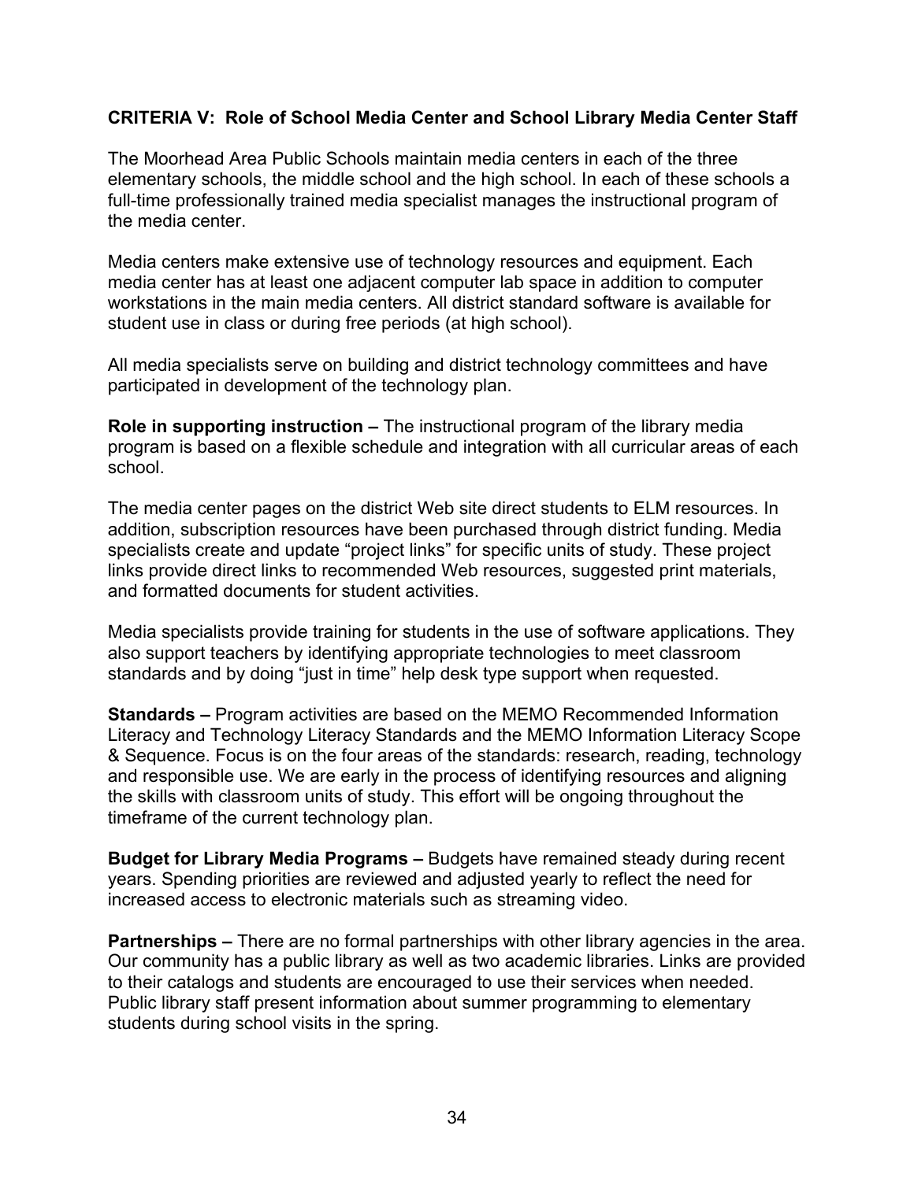### CRITERIA V: Role of School Media Center and School Library Media Center Staff

The Moorhead Area Public Schools maintain media centers in each of the three elementary schools, the middle school and the high school. In each of these schools a full-time professionally trained media specialist manages the instructional program of the media center.

Media centers make extensive use of technology resources and equipment. Each media center has at least one adjacent computer lab space in addition to computer workstations in the main media centers. All district standard software is available for student use in class or during free periods (at high school).

All media specialists serve on building and district technology committees and have participated in development of the technology plan.

**Role in supporting instruction –** The instructional program of the library media program is based on a flexible schedule and integration with all curricular areas of each school.

The media center pages on the district Web site direct students to ELM resources. In addition, subscription resources have been purchased through district funding. Media specialists create and update "project links" for specific units of study. These project links provide direct links to recommended Web resources, suggested print materials, and formatted documents for student activities.

Media specialists provide training for students in the use of software applications. They also support teachers by identifying appropriate technologies to meet classroom standards and by doing "just in time" help desk type support when requested.

**Standards –** Program activities are based on the MEMO Recommended Information Literacy and Technology Literacy Standards and the MEMO Information Literacy Scope & Sequence. Focus is on the four areas of the standards: research, reading, technology and responsible use. We are early in the process of identifying resources and aligning the skills with classroom units of study. This effort will be ongoing throughout the timeframe of the current technology plan.

**Budget for Library Media Programs –** Budgets have remained steady during recent years. Spending priorities are reviewed and adjusted yearly to reflect the need for increased access to electronic materials such as streaming video.

**Partnerships –** There are no formal partnerships with other library agencies in the area. Our community has a public library as well as two academic libraries. Links are provided to their catalogs and students are encouraged to use their services when needed. Public library staff present information about summer programming to elementary students during school visits in the spring.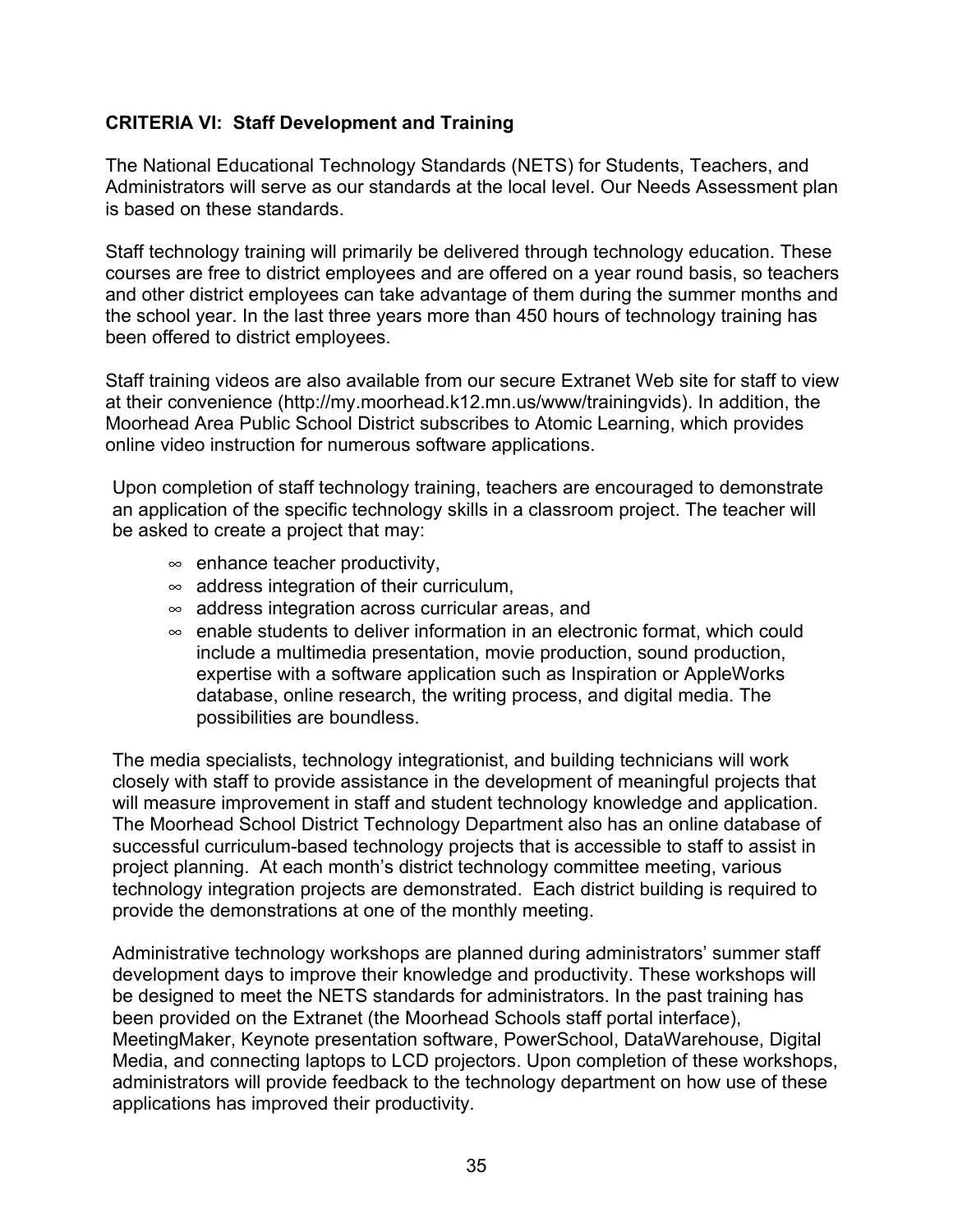**CRITERIA VI: Staff Development and Training**

The National Educational Technology Standards (NETS) for Students, Teachers, and Administrators will serve as our standards at the local level. Our Needs Assessment plan is based on these standards.

Staff technology training will primarily be delivered through technology education. These courses are free to district employees and are offered on a year round basis, so teachers and other district employees can take advantage of them during the summer months and the school year. In the last three years more than 450 hours of technology training has been offered to district employees.

Staff training videos are also available from our secure Extranet Web site for staff to view at their convenience (http://my.moorhead.k12.mn.us/www/trainingvids). In addition, the Moorhead Area Public School District subscribes to Atomic Learning, which provides online video instruction for numerous software applications.

Upon completion of staff technology training, teachers are encouraged to demonstrate an application of the specific technology skills in a classroom project. The teacher will be asked to create a project that may:

- enhance teacher productivity,
- address integration of their curriculum,
- address integration across curricular areas, and
- enable students to deliver information in an electronic format, which could include a multimedia presentation, movie production, sound production, expertise with a software application such as Inspiration or AppleWorks database, online research, the writing process, and digital media. The possibilities are boundless.

The media specialists, technology integrationist, and building technicians will work closely with staff to provide assistance in the development of meaningful projects that will measure improvement in staff and student technology knowledge and application. The Moorhead School District Technology Department also has an online database of successful curriculum-based technology projects that is accessible to staff to assist in project planning. At each month's district technology committee meeting, various technology integration projects are demonstrated. Each district building is required to provide the demonstrations at one of the monthly meeting.

Administrative technology workshops are planned during administrators' summer staff development days to improve their knowledge and productivity. These workshops will be designed to meet the NETS standards for administrators. In the past training has been provided on the Extranet (the Moorhead Schools staff portal interface), MeetingMaker, Keynote presentation software, PowerSchool, DataWarehouse, Digital Media, and connecting laptops to LCD projectors. Upon completion of these workshops, administrators will provide feedback to the technology department on how use of these applications has improved their productivity.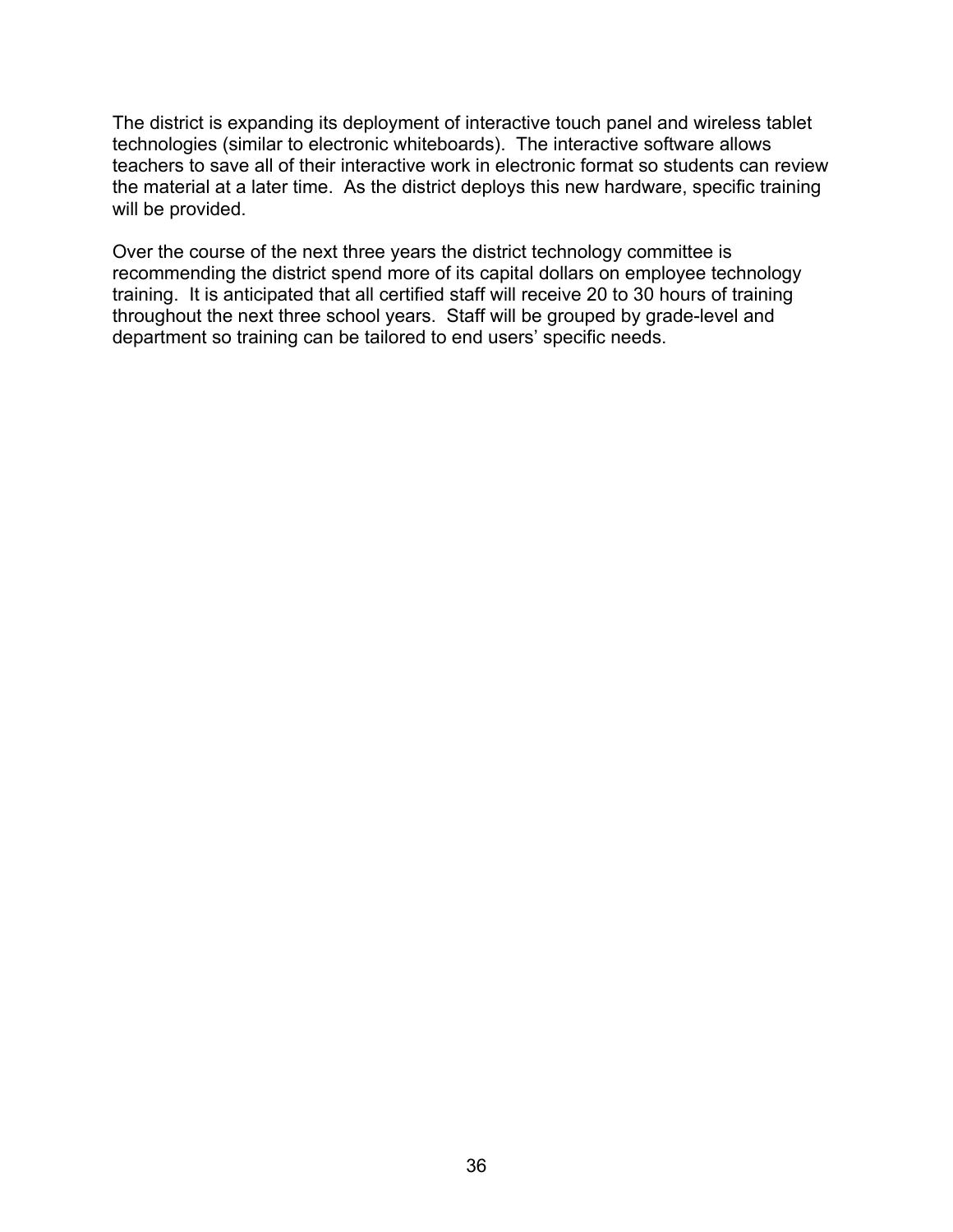The district is expanding its deployment of interactive touch panel and wireless tablet technologies (similar to electronic whiteboards). The interactive software allows teachers to save all of their interactive work in electronic format so students can review the material at a later time. As the district deploys this new hardware, specific training will be provided.

Over the course of the next three years the district technology committee is recommending the district spend more of its capital dollars on employee technology training. It is anticipated that all certified staff will receive 20 to 30 hours of training throughout the next three school years. Staff will be grouped by grade-level and department so training can be tailored to end users' specific needs.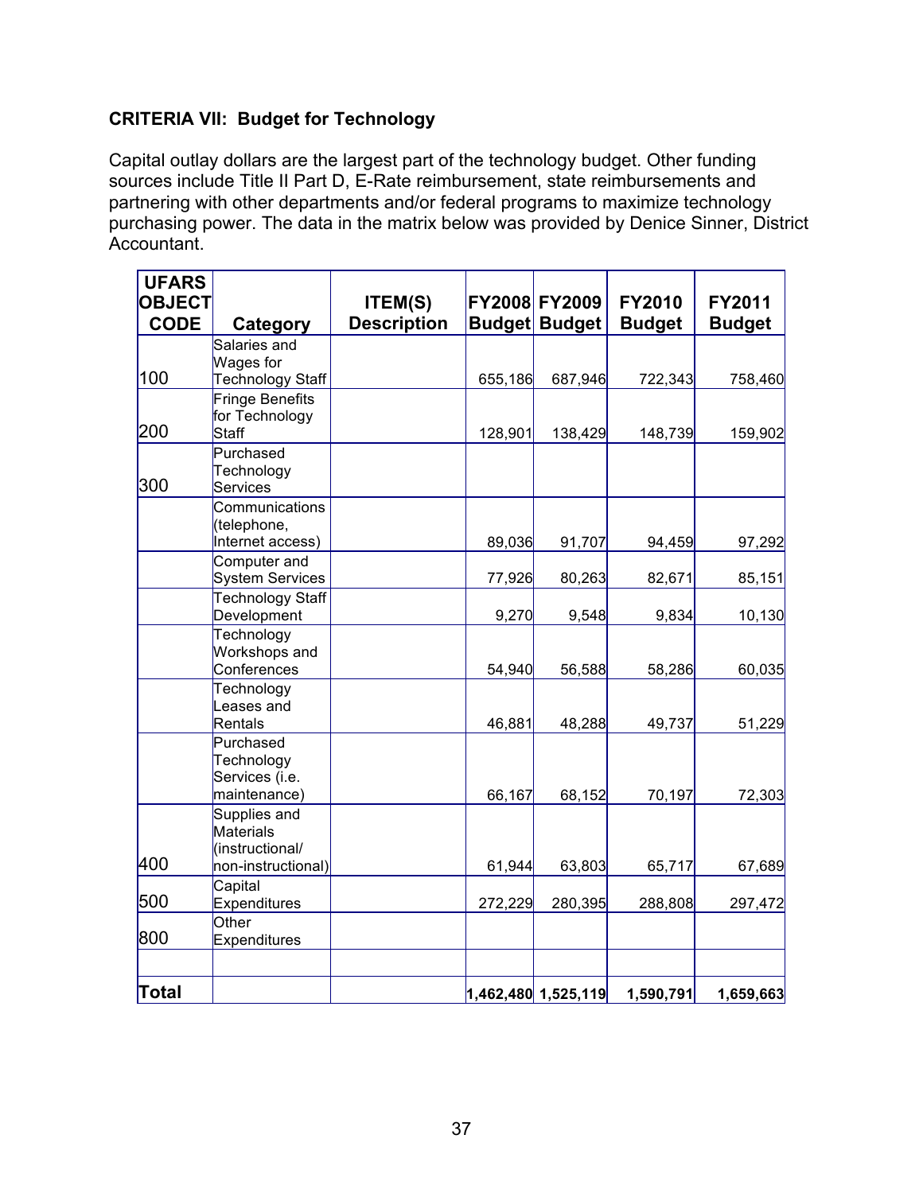**CRITERIA VII: Budget for Technology**

Capital outlay dollars are the largest part of the technology budget. Other funding sources include Title II Part D, E-Rate reimbursement, state reimbursements and partnering with other departments and/or federal programs to maximize technology purchasing power. The data in the matrix below was provided by Denice Sinner, District Accountant.

| UFARS OBJECT CODE | Category | ITEM(S) Description | FY2008 Budget | FY2009 Budget | FY2010 Budget | FY2011 Budget |
|---|---|---|---|---|---|---|
| 100 | Salaries and Wages for Technology Staff | | 655,186 | 687,946 | 722,343 | 758,460 |
| 200 | Fringe Benefits for Technology Staff | | 128,901 | 138,429 | 148,739 | 159,902 |
| 300 | Purchased Technology Services | | | | | |
| | Communications (telephone, Internet access) | | 89,036 | 91,707 | 94,459 | 97,292 |
| | Computer and System Services | | 77,926 | 80,263 | 82,671 | 85,151 |
| | Technology Staff Development | | 9,270 | 9,548 | 9,834 | 10,130 |
| | Technology Workshops and Conferences | | 54,940 | 56,588 | 58,286 | 60,035 |
| | Technology Leases and Rentals | | 46,881 | 48,288 | 49,737 | 51,229 |
| | Purchased Technology Services (i.e. maintenance) | | 66,167 | 68,152 | 70,197 | 72,303 |
| 400 | Supplies and Materials (instructional/ non-instructional) | | 61,944 | 63,803 | 65,717 | 67,689 |
| 500 | Capital Expenditures | | 272,229 | 280,395 | 288,808 | 297,472 |
| 800 | Other Expenditures | | | | | |
| | | | | | | |
| **Total** | | | **1,462,480** | **1,525,119** | **1,590,791** | **1,659,663** |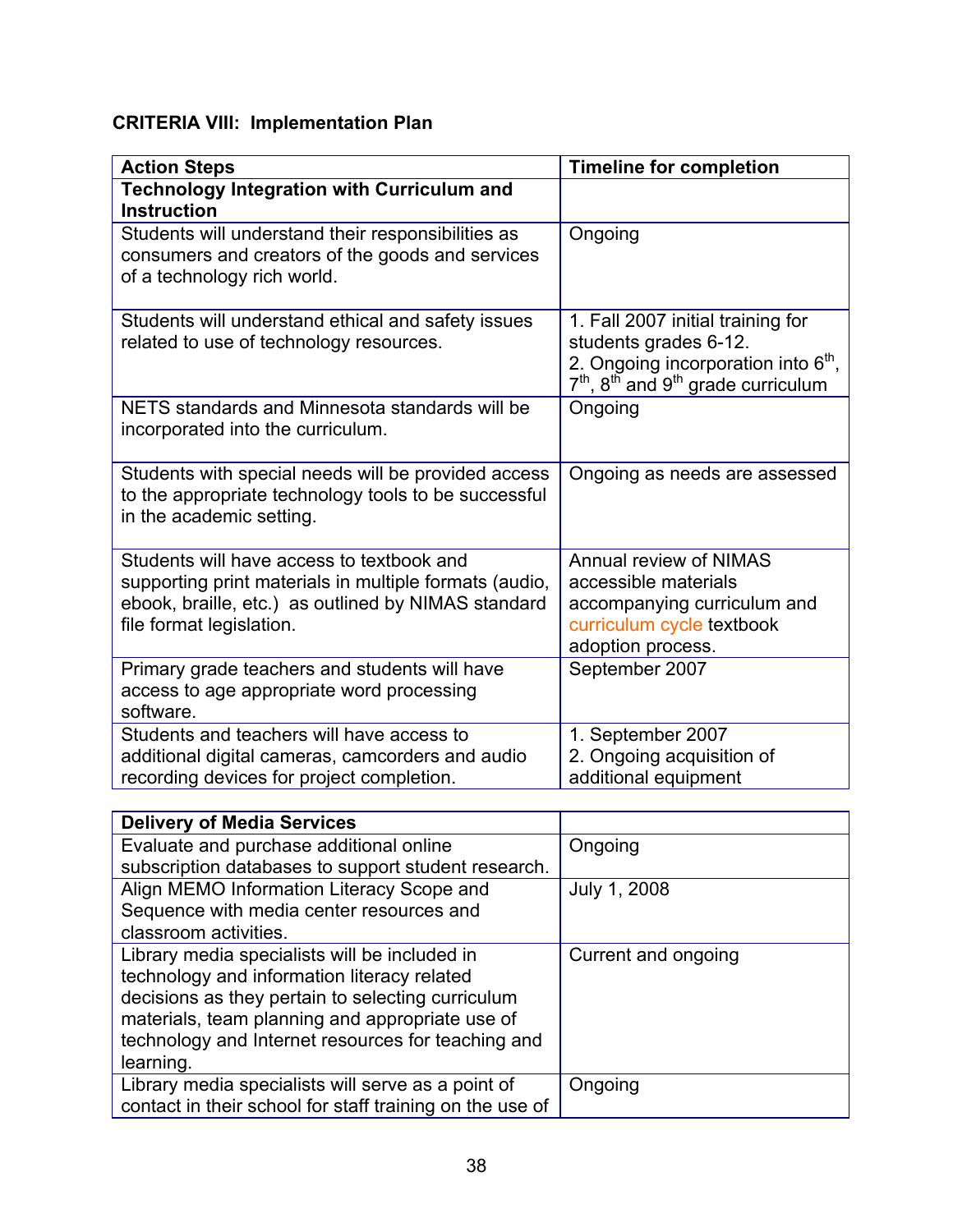**CRITERIA VIII: Implementation Plan**

| Action Steps | Timeline for completion |
|---|---|
| **Technology Integration with Curriculum and Instruction** | |
| Students will understand their responsibilities as consumers and creators of the goods and services of a technology rich world. | Ongoing |
| Students will understand ethical and safety issues related to use of technology resources. | 1. Fall 2007 initial training for students grades 6-12.<br>2. Ongoing incorporation into 6th, 7th, 8th and 9th grade curriculum |
| NETS standards and Minnesota standards will be incorporated into the curriculum. | Ongoing |
| Students with special needs will be provided access to the appropriate technology tools to be successful in the academic setting. | Ongoing as needs are assessed |
| Students will have access to textbook and supporting print materials in multiple formats (audio, ebook, braille, etc.) as outlined by NIMAS standard file format legislation. | Annual review of NIMAS accessible materials accompanying curriculum and curriculum cycle textbook adoption process. |
| Primary grade teachers and students will have access to age appropriate word processing software. | September 2007 |
| Students and teachers will have access to additional digital cameras, camcorders and audio recording devices for project completion. | 1. September 2007<br>2. Ongoing acquisition of additional equipment |

| **Delivery of Media Services** | |
|---|---|
| Evaluate and purchase additional online subscription databases to support student research. | Ongoing |
| Align MEMO Information Literacy Scope and Sequence with media center resources and classroom activities. | July 1, 2008 |
| Library media specialists will be included in technology and information literacy related decisions as they pertain to selecting curriculum materials, team planning and appropriate use of technology and Internet resources for teaching and learning. | Current and ongoing |
| Library media specialists will serve as a point of contact in their school for staff training on the use of | Ongoing |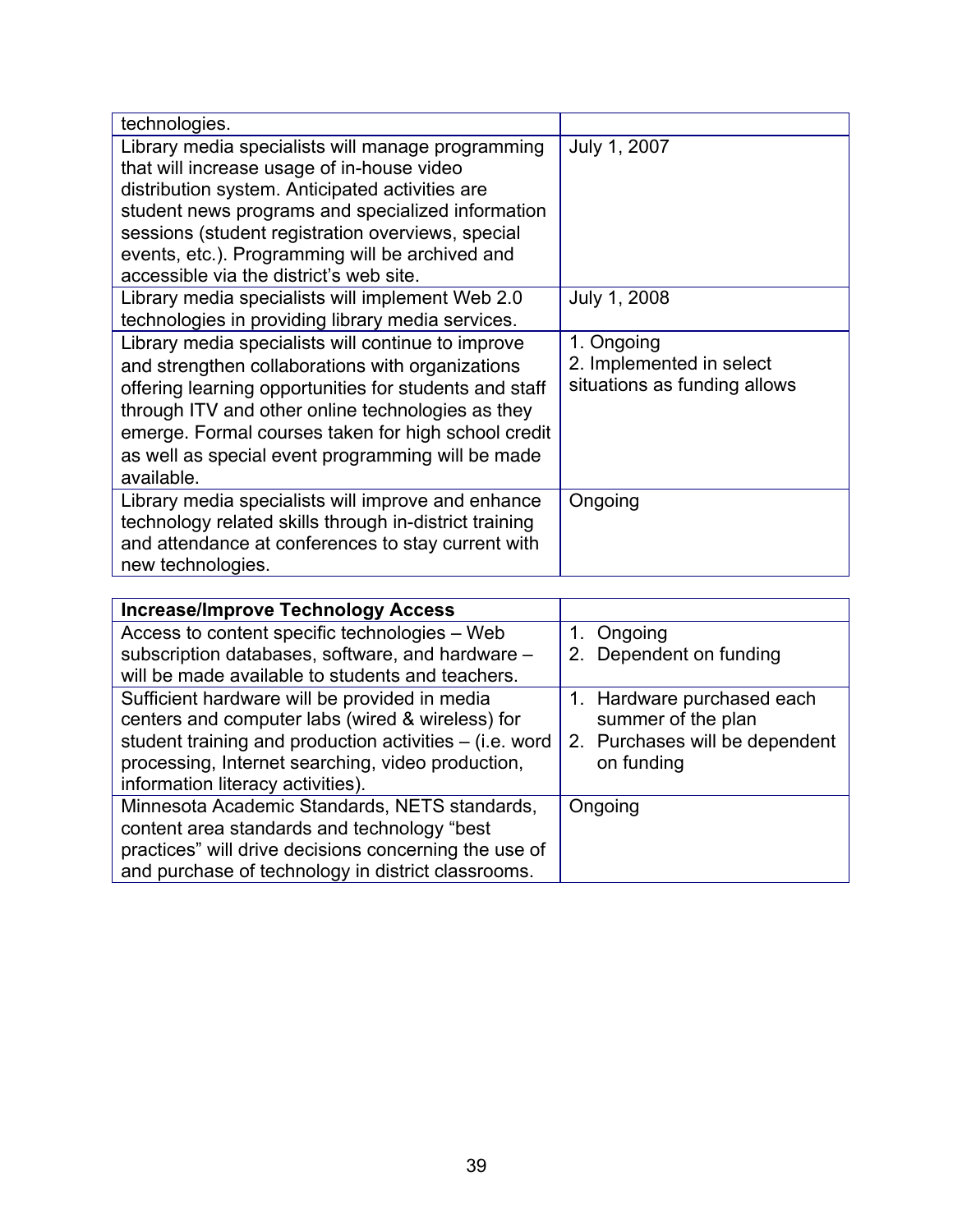| | |
|---|---|
| technologies. | |
| Library media specialists will manage programming that will increase usage of in-house video distribution system. Anticipated activities are student news programs and specialized information sessions (student registration overviews, special events, etc.). Programming will be archived and accessible via the district's web site. | July 1, 2007 |
| Library media specialists will implement Web 2.0 technologies in providing library media services. | July 1, 2008 |
| Library media specialists will continue to improve and strengthen collaborations with organizations offering learning opportunities for students and staff through ITV and other online technologies as they emerge. Formal courses taken for high school credit as well as special event programming will be made available. | 1. Ongoing<br>2. Implemented in select situations as funding allows |
| Library media specialists will improve and enhance technology related skills through in-district training and attendance at conferences to stay current with new technologies. | Ongoing |

| **Increase/Improve Technology Access** | |
|---|---|
| Access to content specific technologies – Web subscription databases, software, and hardware – will be made available to students and teachers. | 1. Ongoing<br>2. Dependent on funding |
| Sufficient hardware will be provided in media centers and computer labs (wired & wireless) for student training and production activities – (i.e. word processing, Internet searching, video production, information literacy activities). | 1. Hardware purchased each summer of the plan<br>2. Purchases will be dependent on funding |
| Minnesota Academic Standards, NETS standards, content area standards and technology "best practices" will drive decisions concerning the use of and purchase of technology in district classrooms. | Ongoing |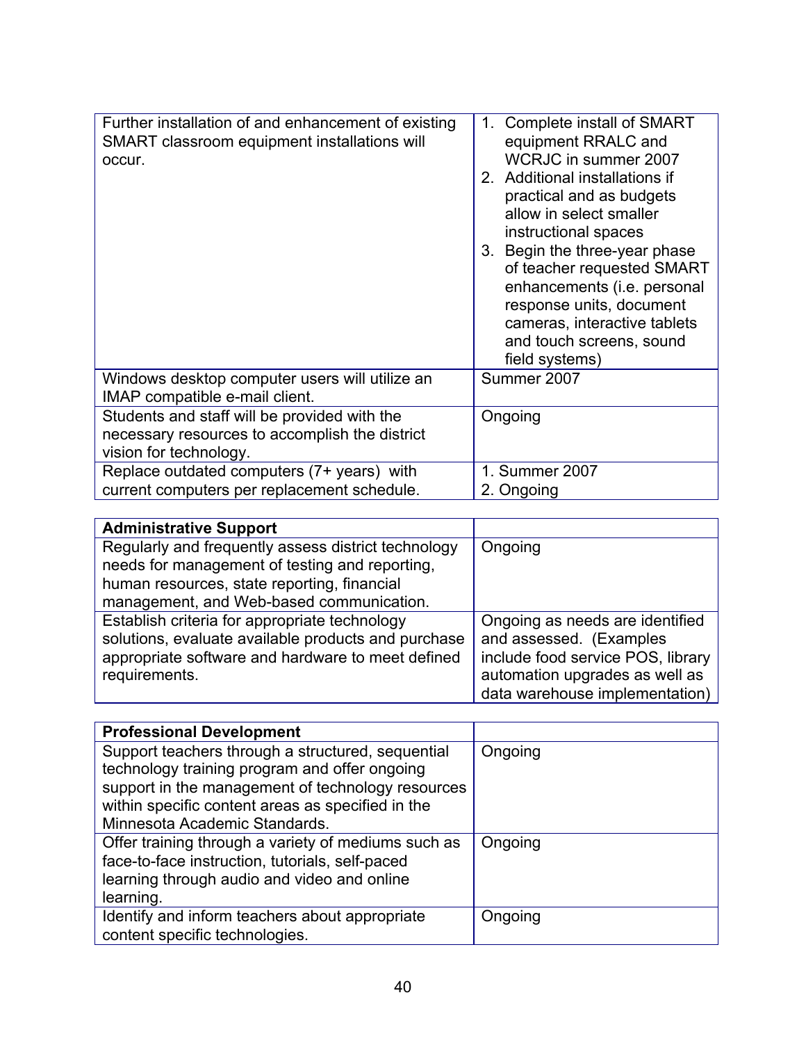| | |
|---|---|
| Further installation of and enhancement of existing SMART classroom equipment installations will occur. | 1. Complete install of SMART equipment RRALC and WCRJC in summer 2007<br>2. Additional installations if practical and as budgets allow in select smaller instructional spaces<br>3. Begin the three-year phase of teacher requested SMART enhancements (i.e. personal response units, document cameras, interactive tablets and touch screens, sound field systems) |
| Windows desktop computer users will utilize an IMAP compatible e-mail client. | Summer 2007 |
| Students and staff will be provided with the necessary resources to accomplish the district vision for technology. | Ongoing |
| Replace outdated computers (7+ years) with current computers per replacement schedule. | 1. Summer 2007<br>2. Ongoing |

| **Administrative Support** | |
|---|---|
| Regularly and frequently assess district technology needs for management of testing and reporting, human resources, state reporting, financial management, and Web-based communication. | Ongoing |
| Establish criteria for appropriate technology solutions, evaluate available products and purchase appropriate software and hardware to meet defined requirements. | Ongoing as needs are identified and assessed. (Examples include food service POS, library automation upgrades as well as data warehouse implementation) |

| **Professional Development** | |
|---|---|
| Support teachers through a structured, sequential technology training program and offer ongoing support in the management of technology resources within specific content areas as specified in the Minnesota Academic Standards. | Ongoing |
| Offer training through a variety of mediums such as face-to-face instruction, tutorials, self-paced learning through audio and video and online learning. | Ongoing |
| Identify and inform teachers about appropriate content specific technologies. | Ongoing |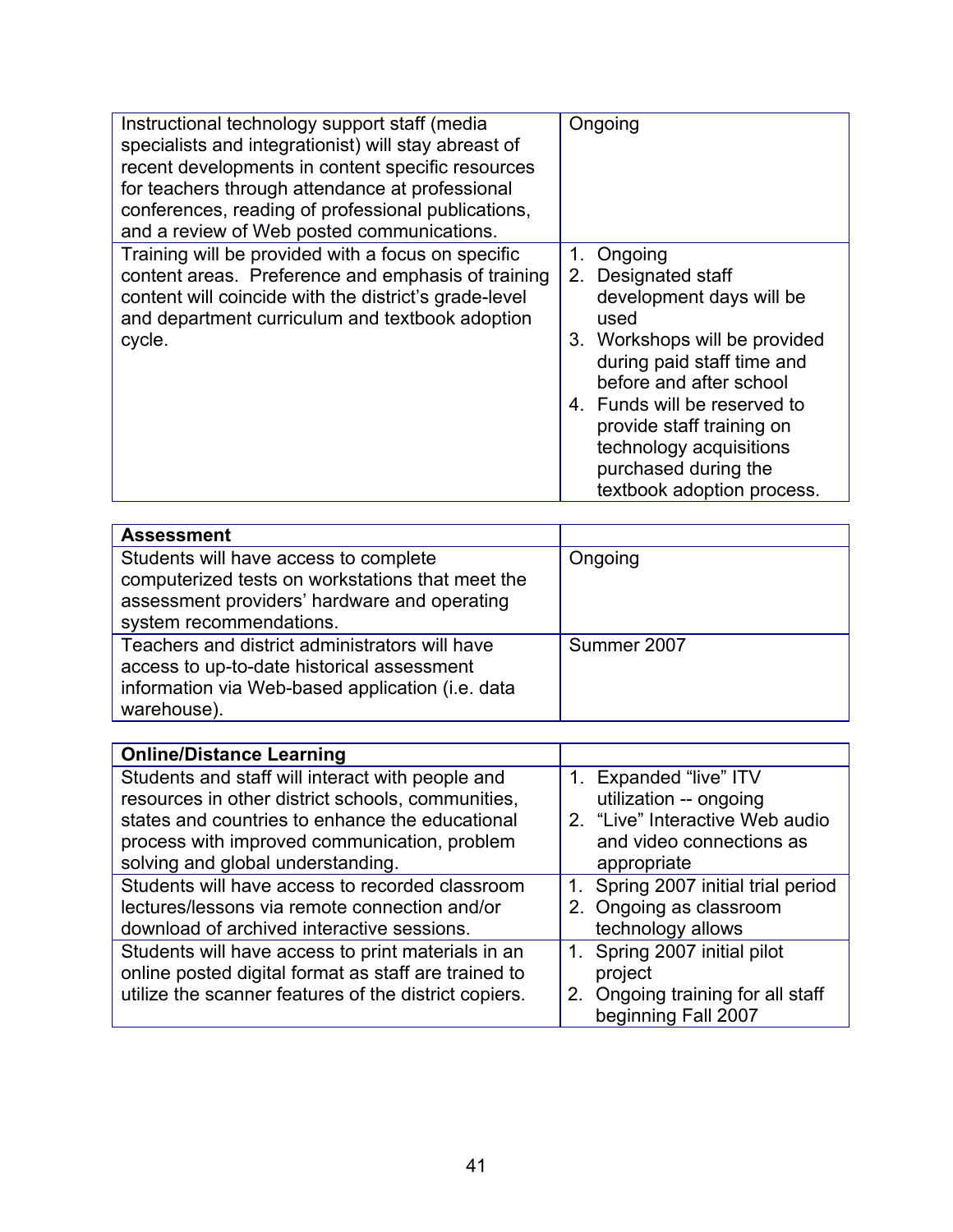| | |
|---|---|
| Instructional technology support staff (media specialists and integrationist) will stay abreast of recent developments in content specific resources for teachers through attendance at professional conferences, reading of professional publications, and a review of Web posted communications. | Ongoing |
| Training will be provided with a focus on specific content areas. Preference and emphasis of training content will coincide with the district's grade-level and department curriculum and textbook adoption cycle. | 1. Ongoing<br>2. Designated staff development days will be used<br>3. Workshops will be provided during paid staff time and before and after school<br>4. Funds will be reserved to provide staff training on technology acquisitions purchased during the textbook adoption process. |

| **Assessment** | |
|---|---|
| Students will have access to complete computerized tests on workstations that meet the assessment providers' hardware and operating system recommendations. | Ongoing |
| Teachers and district administrators will have access to up-to-date historical assessment information via Web-based application (i.e. data warehouse). | Summer 2007 |

| **Online/Distance Learning** | |
|---|---|
| Students and staff will interact with people and resources in other district schools, communities, states and countries to enhance the educational process with improved communication, problem solving and global understanding. | 1. Expanded "live" ITV utilization -- ongoing<br>2. "Live" Interactive Web audio and video connections as appropriate |
| Students will have access to recorded classroom lectures/lessons via remote connection and/or download of archived interactive sessions. | 1. Spring 2007 initial trial period<br>2. Ongoing as classroom technology allows |
| Students will have access to print materials in an online posted digital format as staff are trained to utilize the scanner features of the district copiers. | 1. Spring 2007 initial pilot project<br>2. Ongoing training for all staff beginning Fall 2007 |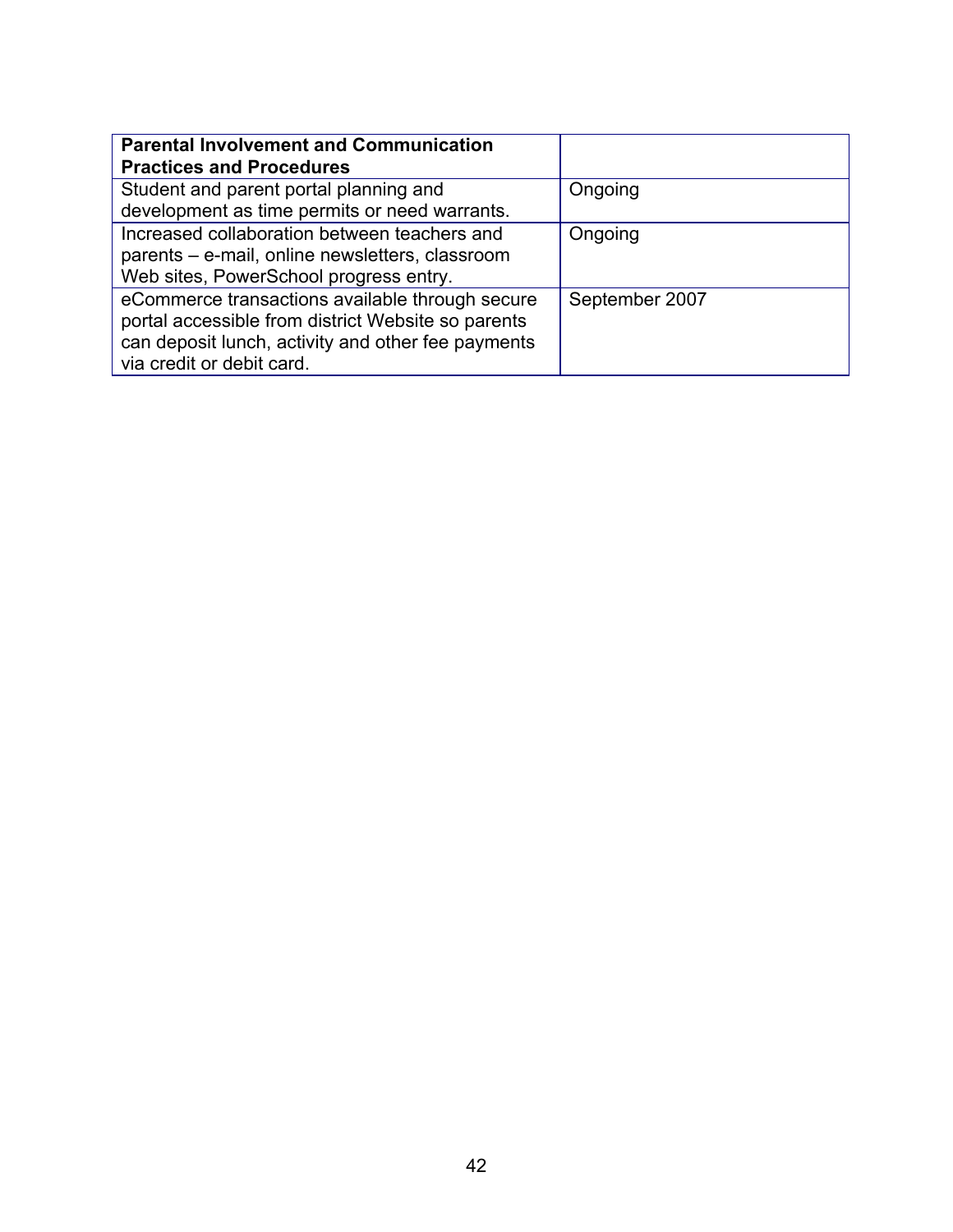| **Parental Involvement and Communication Practices and Procedures** | |
|---|---|
| Student and parent portal planning and development as time permits or need warrants. | Ongoing |
| Increased collaboration between teachers and parents – e-mail, online newsletters, classroom Web sites, PowerSchool progress entry. | Ongoing |
| eCommerce transactions available through secure portal accessible from district Website so parents can deposit lunch, activity and other fee payments via credit or debit card. | September 2007 |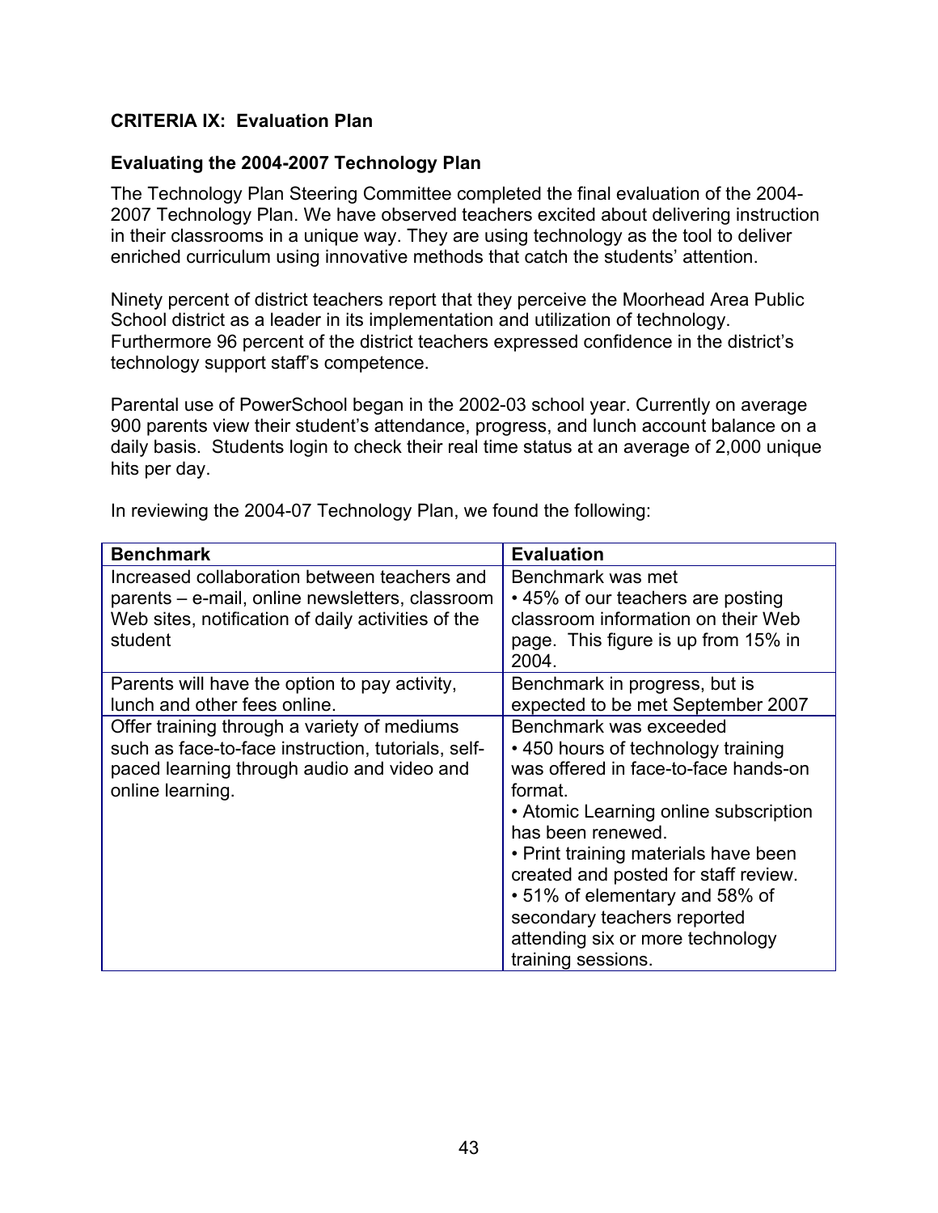### CRITERIA IX: Evaluation Plan

### Evaluating the 2004-2007 Technology Plan

The Technology Plan Steering Committee completed the final evaluation of the 2004-2007 Technology Plan. We have observed teachers excited about delivering instruction in their classrooms in a unique way. They are using technology as the tool to deliver enriched curriculum using innovative methods that catch the students' attention.

Ninety percent of district teachers report that they perceive the Moorhead Area Public School district as a leader in its implementation and utilization of technology. Furthermore 96 percent of the district teachers expressed confidence in the district's technology support staff's competence.

Parental use of PowerSchool began in the 2002-03 school year. Currently on average 900 parents view their student's attendance, progress, and lunch account balance on a daily basis. Students login to check their real time status at an average of 2,000 unique hits per day.

In reviewing the 2004-07 Technology Plan, we found the following:

| Benchmark | Evaluation |
|---|---|
| Increased collaboration between teachers and parents – e-mail, online newsletters, classroom Web sites, notification of daily activities of the student | Benchmark was met<br>• 45% of our teachers are posting classroom information on their Web page. This figure is up from 15% in 2004. |
| Parents will have the option to pay activity, lunch and other fees online. | Benchmark in progress, but is expected to be met September 2007 |
| Offer training through a variety of mediums such as face-to-face instruction, tutorials, self-paced learning through audio and video and online learning. | Benchmark was exceeded<br>• 450 hours of technology training was offered in face-to-face hands-on format.<br>• Atomic Learning online subscription has been renewed.<br>• Print training materials have been created and posted for staff review.<br>• 51% of elementary and 58% of secondary teachers reported attending six or more technology training sessions. |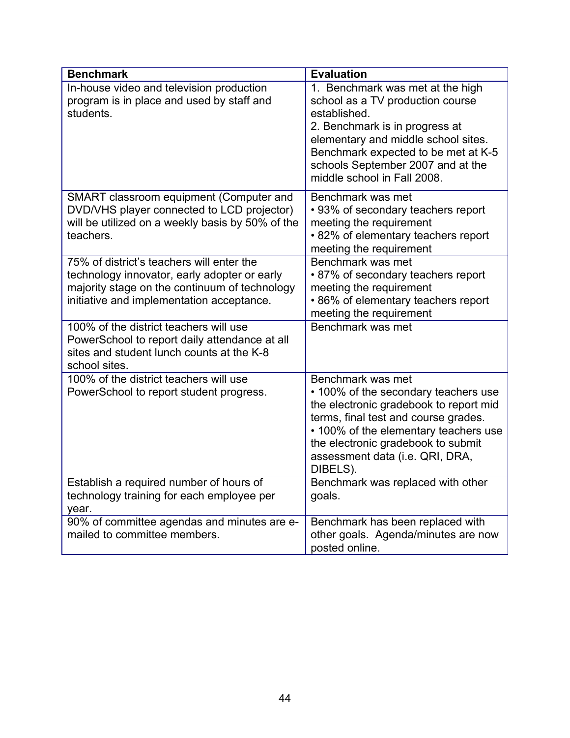| Benchmark | Evaluation |
| --- | --- |
| In-house video and television production program is in place and used by staff and students. | 1. Benchmark was met at the high school as a TV production course established.<br>2. Benchmark is in progress at elementary and middle school sites. Benchmark expected to be met at K-5 schools September 2007 and at the middle school in Fall 2008. |
| SMART classroom equipment (Computer and DVD/VHS player connected to LCD projector) will be utilized on a weekly basis by 50% of the teachers. | Benchmark was met<br>• 93% of secondary teachers report meeting the requirement<br>• 82% of elementary teachers report meeting the requirement |
| 75% of district's teachers will enter the technology innovator, early adopter or early majority stage on the continuum of technology initiative and implementation acceptance. | Benchmark was met<br>• 87% of secondary teachers report meeting the requirement<br>• 86% of elementary teachers report meeting the requirement |
| 100% of the district teachers will use PowerSchool to report daily attendance at all sites and student lunch counts at the K-8 school sites. | Benchmark was met |
| 100% of the district teachers will use PowerSchool to report student progress. | Benchmark was met<br>• 100% of the secondary teachers use the electronic gradebook to report mid terms, final test and course grades.<br>• 100% of the elementary teachers use the electronic gradebook to submit assessment data (i.e. QRI, DRA, DIBELS). |
| Establish a required number of hours of technology training for each employee per year. | Benchmark was replaced with other goals. |
| 90% of committee agendas and minutes are e-mailed to committee members. | Benchmark has been replaced with other goals. Agenda/minutes are now posted online. |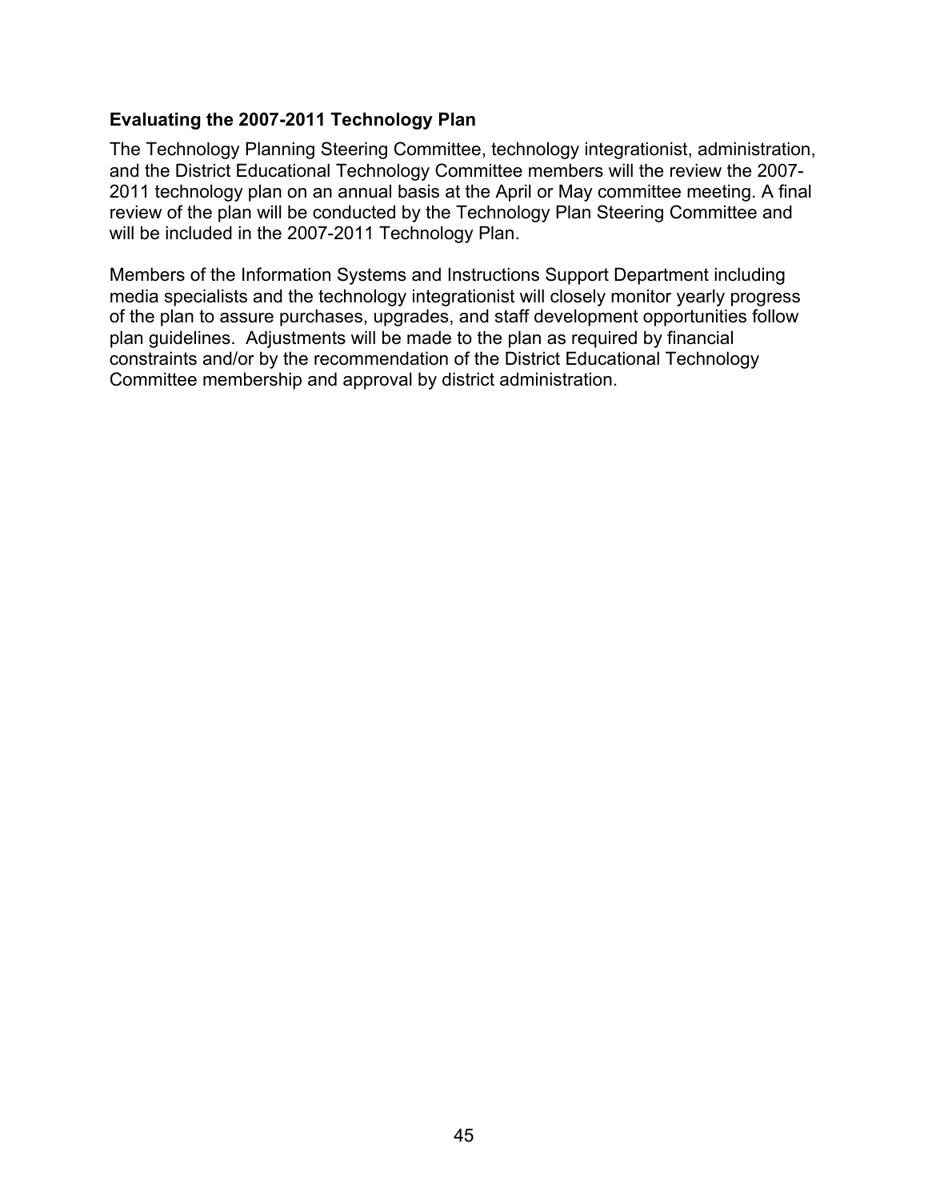### Evaluating the 2007-2011 Technology Plan

The Technology Planning Steering Committee, technology integrationist, administration, and the District Educational Technology Committee members will the review the 2007-2011 technology plan on an annual basis at the April or May committee meeting. A final review of the plan will be conducted by the Technology Plan Steering Committee and will be included in the 2007-2011 Technology Plan.

Members of the Information Systems and Instructions Support Department including media specialists and the technology integrationist will closely monitor yearly progress of the plan to assure purchases, upgrades, and staff development opportunities follow plan guidelines. Adjustments will be made to the plan as required by financial constraints and/or by the recommendation of the District Educational Technology Committee membership and approval by district administration.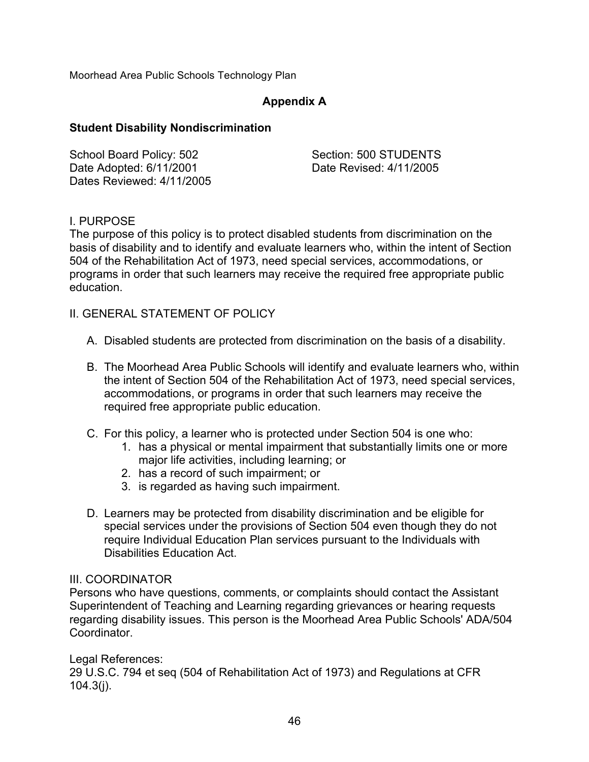## Appendix A

### Student Disability Nondiscrimination

School Board Policy: 502
Date Adopted: 6/11/2001
Dates Reviewed: 4/11/2005

Section: 500 STUDENTS
Date Revised: 4/11/2005

I. PURPOSE

The purpose of this policy is to protect disabled students from discrimination on the basis of disability and to identify and evaluate learners who, within the intent of Section 504 of the Rehabilitation Act of 1973, need special services, accommodations, or programs in order that such learners may receive the required free appropriate public education.

II. GENERAL STATEMENT OF POLICY

A. Disabled students are protected from discrimination on the basis of a disability.

B. The Moorhead Area Public Schools will identify and evaluate learners who, within the intent of Section 504 of the Rehabilitation Act of 1973, need special services, accommodations, or programs in order that such learners may receive the required free appropriate public education.

C. For this policy, a learner who is protected under Section 504 is one who:
   1. has a physical or mental impairment that substantially limits one or more major life activities, including learning; or
   2. has a record of such impairment; or
   3. is regarded as having such impairment.

D. Learners may be protected from disability discrimination and be eligible for special services under the provisions of Section 504 even though they do not require Individual Education Plan services pursuant to the Individuals with Disabilities Education Act.

III. COORDINATOR

Persons who have questions, comments, or complaints should contact the Assistant Superintendent of Teaching and Learning regarding grievances or hearing requests regarding disability issues. This person is the Moorhead Area Public Schools' ADA/504 Coordinator.

Legal References:
29 U.S.C. 794 et seq (504 of Rehabilitation Act of 1973) and Regulations at CFR 104.3(j).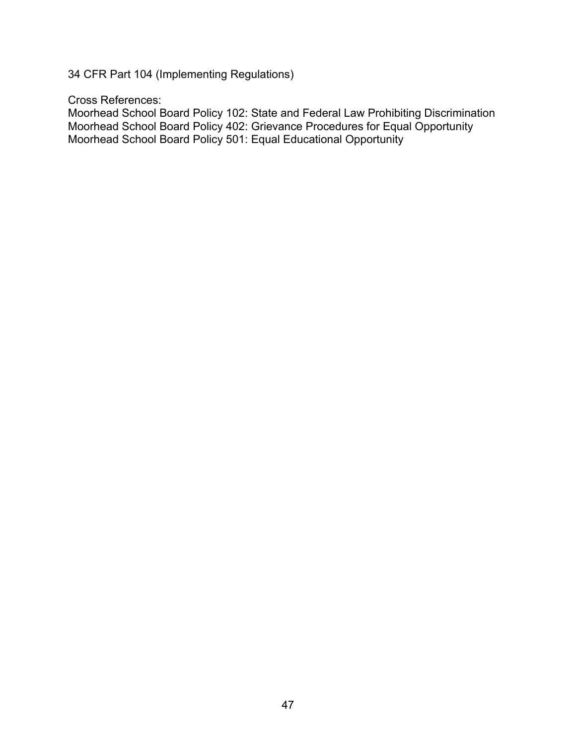34 CFR Part 104 (Implementing Regulations)

Cross References:
Moorhead School Board Policy 102: State and Federal Law Prohibiting Discrimination
Moorhead School Board Policy 402: Grievance Procedures for Equal Opportunity
Moorhead School Board Policy 501: Equal Educational Opportunity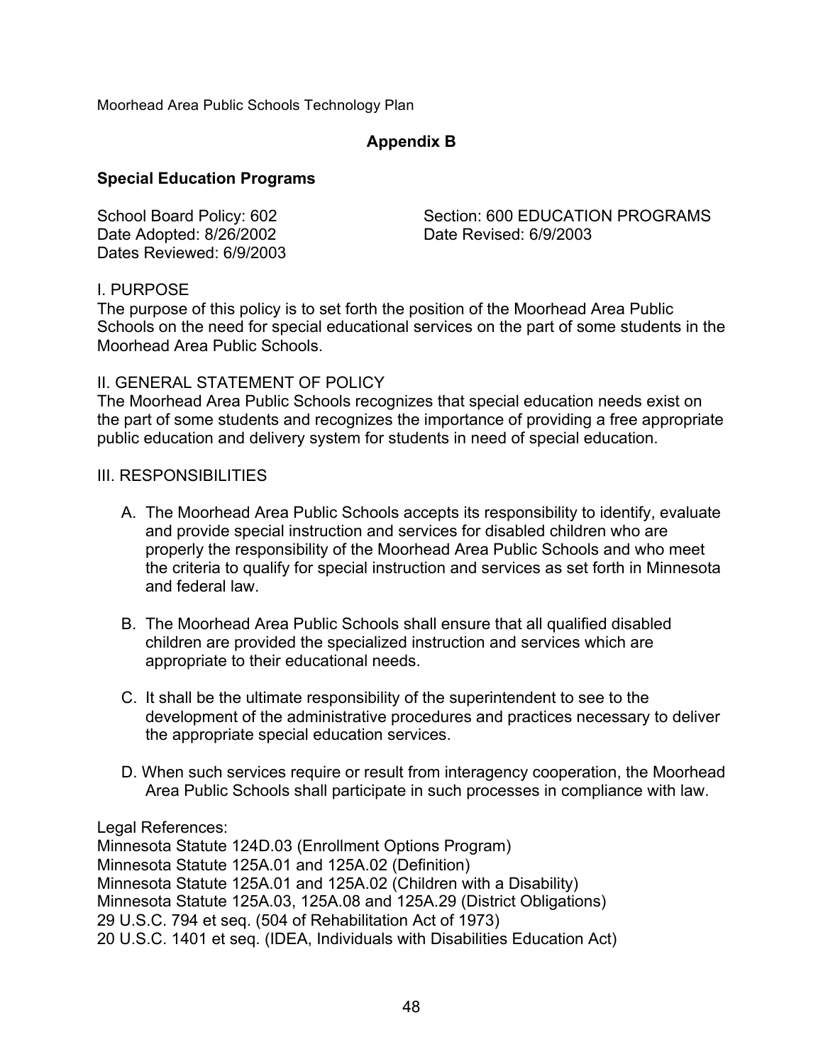## Appendix B

### Special Education Programs

School Board Policy: 602
Section: 600 EDUCATION PROGRAMS
Date Adopted: 8/26/2002
Date Revised: 6/9/2003
Dates Reviewed: 6/9/2003

I. PURPOSE
The purpose of this policy is to set forth the position of the Moorhead Area Public Schools on the need for special educational services on the part of some students in the Moorhead Area Public Schools.

II. GENERAL STATEMENT OF POLICY
The Moorhead Area Public Schools recognizes that special education needs exist on the part of some students and recognizes the importance of providing a free appropriate public education and delivery system for students in need of special education.

III. RESPONSIBILITIES

A. The Moorhead Area Public Schools accepts its responsibility to identify, evaluate and provide special instruction and services for disabled children who are properly the responsibility of the Moorhead Area Public Schools and who meet the criteria to qualify for special instruction and services as set forth in Minnesota and federal law.

B. The Moorhead Area Public Schools shall ensure that all qualified disabled children are provided the specialized instruction and services which are appropriate to their educational needs.

C. It shall be the ultimate responsibility of the superintendent to see to the development of the administrative procedures and practices necessary to deliver the appropriate special education services.

D. When such services require or result from interagency cooperation, the Moorhead Area Public Schools shall participate in such processes in compliance with law.

Legal References:
Minnesota Statute 124D.03 (Enrollment Options Program)
Minnesota Statute 125A.01 and 125A.02 (Definition)
Minnesota Statute 125A.01 and 125A.02 (Children with a Disability)
Minnesota Statute 125A.03, 125A.08 and 125A.29 (District Obligations)
29 U.S.C. 794 et seq. (504 of Rehabilitation Act of 1973)
20 U.S.C. 1401 et seq. (IDEA, Individuals with Disabilities Education Act)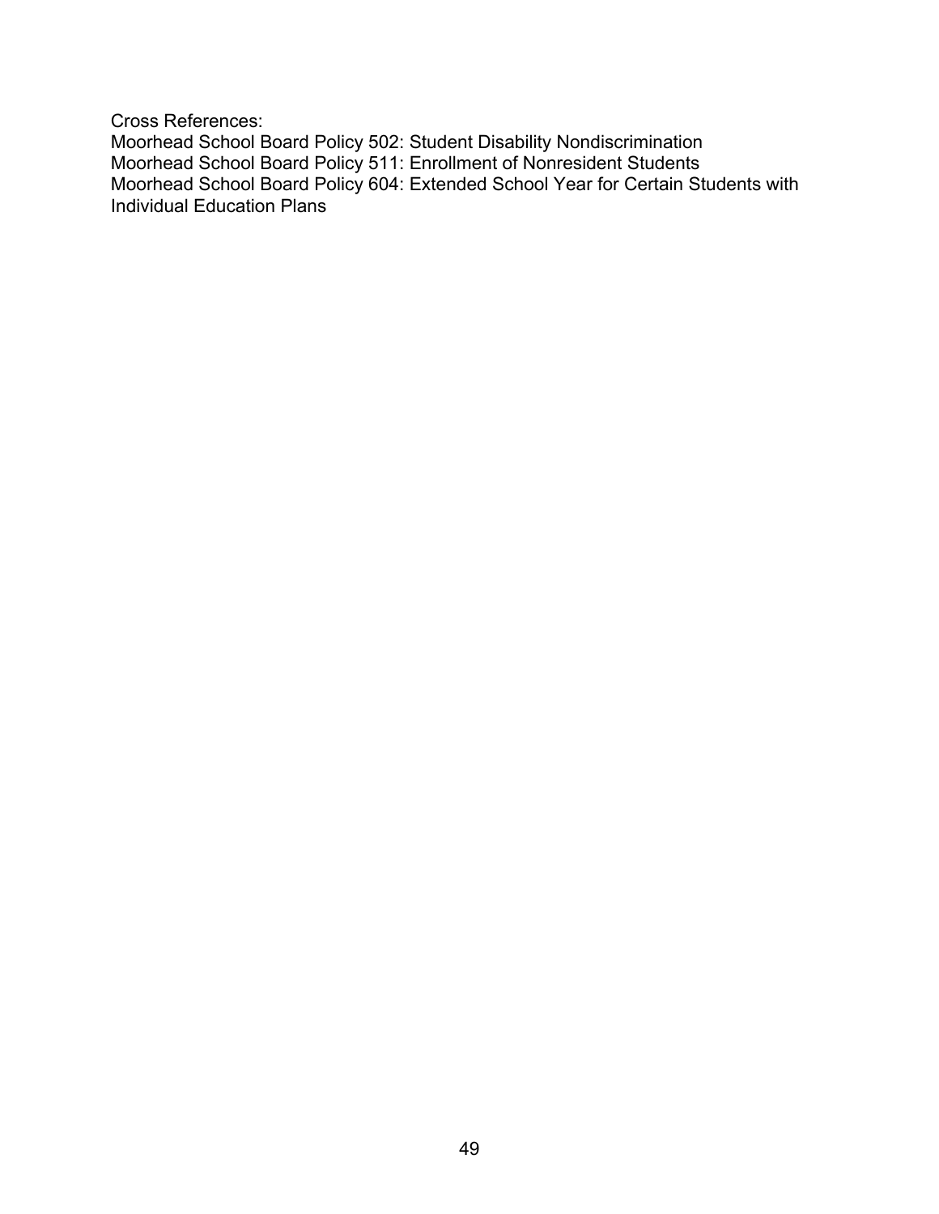Cross References:
Moorhead School Board Policy 502: Student Disability Nondiscrimination
Moorhead School Board Policy 511: Enrollment of Nonresident Students
Moorhead School Board Policy 604: Extended School Year for Certain Students with Individual Education Plans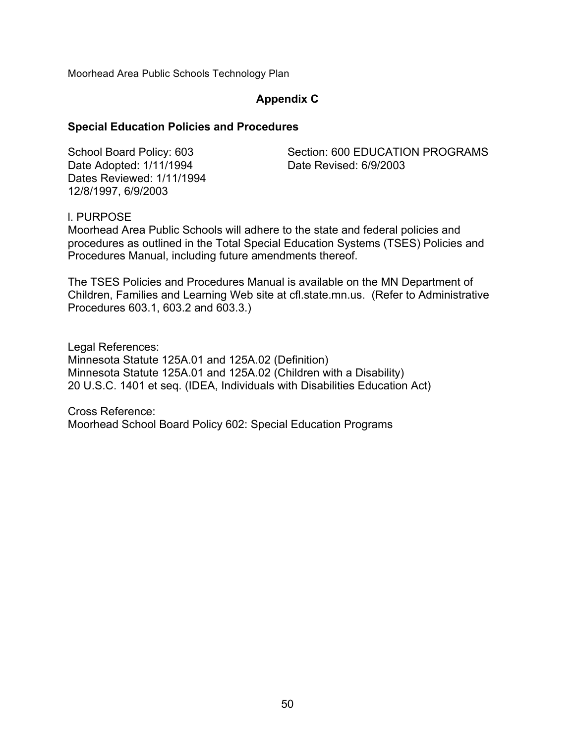## Appendix C

### Special Education Policies and Procedures

School Board Policy: 603
Date Adopted: 1/11/1994
Dates Reviewed: 1/11/1994
12/8/1997, 6/9/2003

Section: 600 EDUCATION PROGRAMS
Date Revised: 6/9/2003

I. PURPOSE

Moorhead Area Public Schools will adhere to the state and federal policies and procedures as outlined in the Total Special Education Systems (TSES) Policies and Procedures Manual, including future amendments thereof.

The TSES Policies and Procedures Manual is available on the MN Department of Children, Families and Learning Web site at cfl.state.mn.us. (Refer to Administrative Procedures 603.1, 603.2 and 603.3.)

Legal References:
Minnesota Statute 125A.01 and 125A.02 (Definition)
Minnesota Statute 125A.01 and 125A.02 (Children with a Disability)
20 U.S.C. 1401 et seq. (IDEA, Individuals with Disabilities Education Act)

Cross Reference:
Moorhead School Board Policy 602: Special Education Programs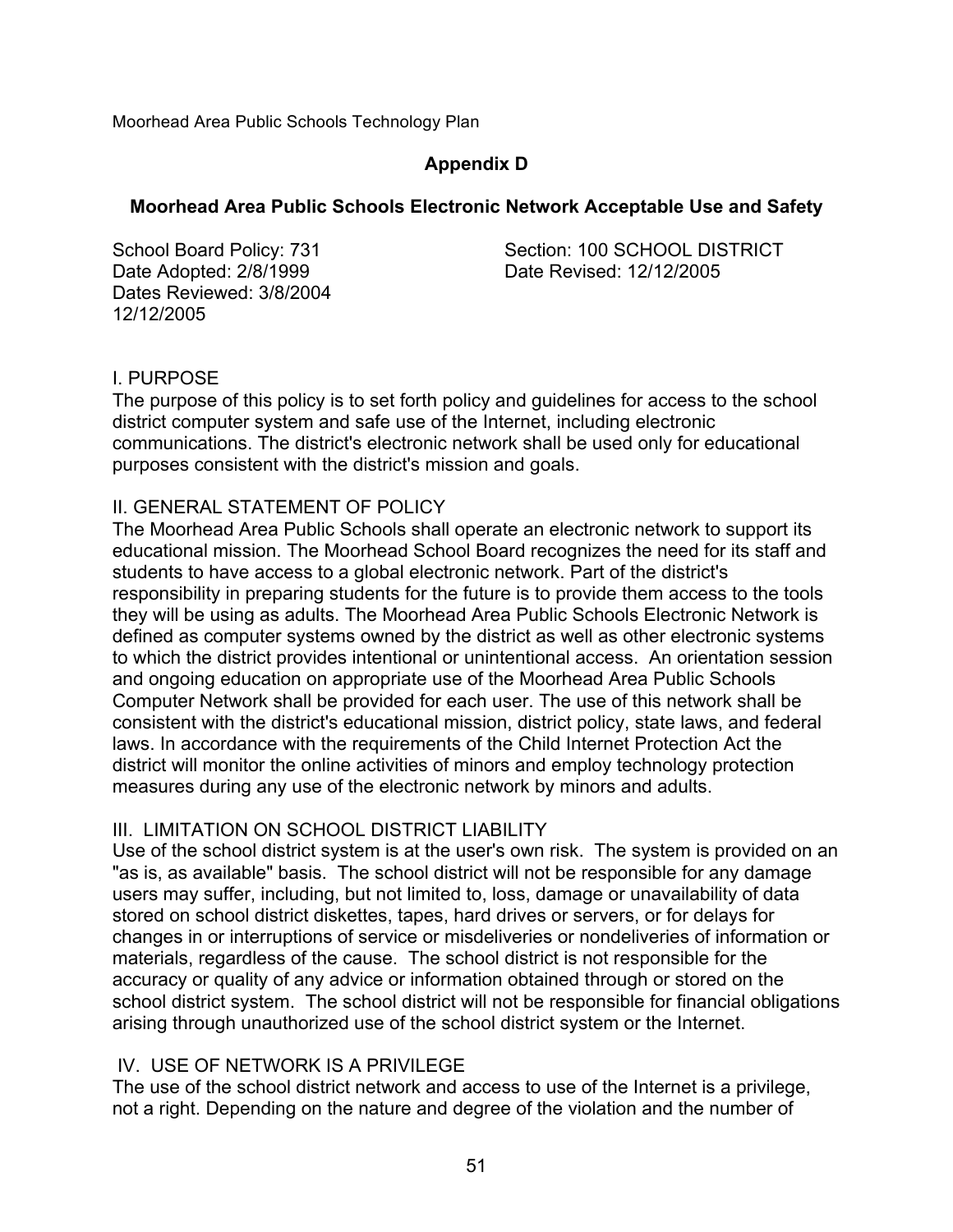Moorhead Area Public Schools Technology Plan

## Appendix D

### Moorhead Area Public Schools Electronic Network Acceptable Use and Safety

School Board Policy: 731
Date Adopted: 2/8/1999
Dates Reviewed: 3/8/2004
12/12/2005

Section: 100 SCHOOL DISTRICT
Date Revised: 12/12/2005

I. PURPOSE

The purpose of this policy is to set forth policy and guidelines for access to the school district computer system and safe use of the Internet, including electronic communications. The district's electronic network shall be used only for educational purposes consistent with the district's mission and goals.

II. GENERAL STATEMENT OF POLICY

The Moorhead Area Public Schools shall operate an electronic network to support its educational mission. The Moorhead School Board recognizes the need for its staff and students to have access to a global electronic network. Part of the district's responsibility in preparing students for the future is to provide them access to the tools they will be using as adults. The Moorhead Area Public Schools Electronic Network is defined as computer systems owned by the district as well as other electronic systems to which the district provides intentional or unintentional access. An orientation session and ongoing education on appropriate use of the Moorhead Area Public Schools Computer Network shall be provided for each user. The use of this network shall be consistent with the district's educational mission, district policy, state laws, and federal laws. In accordance with the requirements of the Child Internet Protection Act the district will monitor the online activities of minors and employ technology protection measures during any use of the electronic network by minors and adults.

III. LIMITATION ON SCHOOL DISTRICT LIABILITY

Use of the school district system is at the user's own risk. The system is provided on an "as is, as available" basis. The school district will not be responsible for any damage users may suffer, including, but not limited to, loss, damage or unavailability of data stored on school district diskettes, tapes, hard drives or servers, or for delays for changes in or interruptions of service or misdeliveries or nondeliveries of information or materials, regardless of the cause. The school district is not responsible for the accuracy or quality of any advice or information obtained through or stored on the school district system. The school district will not be responsible for financial obligations arising through unauthorized use of the school district system or the Internet.

IV. USE OF NETWORK IS A PRIVILEGE

The use of the school district network and access to use of the Internet is a privilege, not a right. Depending on the nature and degree of the violation and the number of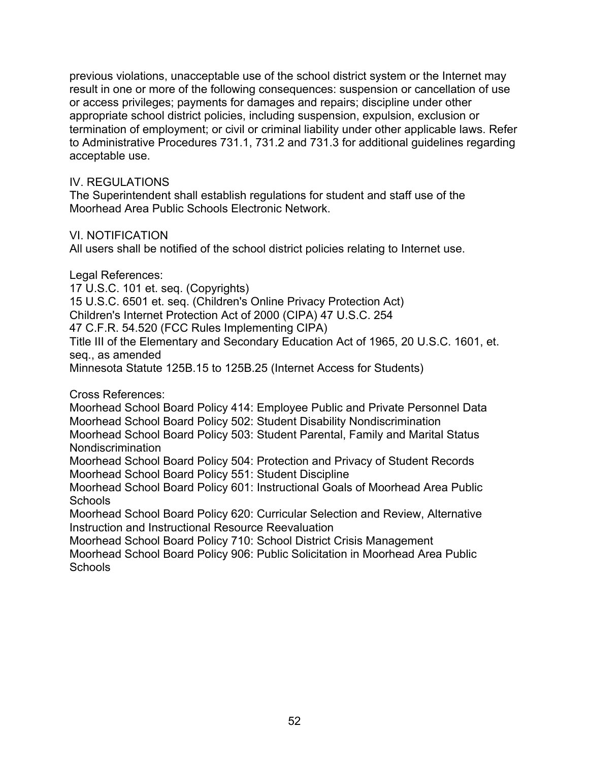previous violations, unacceptable use of the school district system or the Internet may result in one or more of the following consequences: suspension or cancellation of use or access privileges; payments for damages and repairs; discipline under other appropriate school district policies, including suspension, expulsion, exclusion or termination of employment; or civil or criminal liability under other applicable laws. Refer to Administrative Procedures 731.1, 731.2 and 731.3 for additional guidelines regarding acceptable use.

IV. REGULATIONS
The Superintendent shall establish regulations for student and staff use of the Moorhead Area Public Schools Electronic Network.

VI. NOTIFICATION
All users shall be notified of the school district policies relating to Internet use.

Legal References:
17 U.S.C. 101 et. seq. (Copyrights)
15 U.S.C. 6501 et. seq. (Children's Online Privacy Protection Act)
Children's Internet Protection Act of 2000 (CIPA) 47 U.S.C. 254
47 C.F.R. 54.520 (FCC Rules Implementing CIPA)
Title III of the Elementary and Secondary Education Act of 1965, 20 U.S.C. 1601, et. seq., as amended
Minnesota Statute 125B.15 to 125B.25 (Internet Access for Students)

Cross References:
Moorhead School Board Policy 414: Employee Public and Private Personnel Data
Moorhead School Board Policy 502: Student Disability Nondiscrimination
Moorhead School Board Policy 503: Student Parental, Family and Marital Status Nondiscrimination
Moorhead School Board Policy 504: Protection and Privacy of Student Records
Moorhead School Board Policy 551: Student Discipline
Moorhead School Board Policy 601: Instructional Goals of Moorhead Area Public Schools
Moorhead School Board Policy 620: Curricular Selection and Review, Alternative Instruction and Instructional Resource Reevaluation
Moorhead School Board Policy 710: School District Crisis Management
Moorhead School Board Policy 906: Public Solicitation in Moorhead Area Public Schools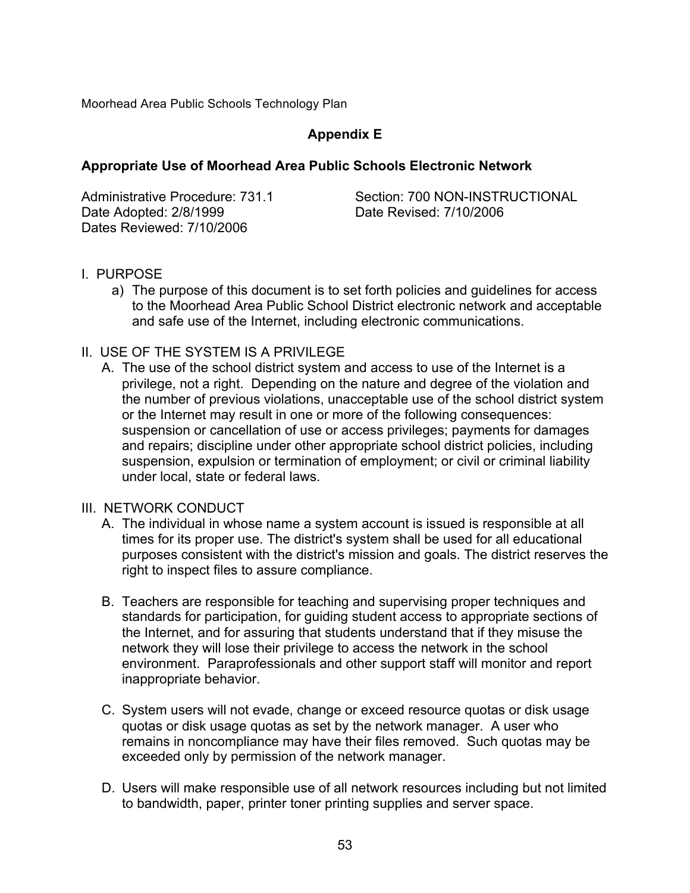Moorhead Area Public Schools Technology Plan

## Appendix E

### Appropriate Use of Moorhead Area Public Schools Electronic Network

Administrative Procedure: 731.1
Date Adopted: 2/8/1999
Dates Reviewed: 7/10/2006

Section: 700 NON-INSTRUCTIONAL
Date Revised: 7/10/2006

I. PURPOSE

a) The purpose of this document is to set forth policies and guidelines for access to the Moorhead Area Public School District electronic network and acceptable and safe use of the Internet, including electronic communications.

II. USE OF THE SYSTEM IS A PRIVILEGE

A. The use of the school district system and access to use of the Internet is a privilege, not a right. Depending on the nature and degree of the violation and the number of previous violations, unacceptable use of the school district system or the Internet may result in one or more of the following consequences: suspension or cancellation of use or access privileges; payments for damages and repairs; discipline under other appropriate school district policies, including suspension, expulsion or termination of employment; or civil or criminal liability under local, state or federal laws.

III. NETWORK CONDUCT

A. The individual in whose name a system account is issued is responsible at all times for its proper use. The district's system shall be used for all educational purposes consistent with the district's mission and goals. The district reserves the right to inspect files to assure compliance.

B. Teachers are responsible for teaching and supervising proper techniques and standards for participation, for guiding student access to appropriate sections of the Internet, and for assuring that students understand that if they misuse the network they will lose their privilege to access the network in the school environment. Paraprofessionals and other support staff will monitor and report inappropriate behavior.

C. System users will not evade, change or exceed resource quotas or disk usage quotas or disk usage quotas as set by the network manager. A user who remains in noncompliance may have their files removed. Such quotas may be exceeded only by permission of the network manager.

D. Users will make responsible use of all network resources including but not limited to bandwidth, paper, printer toner printing supplies and server space.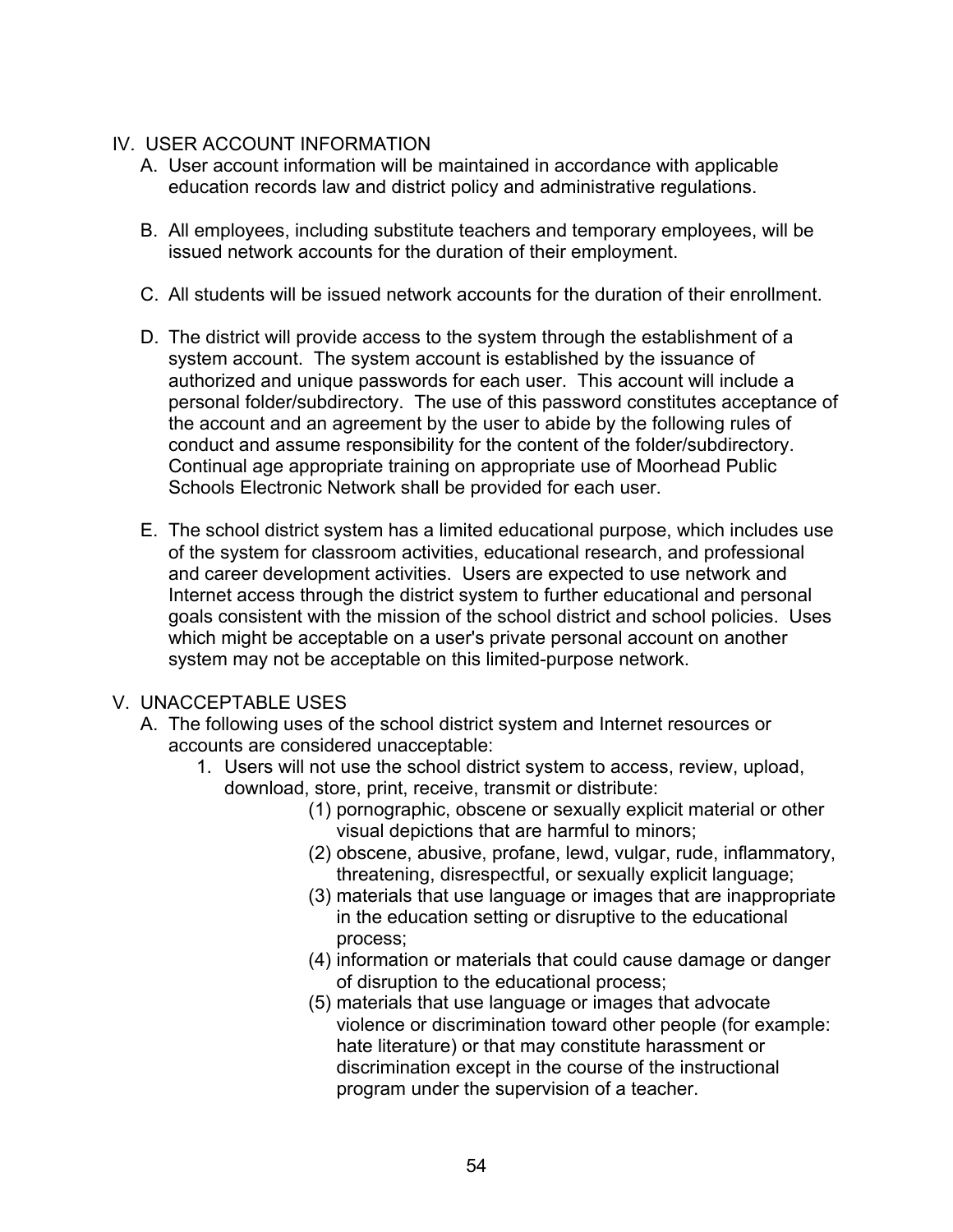## IV. USER ACCOUNT INFORMATION

A. User account information will be maintained in accordance with applicable education records law and district policy and administrative regulations.

B. All employees, including substitute teachers and temporary employees, will be issued network accounts for the duration of their employment.

C. All students will be issued network accounts for the duration of their enrollment.

D. The district will provide access to the system through the establishment of a system account. The system account is established by the issuance of authorized and unique passwords for each user. This account will include a personal folder/subdirectory. The use of this password constitutes acceptance of the account and an agreement by the user to abide by the following rules of conduct and assume responsibility for the content of the folder/subdirectory. Continual age appropriate training on appropriate use of Moorhead Public Schools Electronic Network shall be provided for each user.

E. The school district system has a limited educational purpose, which includes use of the system for classroom activities, educational research, and professional and career development activities. Users are expected to use network and Internet access through the district system to further educational and personal goals consistent with the mission of the school district and school policies. Uses which might be acceptable on a user's private personal account on another system may not be acceptable on this limited-purpose network.

## V. UNACCEPTABLE USES

A. The following uses of the school district system and Internet resources or accounts are considered unacceptable:

1. Users will not use the school district system to access, review, upload, download, store, print, receive, transmit or distribute:
   - (1) pornographic, obscene or sexually explicit material or other visual depictions that are harmful to minors;
   - (2) obscene, abusive, profane, lewd, vulgar, rude, inflammatory, threatening, disrespectful, or sexually explicit language;
   - (3) materials that use language or images that are inappropriate in the education setting or disruptive to the educational process;
   - (4) information or materials that could cause damage or danger of disruption to the educational process;
   - (5) materials that use language or images that advocate violence or discrimination toward other people (for example: hate literature) or that may constitute harassment or discrimination except in the course of the instructional program under the supervision of a teacher.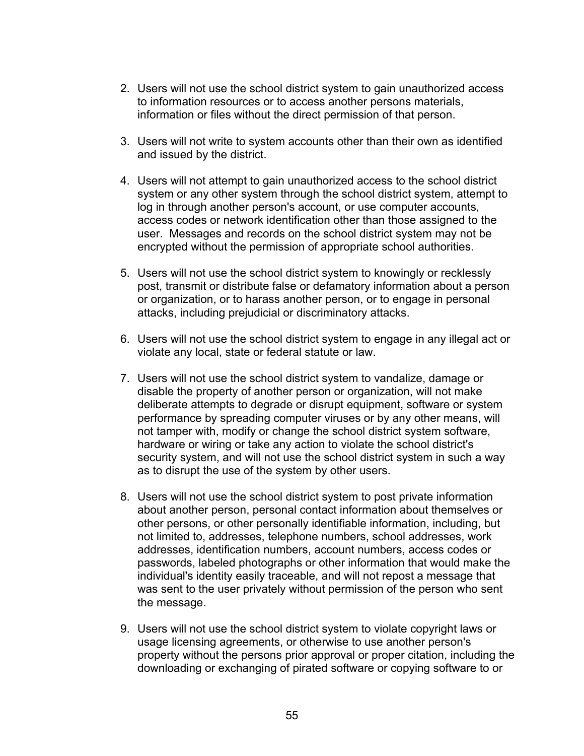2. Users will not use the school district system to gain unauthorized access to information resources or to access another persons materials, information or files without the direct permission of that person.

3. Users will not write to system accounts other than their own as identified and issued by the district.

4. Users will not attempt to gain unauthorized access to the school district system or any other system through the school district system, attempt to log in through another person's account, or use computer accounts, access codes or network identification other than those assigned to the user. Messages and records on the school district system may not be encrypted without the permission of appropriate school authorities.

5. Users will not use the school district system to knowingly or recklessly post, transmit or distribute false or defamatory information about a person or organization, or to harass another person, or to engage in personal attacks, including prejudicial or discriminatory attacks.

6. Users will not use the school district system to engage in any illegal act or violate any local, state or federal statute or law.

7. Users will not use the school district system to vandalize, damage or disable the property of another person or organization, will not make deliberate attempts to degrade or disrupt equipment, software or system performance by spreading computer viruses or by any other means, will not tamper with, modify or change the school district system software, hardware or wiring or take any action to violate the school district's security system, and will not use the school district system in such a way as to disrupt the use of the system by other users.

8. Users will not use the school district system to post private information about another person, personal contact information about themselves or other persons, or other personally identifiable information, including, but not limited to, addresses, telephone numbers, school addresses, work addresses, identification numbers, account numbers, access codes or passwords, labeled photographs or other information that would make the individual's identity easily traceable, and will not repost a message that was sent to the user privately without permission of the person who sent the message.

9. Users will not use the school district system to violate copyright laws or usage licensing agreements, or otherwise to use another person's property without the persons prior approval or proper citation, including the downloading or exchanging of pirated software or copying software to or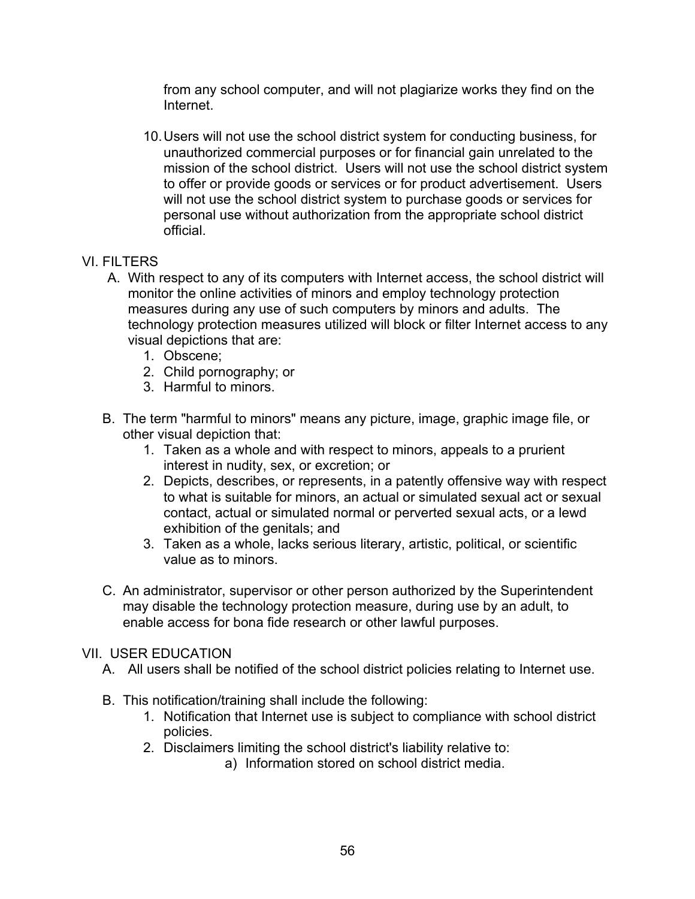from any school computer, and will not plagiarize works they find on the Internet.

10. Users will not use the school district system for conducting business, for unauthorized commercial purposes or for financial gain unrelated to the mission of the school district. Users will not use the school district system to offer or provide goods or services or for product advertisement. Users will not use the school district system to purchase goods or services for personal use without authorization from the appropriate school district official.

## VI. FILTERS

A. With respect to any of its computers with Internet access, the school district will monitor the online activities of minors and employ technology protection measures during any use of such computers by minors and adults. The technology protection measures utilized will block or filter Internet access to any visual depictions that are:
   1. Obscene;
   2. Child pornography; or
   3. Harmful to minors.

B. The term "harmful to minors" means any picture, image, graphic image file, or other visual depiction that:
   1. Taken as a whole and with respect to minors, appeals to a prurient interest in nudity, sex, or excretion; or
   2. Depicts, describes, or represents, in a patently offensive way with respect to what is suitable for minors, an actual or simulated sexual act or sexual contact, actual or simulated normal or perverted sexual acts, or a lewd exhibition of the genitals; and
   3. Taken as a whole, lacks serious literary, artistic, political, or scientific value as to minors.

C. An administrator, supervisor or other person authorized by the Superintendent may disable the technology protection measure, during use by an adult, to enable access for bona fide research or other lawful purposes.

## VII. USER EDUCATION

A. All users shall be notified of the school district policies relating to Internet use.

B. This notification/training shall include the following:
   1. Notification that Internet use is subject to compliance with school district policies.
   2. Disclaimers limiting the school district's liability relative to:
      a) Information stored on school district media.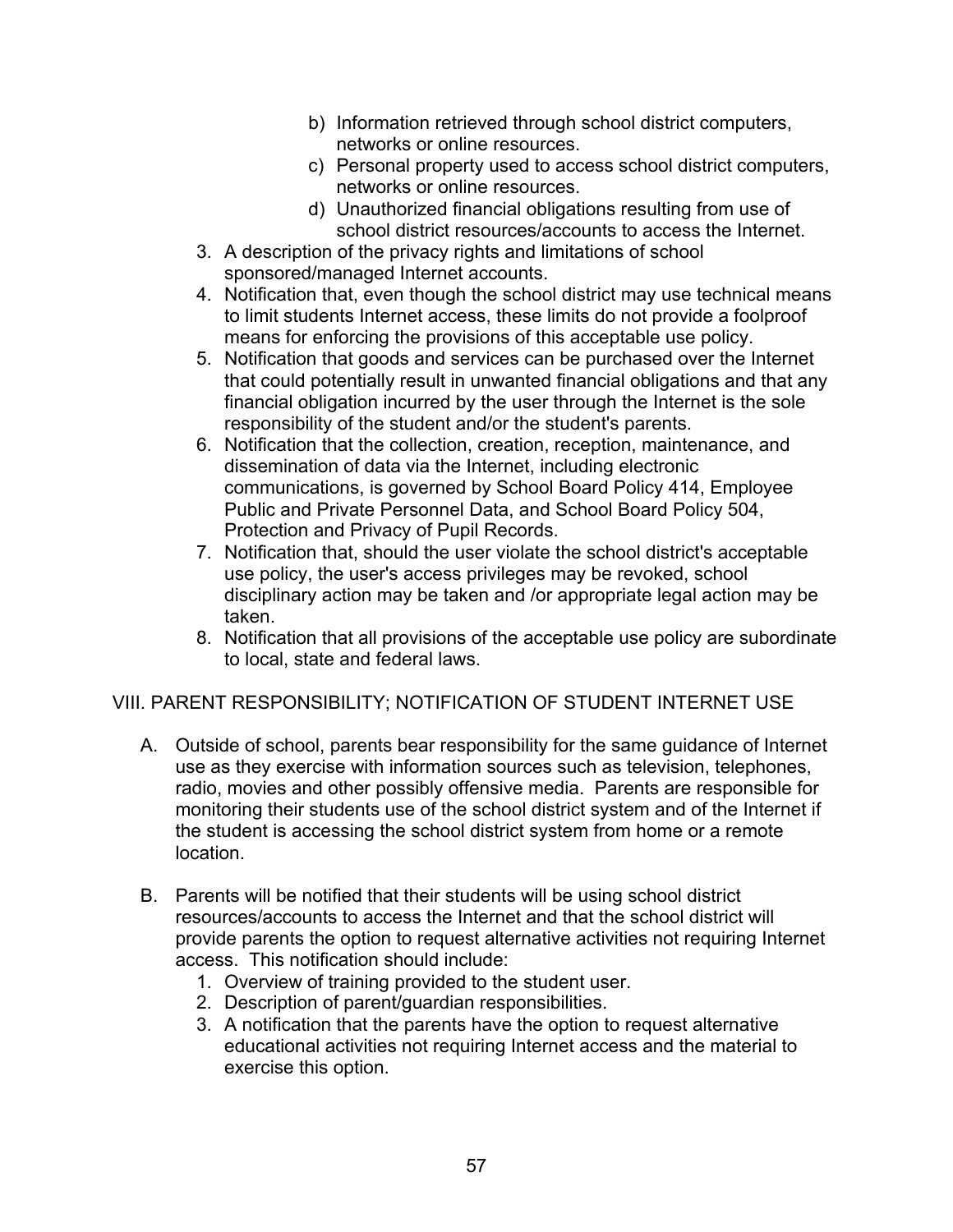- b) Information retrieved through school district computers, networks or online resources.
   - c) Personal property used to access school district computers, networks or online resources.
   - d) Unauthorized financial obligations resulting from use of school district resources/accounts to access the Internet.
3. A description of the privacy rights and limitations of school sponsored/managed Internet accounts.
4. Notification that, even though the school district may use technical means to limit students Internet access, these limits do not provide a foolproof means for enforcing the provisions of this acceptable use policy.
5. Notification that goods and services can be purchased over the Internet that could potentially result in unwanted financial obligations and that any financial obligation incurred by the user through the Internet is the sole responsibility of the student and/or the student's parents.
6. Notification that the collection, creation, reception, maintenance, and dissemination of data via the Internet, including electronic communications, is governed by School Board Policy 414, Employee Public and Private Personnel Data, and School Board Policy 504, Protection and Privacy of Pupil Records.
7. Notification that, should the user violate the school district's acceptable use policy, the user's access privileges may be revoked, school disciplinary action may be taken and /or appropriate legal action may be taken.
8. Notification that all provisions of the acceptable use policy are subordinate to local, state and federal laws.

## VIII. PARENT RESPONSIBILITY; NOTIFICATION OF STUDENT INTERNET USE

A. Outside of school, parents bear responsibility for the same guidance of Internet use as they exercise with information sources such as television, telephones, radio, movies and other possibly offensive media. Parents are responsible for monitoring their students use of the school district system and of the Internet if the student is accessing the school district system from home or a remote location.

B. Parents will be notified that their students will be using school district resources/accounts to access the Internet and that the school district will provide parents the option to request alternative activities not requiring Internet access. This notification should include:
   1. Overview of training provided to the student user.
   2. Description of parent/guardian responsibilities.
   3. A notification that the parents have the option to request alternative educational activities not requiring Internet access and the material to exercise this option.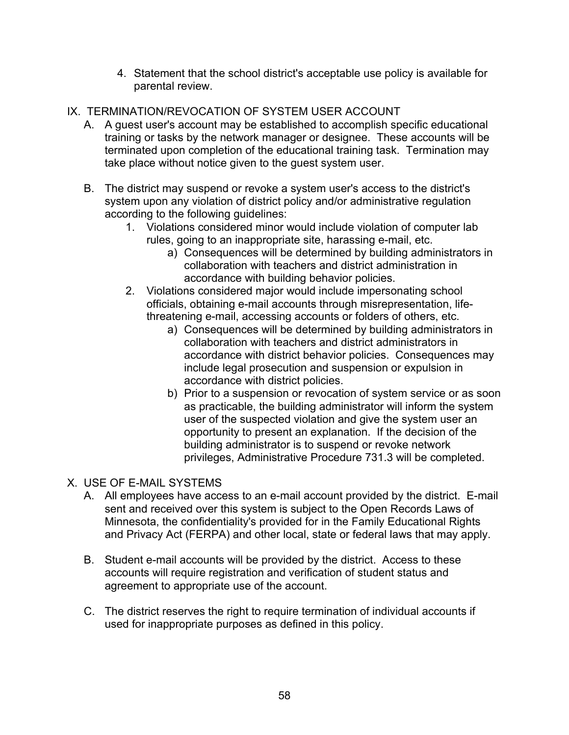4. Statement that the school district's acceptable use policy is available for parental review.

## IX. TERMINATION/REVOCATION OF SYSTEM USER ACCOUNT

A. A guest user's account may be established to accomplish specific educational training or tasks by the network manager or designee. These accounts will be terminated upon completion of the educational training task. Termination may take place without notice given to the guest system user.

B. The district may suspend or revoke a system user's access to the district's system upon any violation of district policy and/or administrative regulation according to the following guidelines:

   1. Violations considered minor would include violation of computer lab rules, going to an inappropriate site, harassing e-mail, etc.
      a) Consequences will be determined by building administrators in collaboration with teachers and district administration in accordance with building behavior policies.
   2. Violations considered major would include impersonating school officials, obtaining e-mail accounts through misrepresentation, life-threatening e-mail, accessing accounts or folders of others, etc.
      a) Consequences will be determined by building administrators in collaboration with teachers and district administrators in accordance with district behavior policies. Consequences may include legal prosecution and suspension or expulsion in accordance with district policies.
      b) Prior to a suspension or revocation of system service or as soon as practicable, the building administrator will inform the system user of the suspected violation and give the system user an opportunity to present an explanation. If the decision of the building administrator is to suspend or revoke network privileges, Administrative Procedure 731.3 will be completed.

## X. USE OF E-MAIL SYSTEMS

A. All employees have access to an e-mail account provided by the district. E-mail sent and received over this system is subject to the Open Records Laws of Minnesota, the confidentiality's provided for in the Family Educational Rights and Privacy Act (FERPA) and other local, state or federal laws that may apply.

B. Student e-mail accounts will be provided by the district. Access to these accounts will require registration and verification of student status and agreement to appropriate use of the account.

C. The district reserves the right to require termination of individual accounts if used for inappropriate purposes as defined in this policy.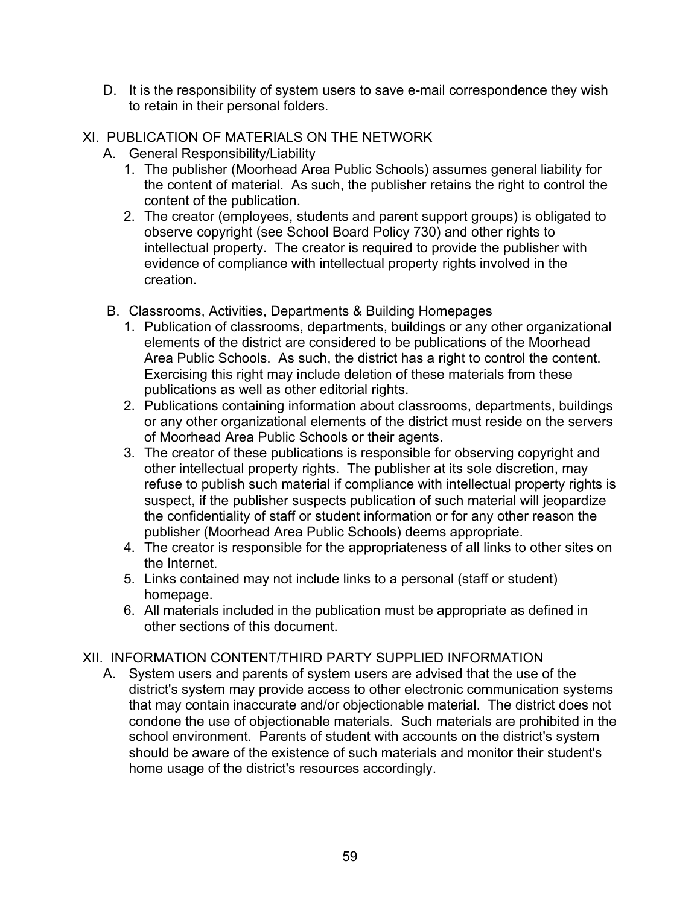D. It is the responsibility of system users to save e-mail correspondence they wish to retain in their personal folders.

## XI. PUBLICATION OF MATERIALS ON THE NETWORK

A. General Responsibility/Liability

1. The publisher (Moorhead Area Public Schools) assumes general liability for the content of material. As such, the publisher retains the right to control the content of the publication.
2. The creator (employees, students and parent support groups) is obligated to observe copyright (see School Board Policy 730) and other rights to intellectual property. The creator is required to provide the publisher with evidence of compliance with intellectual property rights involved in the creation.

B. Classrooms, Activities, Departments & Building Homepages

1. Publication of classrooms, departments, buildings or any other organizational elements of the district are considered to be publications of the Moorhead Area Public Schools. As such, the district has a right to control the content. Exercising this right may include deletion of these materials from these publications as well as other editorial rights.
2. Publications containing information about classrooms, departments, buildings or any other organizational elements of the district must reside on the servers of Moorhead Area Public Schools or their agents.
3. The creator of these publications is responsible for observing copyright and other intellectual property rights. The publisher at its sole discretion, may refuse to publish such material if compliance with intellectual property rights is suspect, if the publisher suspects publication of such material will jeopardize the confidentiality of staff or student information or for any other reason the publisher (Moorhead Area Public Schools) deems appropriate.
4. The creator is responsible for the appropriateness of all links to other sites on the Internet.
5. Links contained may not include links to a personal (staff or student) homepage.
6. All materials included in the publication must be appropriate as defined in other sections of this document.

## XII. INFORMATION CONTENT/THIRD PARTY SUPPLIED INFORMATION

A. System users and parents of system users are advised that the use of the district's system may provide access to other electronic communication systems that may contain inaccurate and/or objectionable material. The district does not condone the use of objectionable materials. Such materials are prohibited in the school environment. Parents of student with accounts on the district's system should be aware of the existence of such materials and monitor their student's home usage of the district's resources accordingly.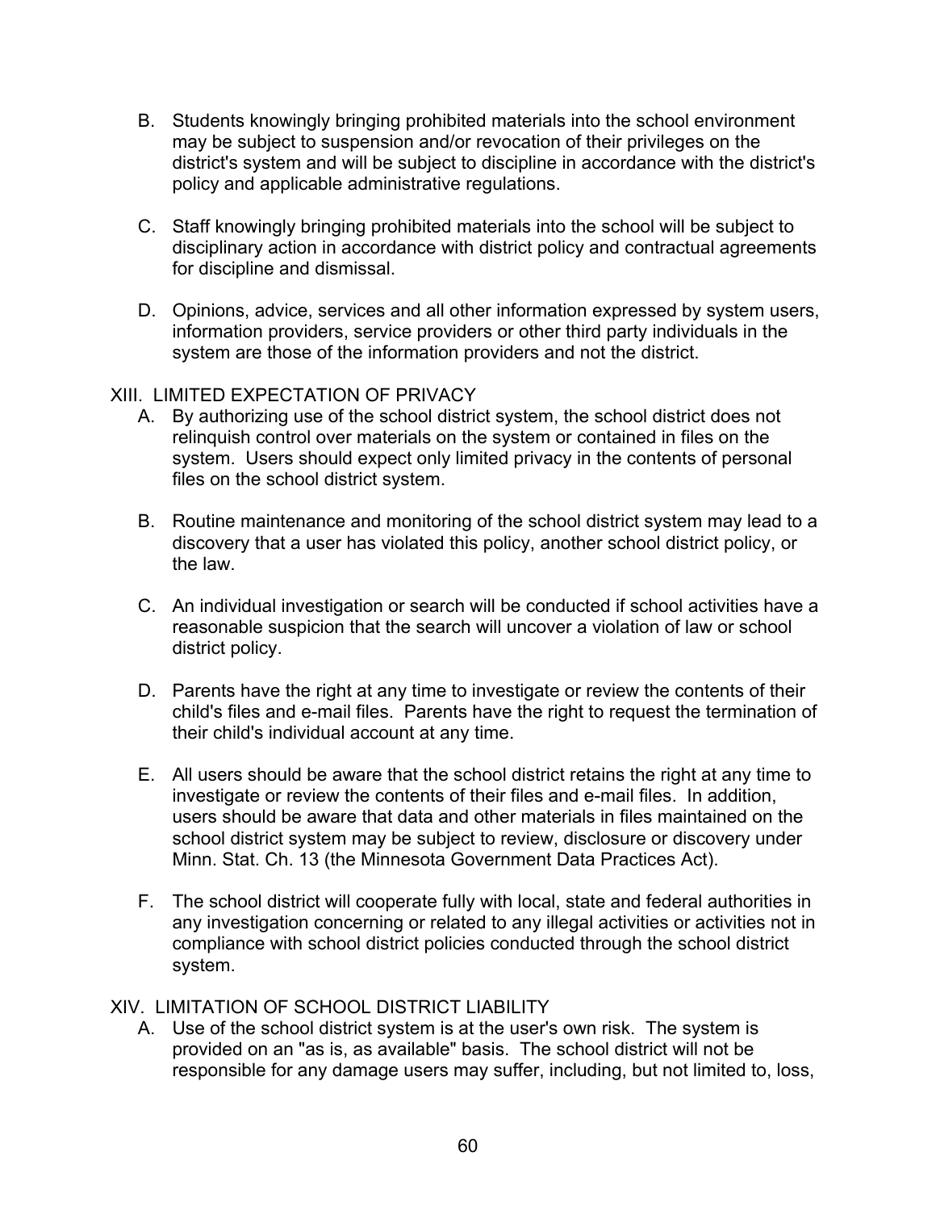B. Students knowingly bringing prohibited materials into the school environment may be subject to suspension and/or revocation of their privileges on the district's system and will be subject to discipline in accordance with the district's policy and applicable administrative regulations.

C. Staff knowingly bringing prohibited materials into the school will be subject to disciplinary action in accordance with district policy and contractual agreements for discipline and dismissal.

D. Opinions, advice, services and all other information expressed by system users, information providers, service providers or other third party individuals in the system are those of the information providers and not the district.

XIII. LIMITED EXPECTATION OF PRIVACY

A. By authorizing use of the school district system, the school district does not relinquish control over materials on the system or contained in files on the system. Users should expect only limited privacy in the contents of personal files on the school district system.

B. Routine maintenance and monitoring of the school district system may lead to a discovery that a user has violated this policy, another school district policy, or the law.

C. An individual investigation or search will be conducted if school activities have a reasonable suspicion that the search will uncover a violation of law or school district policy.

D. Parents have the right at any time to investigate or review the contents of their child's files and e-mail files. Parents have the right to request the termination of their child's individual account at any time.

E. All users should be aware that the school district retains the right at any time to investigate or review the contents of their files and e-mail files. In addition, users should be aware that data and other materials in files maintained on the school district system may be subject to review, disclosure or discovery under Minn. Stat. Ch. 13 (the Minnesota Government Data Practices Act).

F. The school district will cooperate fully with local, state and federal authorities in any investigation concerning or related to any illegal activities or activities not in compliance with school district policies conducted through the school district system.

XIV. LIMITATION OF SCHOOL DISTRICT LIABILITY

A. Use of the school district system is at the user's own risk. The system is provided on an "as is, as available" basis. The school district will not be responsible for any damage users may suffer, including, but not limited to, loss,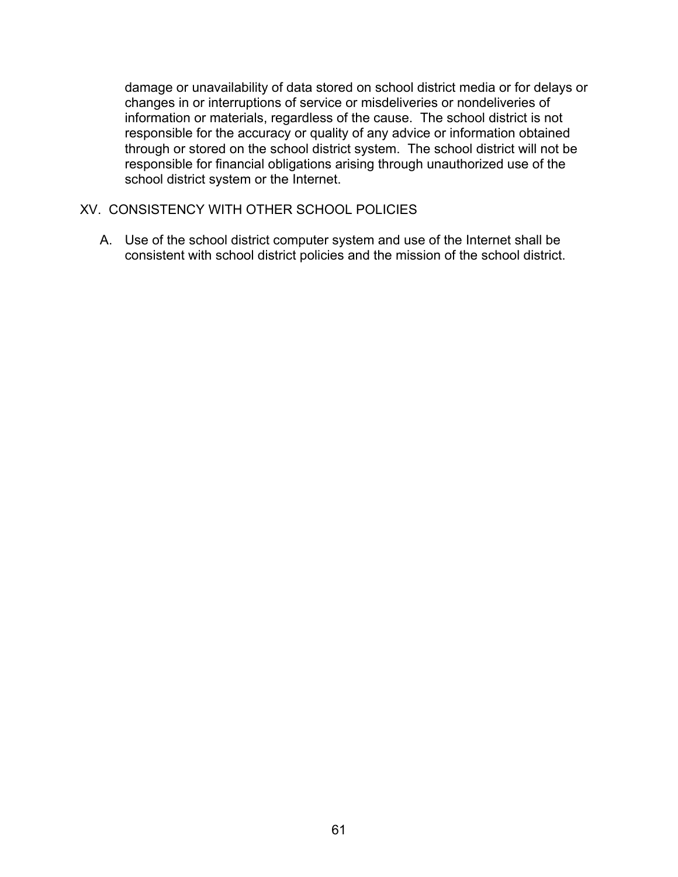damage or unavailability of data stored on school district media or for delays or changes in or interruptions of service or misdeliveries or nondeliveries of information or materials, regardless of the cause. The school district is not responsible for the accuracy or quality of any advice or information obtained through or stored on the school district system. The school district will not be responsible for financial obligations arising through unauthorized use of the school district system or the Internet.

## XV. CONSISTENCY WITH OTHER SCHOOL POLICIES

A. Use of the school district computer system and use of the Internet shall be consistent with school district policies and the mission of the school district.